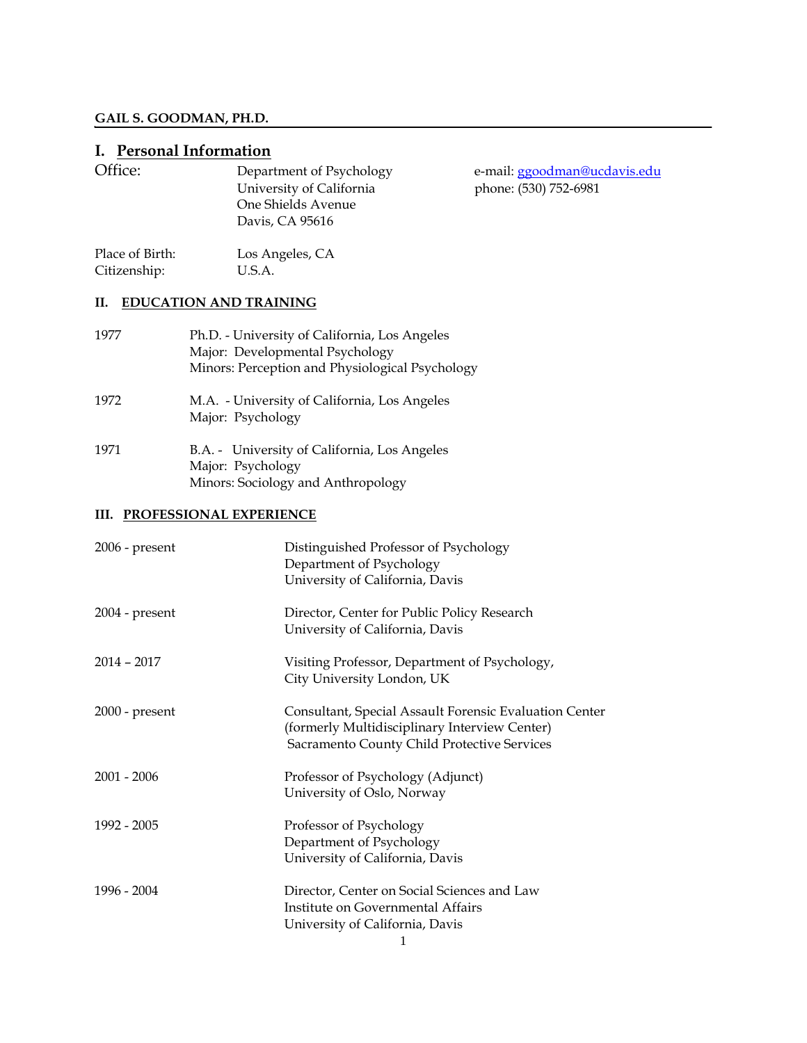**GAIL S. GOODMAN, PH.D.**

## I. Personal Information

| | | |
|---|---|---|
| Office: | Department of Psychology<br>University of California<br>One Shields Avenue<br>Davis, CA 95616 | e-mail: ggoodman@ucdavis.edu<br>phone: (530) 752-6981 |

Place of Birth: Los Angeles, CA
Citizenship: U.S.A.

## II. EDUCATION AND TRAINING

1977 — Ph.D. - University of California, Los Angeles
Major: Developmental Psychology
Minors: Perception and Physiological Psychology

1972 — M.A. - University of California, Los Angeles
Major: Psychology

1971 — B.A. - University of California, Los Angeles
Major: Psychology
Minors: Sociology and Anthropology

## III. PROFESSIONAL EXPERIENCE

2006 - present — Distinguished Professor of Psychology
Department of Psychology
University of California, Davis

2004 - present — Director, Center for Public Policy Research
University of California, Davis

2014 – 2017 — Visiting Professor, Department of Psychology,
City University London, UK

2000 - present — Consultant, Special Assault Forensic Evaluation Center
(formerly Multidisciplinary Interview Center)
Sacramento County Child Protective Services

2001 - 2006 — Professor of Psychology (Adjunct)
University of Oslo, Norway

1992 - 2005 — Professor of Psychology
Department of Psychology
University of California, Davis

1996 - 2004 — Director, Center on Social Sciences and Law
Institute on Governmental Affairs
University of California, Davis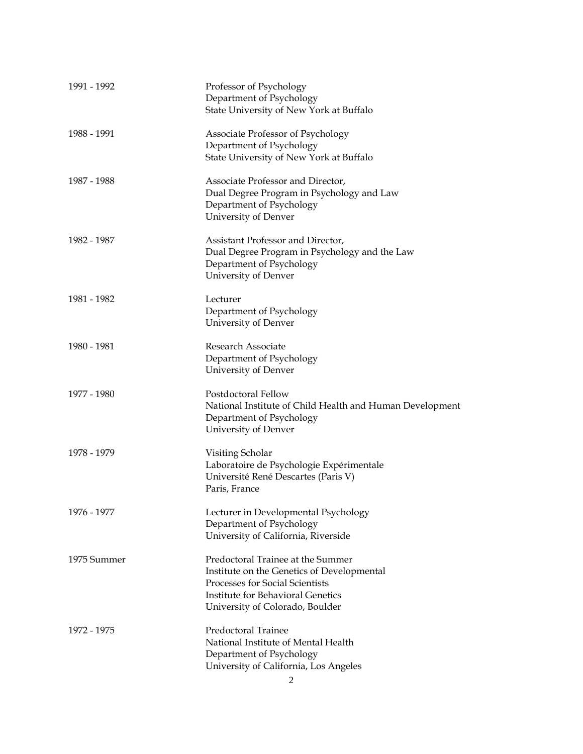| | |
|---|---|
| 1991 - 1992 | Professor of Psychology<br>Department of Psychology<br>State University of New York at Buffalo |
| 1988 - 1991 | Associate Professor of Psychology<br>Department of Psychology<br>State University of New York at Buffalo |
| 1987 - 1988 | Associate Professor and Director,<br>Dual Degree Program in Psychology and Law<br>Department of Psychology<br>University of Denver |
| 1982 - 1987 | Assistant Professor and Director,<br>Dual Degree Program in Psychology and the Law<br>Department of Psychology<br>University of Denver |
| 1981 - 1982 | Lecturer<br>Department of Psychology<br>University of Denver |
| 1980 - 1981 | Research Associate<br>Department of Psychology<br>University of Denver |
| 1977 - 1980 | Postdoctoral Fellow<br>National Institute of Child Health and Human Development<br>Department of Psychology<br>University of Denver |
| 1978 - 1979 | Visiting Scholar<br>Laboratoire de Psychologie Expérimentale<br>Université René Descartes (Paris V)<br>Paris, France |
| 1976 - 1977 | Lecturer in Developmental Psychology<br>Department of Psychology<br>University of California, Riverside |
| 1975 Summer | Predoctoral Trainee at the Summer<br>Institute on the Genetics of Developmental<br>Processes for Social Scientists<br>Institute for Behavioral Genetics<br>University of Colorado, Boulder |
| 1972 - 1975 | Predoctoral Trainee<br>National Institute of Mental Health<br>Department of Psychology<br>University of California, Los Angeles |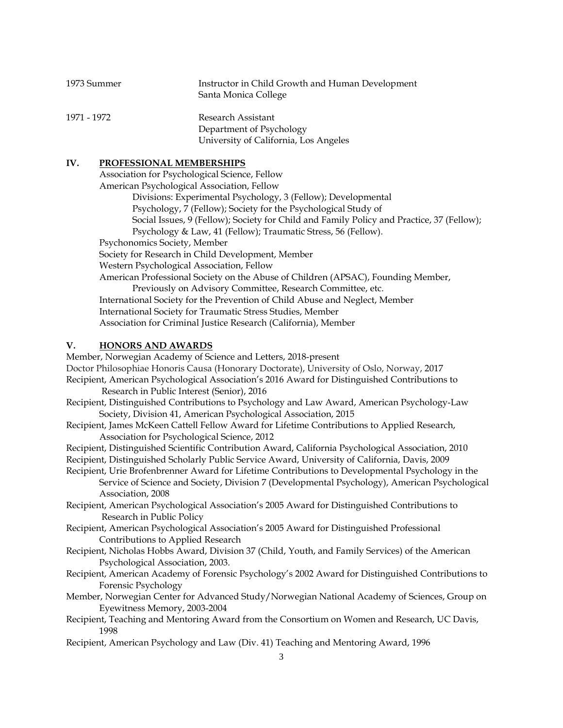1973 Summer — Instructor in Child Growth and Human Development
Santa Monica College

1971 - 1972 — Research Assistant
Department of Psychology
University of California, Los Angeles

## IV. PROFESSIONAL MEMBERSHIPS

Association for Psychological Science, Fellow
American Psychological Association, Fellow
Divisions: Experimental Psychology, 3 (Fellow); Developmental Psychology, 7 (Fellow); Society for the Psychological Study of Social Issues, 9 (Fellow); Society for Child and Family Policy and Practice, 37 (Fellow); Psychology & Law, 41 (Fellow); Traumatic Stress, 56 (Fellow).
Psychonomics Society, Member
Society for Research in Child Development, Member
Western Psychological Association, Fellow
American Professional Society on the Abuse of Children (APSAC), Founding Member,
Previously on Advisory Committee, Research Committee, etc.
International Society for the Prevention of Child Abuse and Neglect, Member
International Society for Traumatic Stress Studies, Member
Association for Criminal Justice Research (California), Member

## V. HONORS AND AWARDS

Member, Norwegian Academy of Science and Letters, 2018-present
Doctor Philosophiae Honoris Causa (Honorary Doctorate), University of Oslo, Norway, 2017
Recipient, American Psychological Association's 2016 Award for Distinguished Contributions to Research in Public Interest (Senior), 2016
Recipient, Distinguished Contributions to Psychology and Law Award, American Psychology-Law Society, Division 41, American Psychological Association, 2015
Recipient, James McKeen Cattell Fellow Award for Lifetime Contributions to Applied Research, Association for Psychological Science, 2012
Recipient, Distinguished Scientific Contribution Award, California Psychological Association, 2010
Recipient, Distinguished Scholarly Public Service Award, University of California, Davis, 2009
Recipient, Urie Brofenbrenner Award for Lifetime Contributions to Developmental Psychology in the Service of Science and Society, Division 7 (Developmental Psychology), American Psychological Association, 2008
Recipient, American Psychological Association's 2005 Award for Distinguished Contributions to Research in Public Policy
Recipient, American Psychological Association's 2005 Award for Distinguished Professional Contributions to Applied Research
Recipient, Nicholas Hobbs Award, Division 37 (Child, Youth, and Family Services) of the American Psychological Association, 2003.
Recipient, American Academy of Forensic Psychology's 2002 Award for Distinguished Contributions to Forensic Psychology
Member, Norwegian Center for Advanced Study/Norwegian National Academy of Sciences, Group on Eyewitness Memory, 2003-2004
Recipient, Teaching and Mentoring Award from the Consortium on Women and Research, UC Davis, 1998
Recipient, American Psychology and Law (Div. 41) Teaching and Mentoring Award, 1996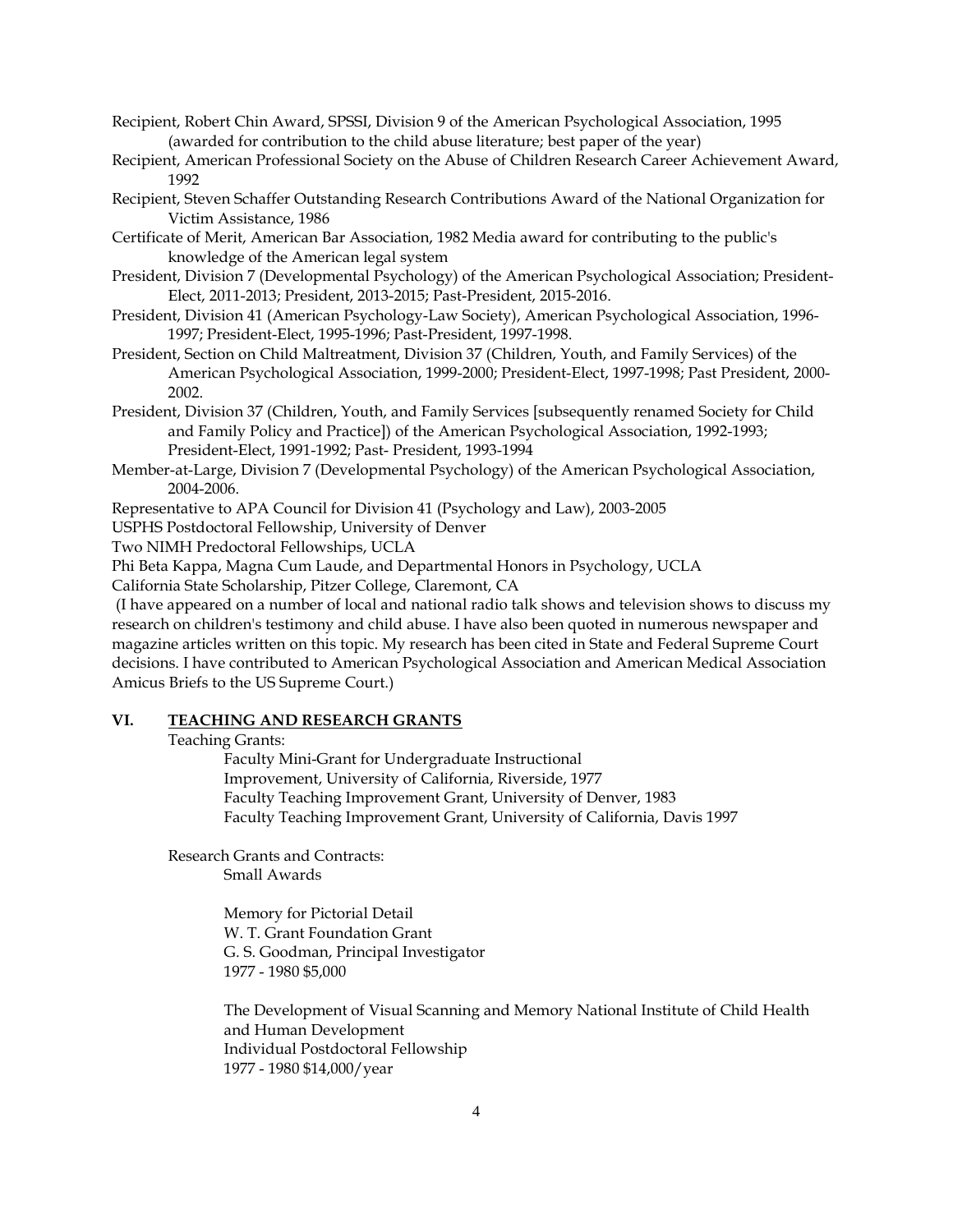Recipient, Robert Chin Award, SPSSI, Division 9 of the American Psychological Association, 1995 (awarded for contribution to the child abuse literature; best paper of the year)

Recipient, American Professional Society on the Abuse of Children Research Career Achievement Award, 1992

Recipient, Steven Schaffer Outstanding Research Contributions Award of the National Organization for Victim Assistance, 1986

Certificate of Merit, American Bar Association, 1982 Media award for contributing to the public's knowledge of the American legal system

President, Division 7 (Developmental Psychology) of the American Psychological Association; President-Elect, 2011-2013; President, 2013-2015; Past-President, 2015-2016.

President, Division 41 (American Psychology-Law Society), American Psychological Association, 1996-1997; President-Elect, 1995-1996; Past-President, 1997-1998.

President, Section on Child Maltreatment, Division 37 (Children, Youth, and Family Services) of the American Psychological Association, 1999-2000; President-Elect, 1997-1998; Past President, 2000-2002.

President, Division 37 (Children, Youth, and Family Services [subsequently renamed Society for Child and Family Policy and Practice]) of the American Psychological Association, 1992-1993; President-Elect, 1991-1992; Past- President, 1993-1994

Member-at-Large, Division 7 (Developmental Psychology) of the American Psychological Association, 2004-2006.

Representative to APA Council for Division 41 (Psychology and Law), 2003-2005

USPHS Postdoctoral Fellowship, University of Denver

Two NIMH Predoctoral Fellowships, UCLA

Phi Beta Kappa, Magna Cum Laude, and Departmental Honors in Psychology, UCLA

California State Scholarship, Pitzer College, Claremont, CA

(I have appeared on a number of local and national radio talk shows and television shows to discuss my research on children's testimony and child abuse. I have also been quoted in numerous newspaper and magazine articles written on this topic. My research has been cited in State and Federal Supreme Court decisions. I have contributed to American Psychological Association and American Medical Association Amicus Briefs to the US Supreme Court.)

## VI. TEACHING AND RESEARCH GRANTS

Teaching Grants:

Faculty Mini-Grant for Undergraduate Instructional Improvement, University of California, Riverside, 1977
Faculty Teaching Improvement Grant, University of Denver, 1983
Faculty Teaching Improvement Grant, University of California, Davis 1997

Research Grants and Contracts:

Small Awards

Memory for Pictorial Detail
W. T. Grant Foundation Grant
G. S. Goodman, Principal Investigator
1977 - 1980 $5,000

The Development of Visual Scanning and Memory National Institute of Child Health and Human Development
Individual Postdoctoral Fellowship
1977 - 1980 $14,000/year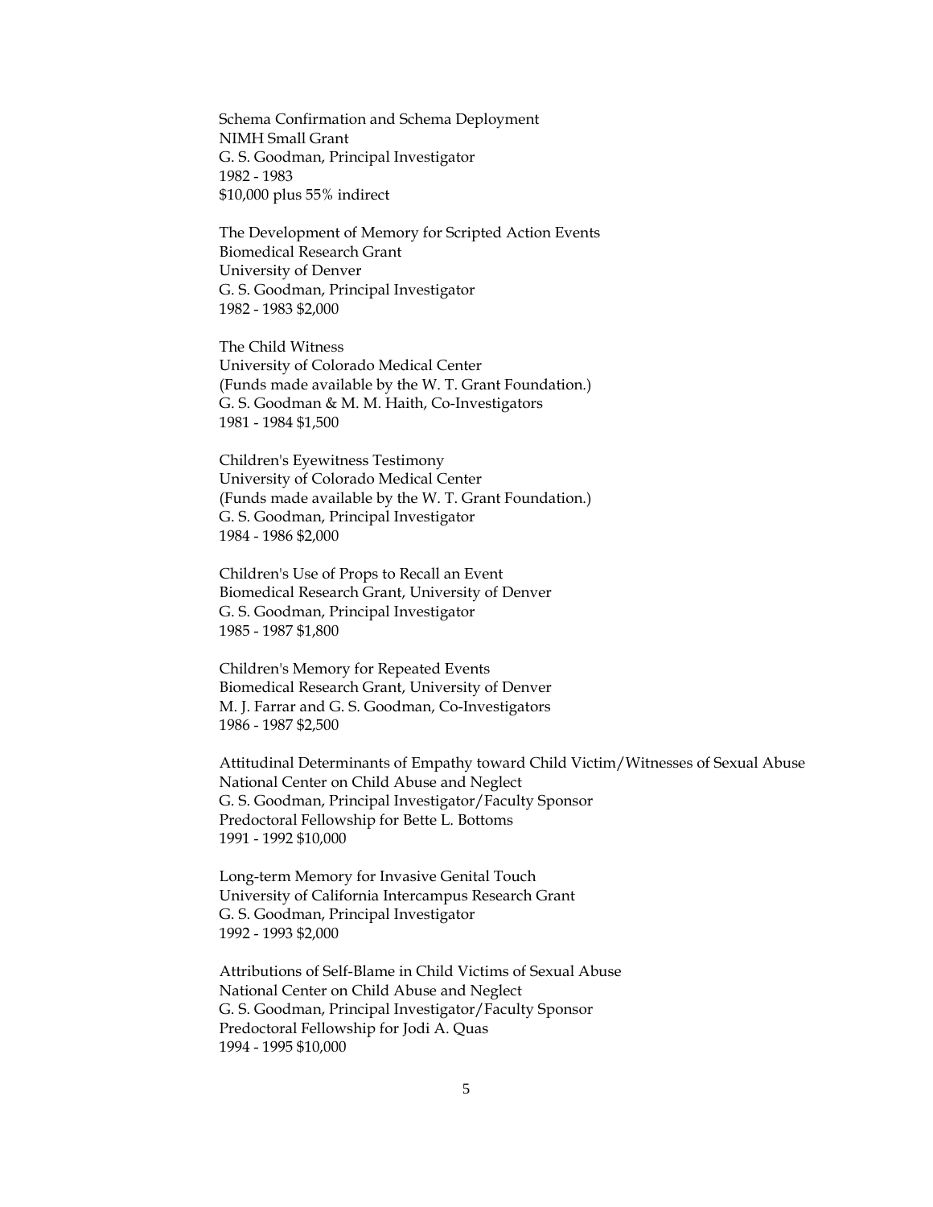Schema Confirmation and Schema Deployment
NIMH Small Grant
G. S. Goodman, Principal Investigator
1982 - 1983
$10,000 plus 55% indirect

The Development of Memory for Scripted Action Events
Biomedical Research Grant
University of Denver
G. S. Goodman, Principal Investigator
1982 - 1983 $2,000

The Child Witness
University of Colorado Medical Center
(Funds made available by the W. T. Grant Foundation.)
G. S. Goodman & M. M. Haith, Co-Investigators
1981 - 1984 $1,500

Children's Eyewitness Testimony
University of Colorado Medical Center
(Funds made available by the W. T. Grant Foundation.)
G. S. Goodman, Principal Investigator
1984 - 1986 $2,000

Children's Use of Props to Recall an Event
Biomedical Research Grant, University of Denver
G. S. Goodman, Principal Investigator
1985 - 1987 $1,800

Children's Memory for Repeated Events
Biomedical Research Grant, University of Denver
M. J. Farrar and G. S. Goodman, Co-Investigators
1986 - 1987 $2,500

Attitudinal Determinants of Empathy toward Child Victim/Witnesses of Sexual Abuse
National Center on Child Abuse and Neglect
G. S. Goodman, Principal Investigator/Faculty Sponsor
Predoctoral Fellowship for Bette L. Bottoms
1991 - 1992 $10,000

Long-term Memory for Invasive Genital Touch
University of California Intercampus Research Grant
G. S. Goodman, Principal Investigator
1992 - 1993 $2,000

Attributions of Self-Blame in Child Victims of Sexual Abuse
National Center on Child Abuse and Neglect
G. S. Goodman, Principal Investigator/Faculty Sponsor
Predoctoral Fellowship for Jodi A. Quas
1994 - 1995 $10,000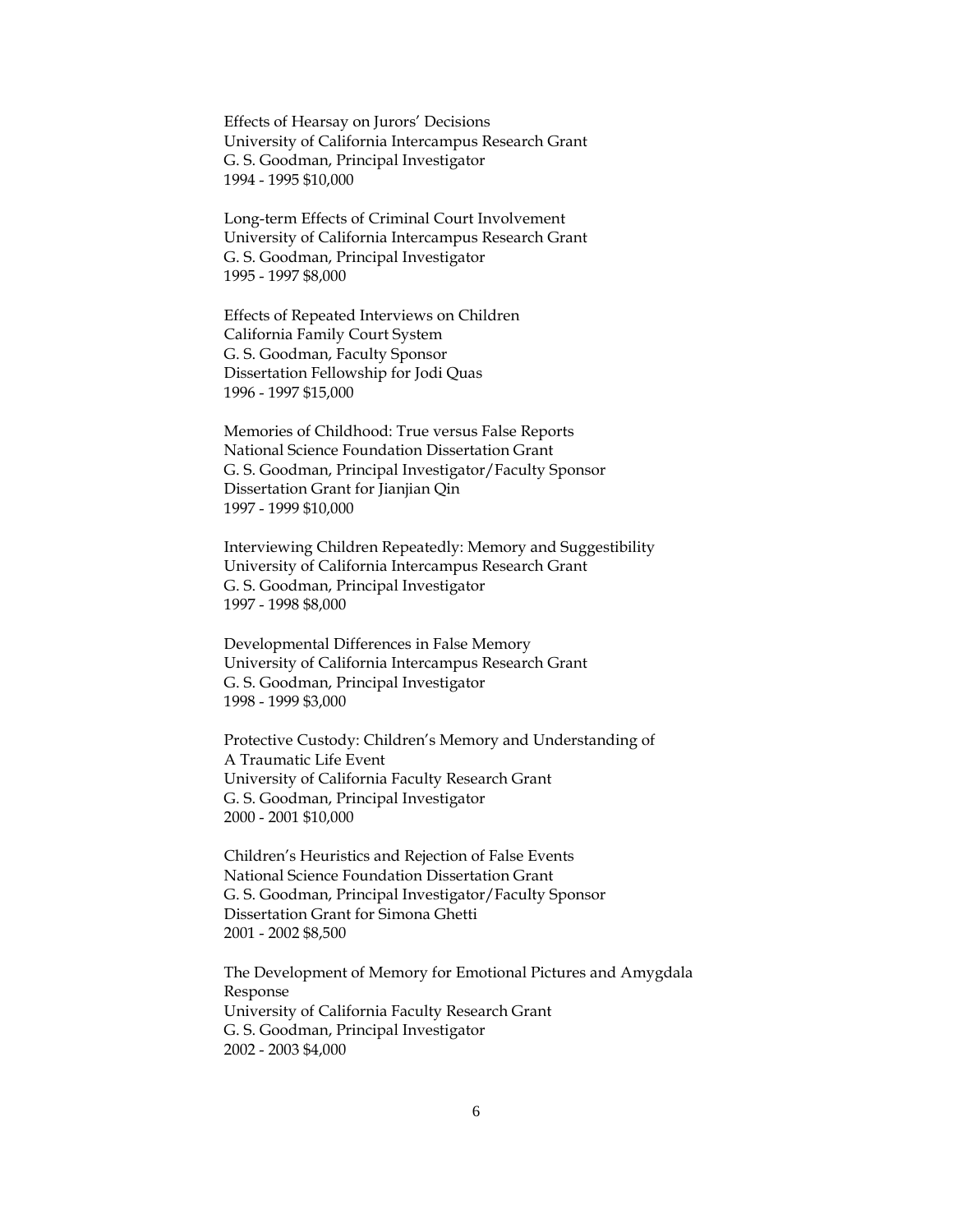Effects of Hearsay on Jurors' Decisions
University of California Intercampus Research Grant
G. S. Goodman, Principal Investigator
1994 - 1995 $10,000

Long-term Effects of Criminal Court Involvement
University of California Intercampus Research Grant
G. S. Goodman, Principal Investigator
1995 - 1997 $8,000

Effects of Repeated Interviews on Children
California Family Court System
G. S. Goodman, Faculty Sponsor
Dissertation Fellowship for Jodi Quas
1996 - 1997 $15,000

Memories of Childhood: True versus False Reports
National Science Foundation Dissertation Grant
G. S. Goodman, Principal Investigator/Faculty Sponsor
Dissertation Grant for Jianjian Qin
1997 - 1999 $10,000

Interviewing Children Repeatedly: Memory and Suggestibility
University of California Intercampus Research Grant
G. S. Goodman, Principal Investigator
1997 - 1998 $8,000

Developmental Differences in False Memory
University of California Intercampus Research Grant
G. S. Goodman, Principal Investigator
1998 - 1999 $3,000

Protective Custody: Children's Memory and Understanding of
A Traumatic Life Event
University of California Faculty Research Grant
G. S. Goodman, Principal Investigator
2000 - 2001 $10,000

Children's Heuristics and Rejection of False Events
National Science Foundation Dissertation Grant
G. S. Goodman, Principal Investigator/Faculty Sponsor
Dissertation Grant for Simona Ghetti
2001 - 2002 $8,500

The Development of Memory for Emotional Pictures and Amygdala
Response
University of California Faculty Research Grant
G. S. Goodman, Principal Investigator
2002 - 2003 $4,000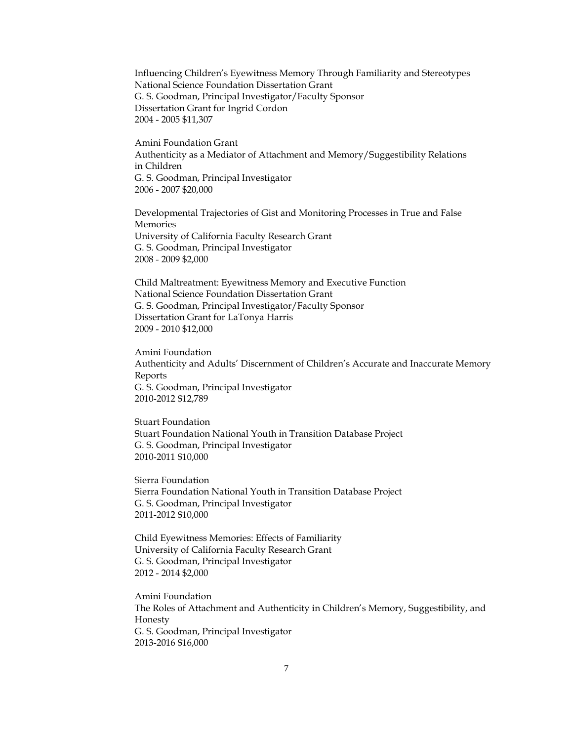Influencing Children's Eyewitness Memory Through Familiarity and Stereotypes
National Science Foundation Dissertation Grant
G. S. Goodman, Principal Investigator/Faculty Sponsor
Dissertation Grant for Ingrid Cordon
2004 - 2005 $11,307

Amini Foundation Grant
Authenticity as a Mediator of Attachment and Memory/Suggestibility Relations in Children
G. S. Goodman, Principal Investigator
2006 - 2007 $20,000

Developmental Trajectories of Gist and Monitoring Processes in True and False Memories
University of California Faculty Research Grant
G. S. Goodman, Principal Investigator
2008 - 2009 $2,000

Child Maltreatment: Eyewitness Memory and Executive Function
National Science Foundation Dissertation Grant
G. S. Goodman, Principal Investigator/Faculty Sponsor
Dissertation Grant for LaTonya Harris
2009 - 2010 $12,000

Amini Foundation
Authenticity and Adults' Discernment of Children's Accurate and Inaccurate Memory Reports
G. S. Goodman, Principal Investigator
2010-2012 $12,789

Stuart Foundation
Stuart Foundation National Youth in Transition Database Project
G. S. Goodman, Principal Investigator
2010-2011 $10,000

Sierra Foundation
Sierra Foundation National Youth in Transition Database Project
G. S. Goodman, Principal Investigator
2011-2012 $10,000

Child Eyewitness Memories: Effects of Familiarity
University of California Faculty Research Grant
G. S. Goodman, Principal Investigator
2012 - 2014 $2,000

Amini Foundation
The Roles of Attachment and Authenticity in Children's Memory, Suggestibility, and Honesty
G. S. Goodman, Principal Investigator
2013-2016 $16,000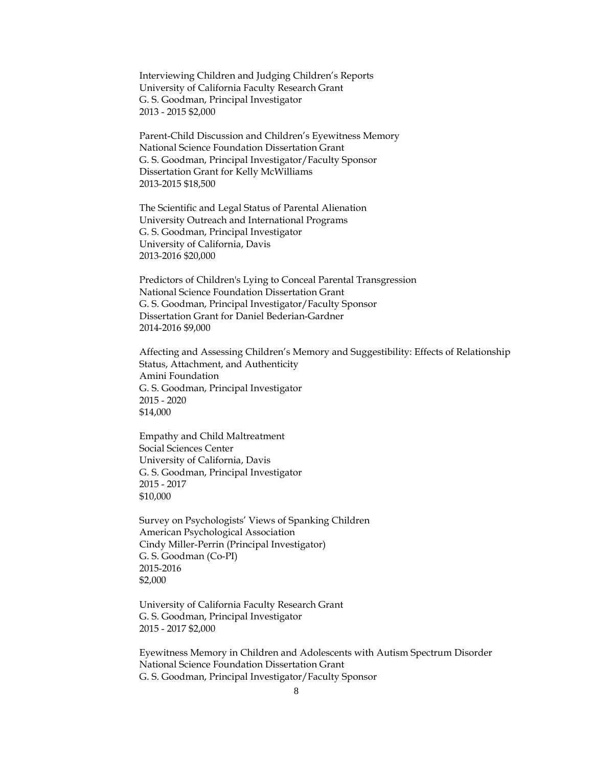Interviewing Children and Judging Children's Reports
University of California Faculty Research Grant
G. S. Goodman, Principal Investigator
2013 - 2015 $2,000

Parent-Child Discussion and Children's Eyewitness Memory
National Science Foundation Dissertation Grant
G. S. Goodman, Principal Investigator/Faculty Sponsor
Dissertation Grant for Kelly McWilliams
2013-2015 $18,500

The Scientific and Legal Status of Parental Alienation
University Outreach and International Programs
G. S. Goodman, Principal Investigator
University of California, Davis
2013-2016 $20,000

Predictors of Children's Lying to Conceal Parental Transgression
National Science Foundation Dissertation Grant
G. S. Goodman, Principal Investigator/Faculty Sponsor
Dissertation Grant for Daniel Bederian-Gardner
2014-2016 $9,000

Affecting and Assessing Children's Memory and Suggestibility: Effects of Relationship Status, Attachment, and Authenticity
Amini Foundation
G. S. Goodman, Principal Investigator
2015 - 2020
$14,000

Empathy and Child Maltreatment
Social Sciences Center
University of California, Davis
G. S. Goodman, Principal Investigator
2015 - 2017
$10,000

Survey on Psychologists' Views of Spanking Children
American Psychological Association
Cindy Miller-Perrin (Principal Investigator)
G. S. Goodman (Co-PI)
2015-2016
$2,000

University of California Faculty Research Grant
G. S. Goodman, Principal Investigator
2015 - 2017 $2,000

Eyewitness Memory in Children and Adolescents with Autism Spectrum Disorder
National Science Foundation Dissertation Grant
G. S. Goodman, Principal Investigator/Faculty Sponsor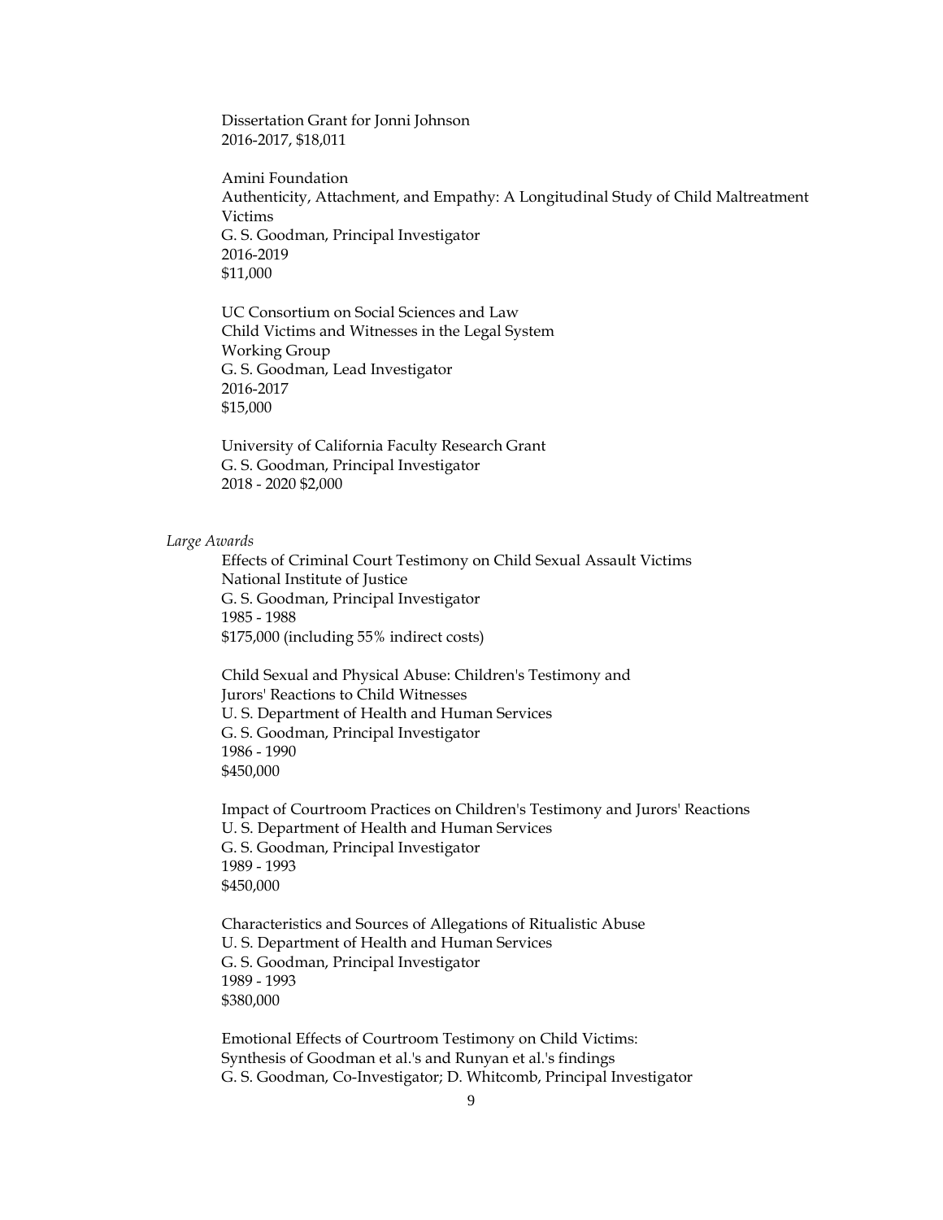Dissertation Grant for Jonni Johnson
2016-2017, $18,011

Amini Foundation
Authenticity, Attachment, and Empathy: A Longitudinal Study of Child Maltreatment Victims
G. S. Goodman, Principal Investigator
2016-2019
$11,000

UC Consortium on Social Sciences and Law
Child Victims and Witnesses in the Legal System
Working Group
G. S. Goodman, Lead Investigator
2016-2017
$15,000

University of California Faculty Research Grant
G. S. Goodman, Principal Investigator
2018 - 2020 $2,000

*Large Awards*

Effects of Criminal Court Testimony on Child Sexual Assault Victims
National Institute of Justice
G. S. Goodman, Principal Investigator
1985 - 1988
$175,000 (including 55% indirect costs)

Child Sexual and Physical Abuse: Children's Testimony and Jurors' Reactions to Child Witnesses
U. S. Department of Health and Human Services
G. S. Goodman, Principal Investigator
1986 - 1990
$450,000

Impact of Courtroom Practices on Children's Testimony and Jurors' Reactions
U. S. Department of Health and Human Services
G. S. Goodman, Principal Investigator
1989 - 1993
$450,000

Characteristics and Sources of Allegations of Ritualistic Abuse
U. S. Department of Health and Human Services
G. S. Goodman, Principal Investigator
1989 - 1993
$380,000

Emotional Effects of Courtroom Testimony on Child Victims:
Synthesis of Goodman et al.'s and Runyan et al.'s findings
G. S. Goodman, Co-Investigator; D. Whitcomb, Principal Investigator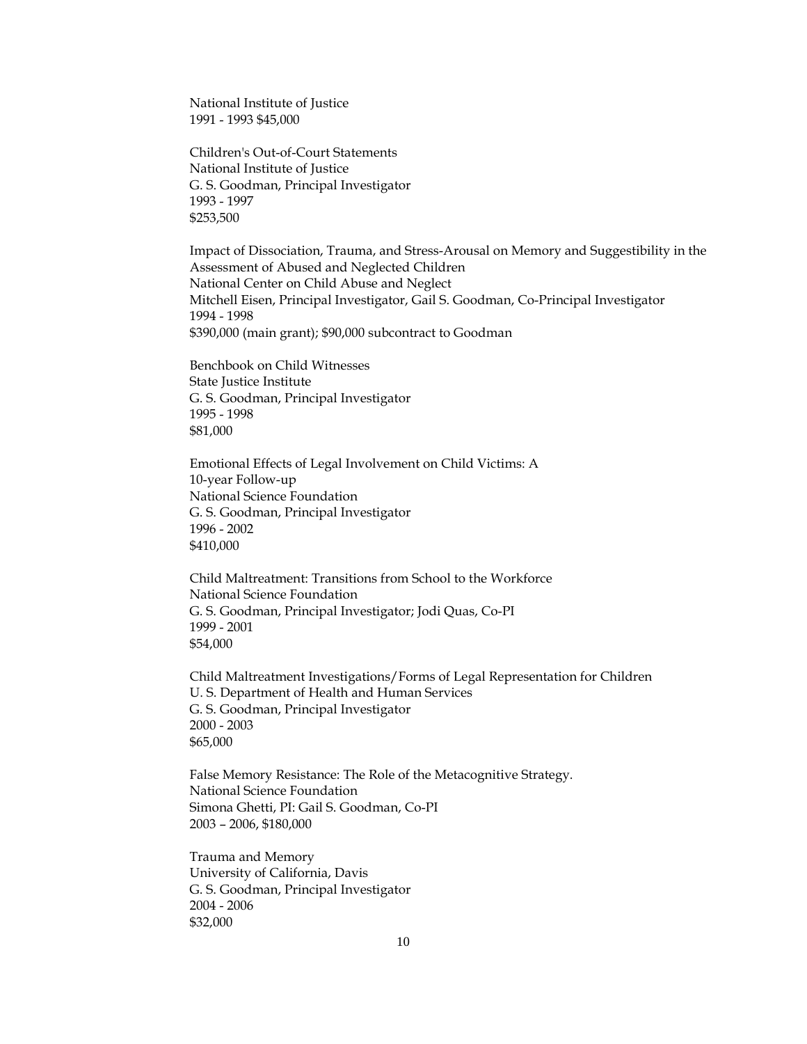National Institute of Justice
1991 - 1993 $45,000

Children's Out-of-Court Statements
National Institute of Justice
G. S. Goodman, Principal Investigator
1993 - 1997
$253,500

Impact of Dissociation, Trauma, and Stress-Arousal on Memory and Suggestibility in the Assessment of Abused and Neglected Children
National Center on Child Abuse and Neglect
Mitchell Eisen, Principal Investigator, Gail S. Goodman, Co-Principal Investigator
1994 - 1998
$390,000 (main grant); $90,000 subcontract to Goodman

Benchbook on Child Witnesses
State Justice Institute
G. S. Goodman, Principal Investigator
1995 - 1998
$81,000

Emotional Effects of Legal Involvement on Child Victims: A 10-year Follow-up
National Science Foundation
G. S. Goodman, Principal Investigator
1996 - 2002
$410,000

Child Maltreatment: Transitions from School to the Workforce
National Science Foundation
G. S. Goodman, Principal Investigator; Jodi Quas, Co-PI
1999 - 2001
$54,000

Child Maltreatment Investigations/Forms of Legal Representation for Children
U. S. Department of Health and Human Services
G. S. Goodman, Principal Investigator
2000 - 2003
$65,000

False Memory Resistance: The Role of the Metacognitive Strategy.
National Science Foundation
Simona Ghetti, PI: Gail S. Goodman, Co-PI
2003 – 2006, $180,000

Trauma and Memory
University of California, Davis
G. S. Goodman, Principal Investigator
2004 - 2006
$32,000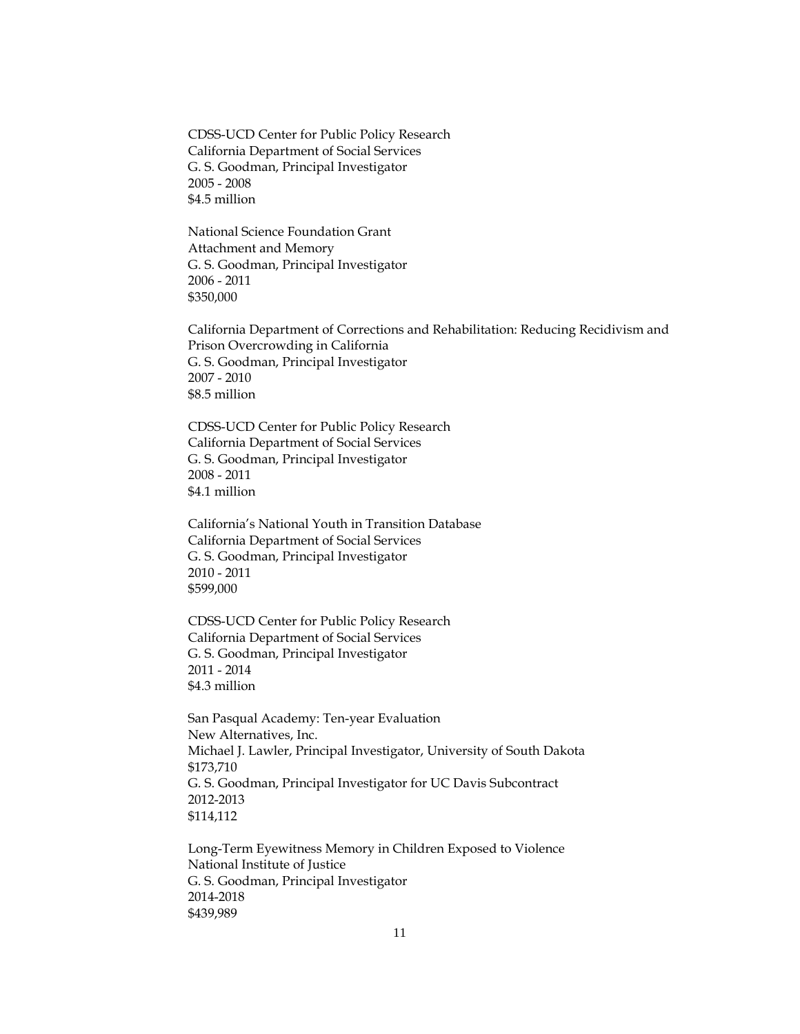CDSS-UCD Center for Public Policy Research
California Department of Social Services
G. S. Goodman, Principal Investigator
2005 - 2008
$4.5 million

National Science Foundation Grant
Attachment and Memory
G. S. Goodman, Principal Investigator
2006 - 2011
$350,000

California Department of Corrections and Rehabilitation: Reducing Recidivism and Prison Overcrowding in California
G. S. Goodman, Principal Investigator
2007 - 2010
$8.5 million

CDSS-UCD Center for Public Policy Research
California Department of Social Services
G. S. Goodman, Principal Investigator
2008 - 2011
$4.1 million

California's National Youth in Transition Database
California Department of Social Services
G. S. Goodman, Principal Investigator
2010 - 2011
$599,000

CDSS-UCD Center for Public Policy Research
California Department of Social Services
G. S. Goodman, Principal Investigator
2011 - 2014
$4.3 million

San Pasqual Academy: Ten-year Evaluation
New Alternatives, Inc.
Michael J. Lawler, Principal Investigator, University of South Dakota
$173,710
G. S. Goodman, Principal Investigator for UC Davis Subcontract
2012-2013
$114,112

Long-Term Eyewitness Memory in Children Exposed to Violence
National Institute of Justice
G. S. Goodman, Principal Investigator
2014-2018
$439,989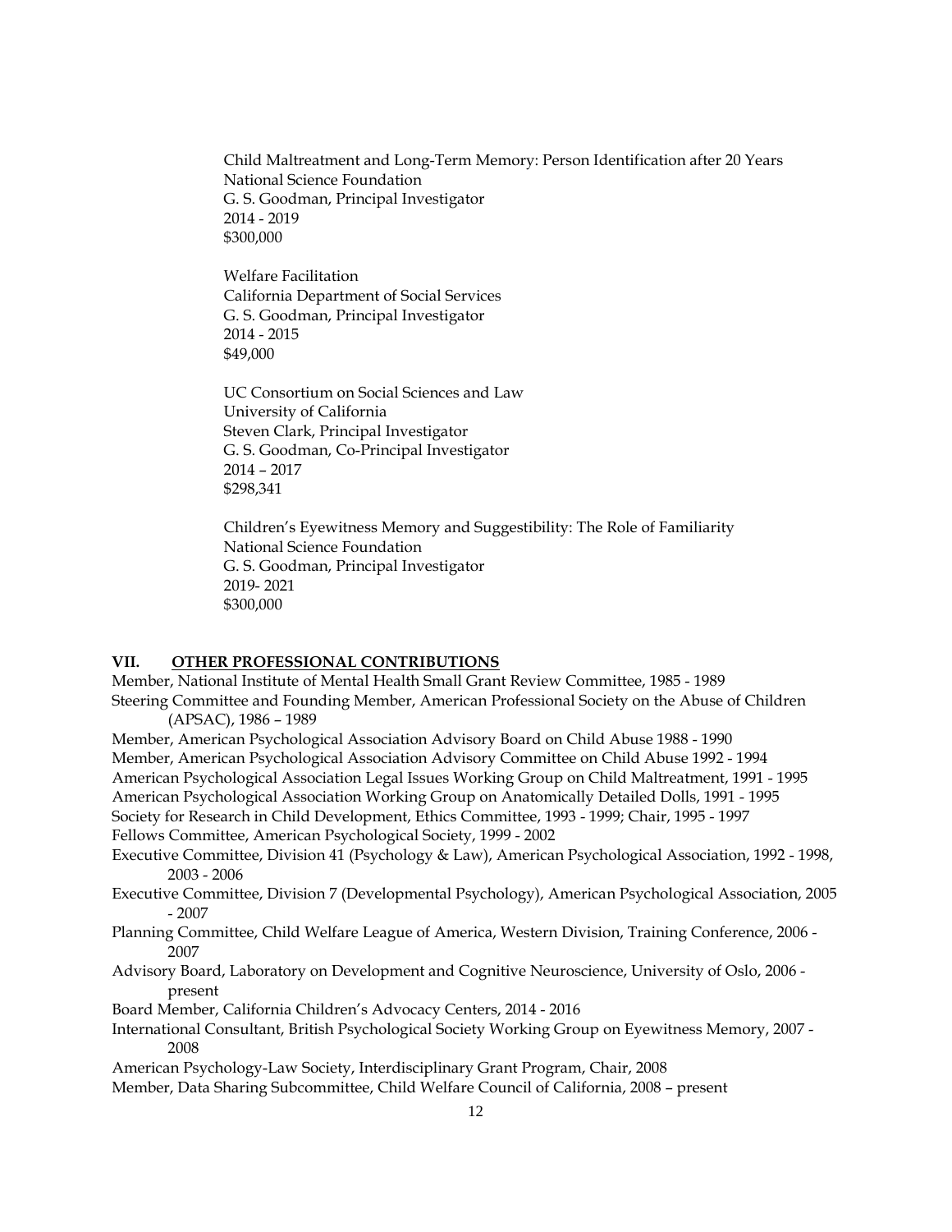Child Maltreatment and Long-Term Memory: Person Identification after 20 Years
National Science Foundation
G. S. Goodman, Principal Investigator
2014 - 2019
$300,000

Welfare Facilitation
California Department of Social Services
G. S. Goodman, Principal Investigator
2014 - 2015
$49,000

UC Consortium on Social Sciences and Law
University of California
Steven Clark, Principal Investigator
G. S. Goodman, Co-Principal Investigator
2014 – 2017
$298,341

Children's Eyewitness Memory and Suggestibility: The Role of Familiarity
National Science Foundation
G. S. Goodman, Principal Investigator
2019- 2021
$300,000

## VII. OTHER PROFESSIONAL CONTRIBUTIONS

Member, National Institute of Mental Health Small Grant Review Committee, 1985 - 1989
Steering Committee and Founding Member, American Professional Society on the Abuse of Children (APSAC), 1986 – 1989
Member, American Psychological Association Advisory Board on Child Abuse 1988 - 1990
Member, American Psychological Association Advisory Committee on Child Abuse 1992 - 1994
American Psychological Association Legal Issues Working Group on Child Maltreatment, 1991 - 1995
American Psychological Association Working Group on Anatomically Detailed Dolls, 1991 - 1995
Society for Research in Child Development, Ethics Committee, 1993 - 1999; Chair, 1995 - 1997
Fellows Committee, American Psychological Society, 1999 - 2002
Executive Committee, Division 41 (Psychology & Law), American Psychological Association, 1992 - 1998, 2003 - 2006
Executive Committee, Division 7 (Developmental Psychology), American Psychological Association, 2005 - 2007
Planning Committee, Child Welfare League of America, Western Division, Training Conference, 2006 - 2007
Advisory Board, Laboratory on Development and Cognitive Neuroscience, University of Oslo, 2006 - present
Board Member, California Children's Advocacy Centers, 2014 - 2016
International Consultant, British Psychological Society Working Group on Eyewitness Memory, 2007 - 2008
American Psychology-Law Society, Interdisciplinary Grant Program, Chair, 2008
Member, Data Sharing Subcommittee, Child Welfare Council of California, 2008 – present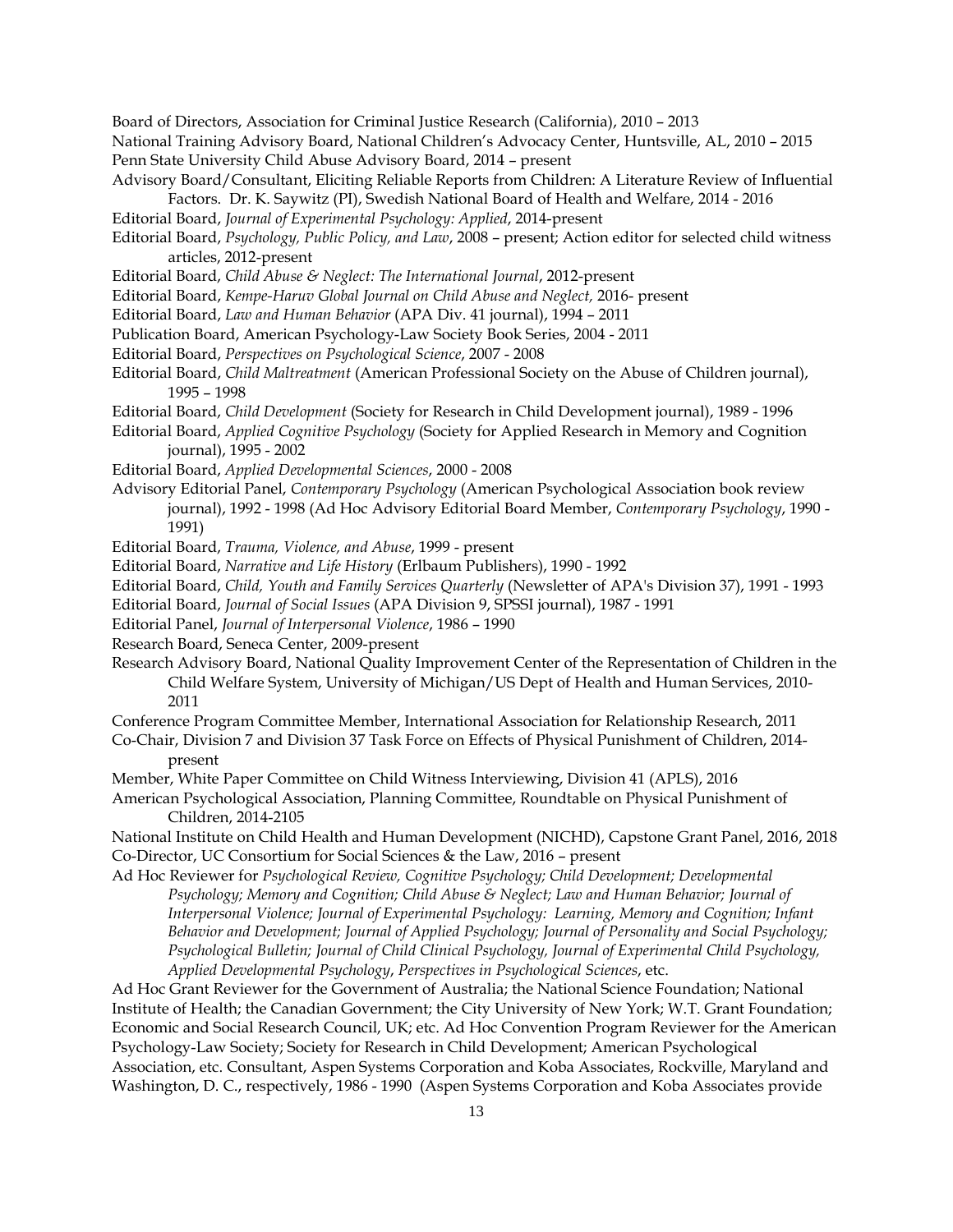Board of Directors, Association for Criminal Justice Research (California), 2010 – 2013

National Training Advisory Board, National Children's Advocacy Center, Huntsville, AL, 2010 – 2015

Penn State University Child Abuse Advisory Board, 2014 – present

Advisory Board/Consultant, Eliciting Reliable Reports from Children: A Literature Review of Influential Factors. Dr. K. Saywitz (PI), Swedish National Board of Health and Welfare, 2014 - 2016

Editorial Board, *Journal of Experimental Psychology: Applied*, 2014-present

Editorial Board, *Psychology, Public Policy, and Law*, 2008 – present; Action editor for selected child witness articles, 2012-present

Editorial Board, *Child Abuse & Neglect: The International Journal*, 2012-present

Editorial Board, *Kempe-Haruv Global Journal on Child Abuse and Neglect,* 2016- present

Editorial Board, *Law and Human Behavior* (APA Div. 41 journal), 1994 – 2011

Publication Board, American Psychology-Law Society Book Series, 2004 - 2011

Editorial Board, *Perspectives on Psychological Science*, 2007 - 2008

Editorial Board, *Child Maltreatment* (American Professional Society on the Abuse of Children journal), 1995 – 1998

Editorial Board, *Child Development* (Society for Research in Child Development journal), 1989 - 1996

Editorial Board, *Applied Cognitive Psychology* (Society for Applied Research in Memory and Cognition journal), 1995 - 2002

Editorial Board, *Applied Developmental Sciences*, 2000 - 2008

Advisory Editorial Panel, *Contemporary Psychology* (American Psychological Association book review journal), 1992 - 1998 (Ad Hoc Advisory Editorial Board Member, *Contemporary Psychology*, 1990 - 1991)

Editorial Board, *Trauma, Violence, and Abuse*, 1999 - present

Editorial Board, *Narrative and Life History* (Erlbaum Publishers), 1990 - 1992

Editorial Board, *Child, Youth and Family Services Quarterly* (Newsletter of APA's Division 37), 1991 - 1993

Editorial Board, *Journal of Social Issues* (APA Division 9, SPSSI journal), 1987 - 1991

Editorial Panel, *Journal of Interpersonal Violence*, 1986 – 1990

Research Board, Seneca Center, 2009-present

Research Advisory Board, National Quality Improvement Center of the Representation of Children in the Child Welfare System, University of Michigan/US Dept of Health and Human Services, 2010-2011

Conference Program Committee Member, International Association for Relationship Research, 2011

Co-Chair, Division 7 and Division 37 Task Force on Effects of Physical Punishment of Children, 2014-present

Member, White Paper Committee on Child Witness Interviewing, Division 41 (APLS), 2016

American Psychological Association, Planning Committee, Roundtable on Physical Punishment of Children, 2014-2105

National Institute on Child Health and Human Development (NICHD), Capstone Grant Panel, 2016, 2018

Co-Director, UC Consortium for Social Sciences & the Law, 2016 – present

Ad Hoc Reviewer for *Psychological Review, Cognitive Psychology; Child Development; Developmental Psychology; Memory and Cognition; Child Abuse & Neglect; Law and Human Behavior; Journal of Interpersonal Violence; Journal of Experimental Psychology: Learning, Memory and Cognition; Infant Behavior and Development; Journal of Applied Psychology; Journal of Personality and Social Psychology; Psychological Bulletin; Journal of Child Clinical Psychology, Journal of Experimental Child Psychology, Applied Developmental Psychology*, *Perspectives in Psychological Sciences*, etc.

Ad Hoc Grant Reviewer for the Government of Australia; the National Science Foundation; National Institute of Health; the Canadian Government; the City University of New York; W.T. Grant Foundation; Economic and Social Research Council, UK; etc. Ad Hoc Convention Program Reviewer for the American Psychology-Law Society; Society for Research in Child Development; American Psychological Association, etc. Consultant, Aspen Systems Corporation and Koba Associates, Rockville, Maryland and Washington, D. C., respectively, 1986 - 1990 (Aspen Systems Corporation and Koba Associates provide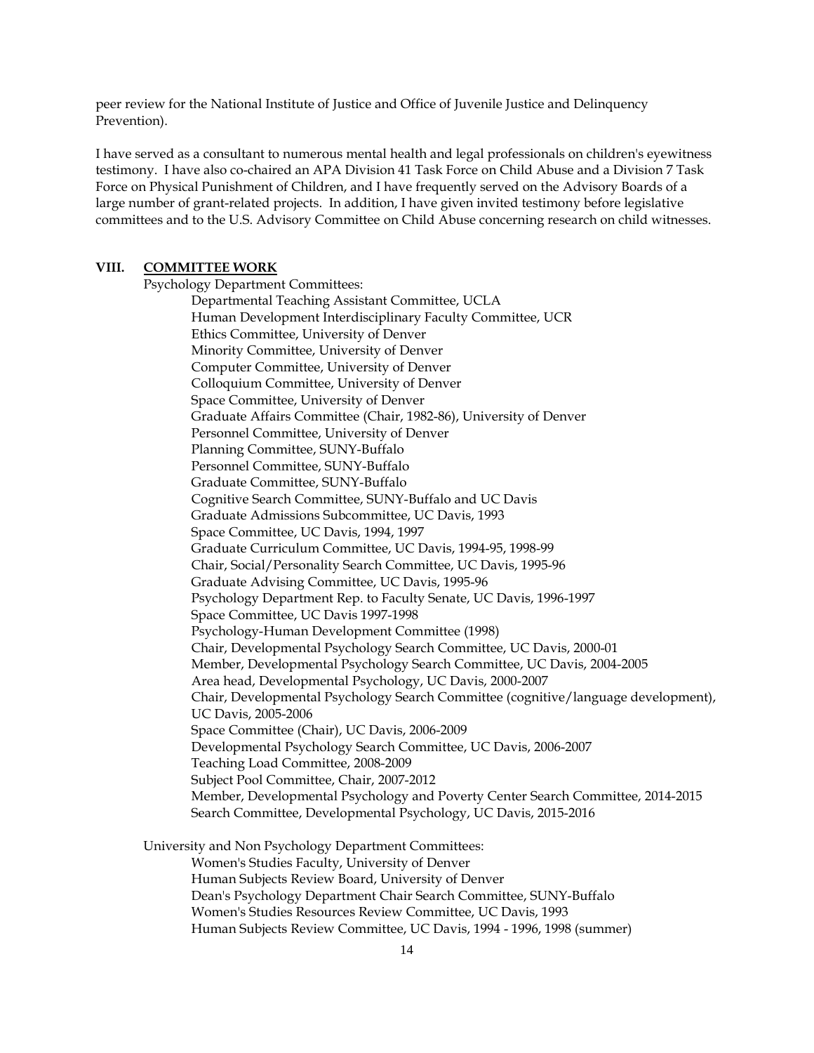peer review for the National Institute of Justice and Office of Juvenile Justice and Delinquency Prevention).

I have served as a consultant to numerous mental health and legal professionals on children's eyewitness testimony. I have also co-chaired an APA Division 41 Task Force on Child Abuse and a Division 7 Task Force on Physical Punishment of Children, and I have frequently served on the Advisory Boards of a large number of grant-related projects. In addition, I have given invited testimony before legislative committees and to the U.S. Advisory Committee on Child Abuse concerning research on child witnesses.

## VIII. COMMITTEE WORK

Psychology Department Committees:

- Departmental Teaching Assistant Committee, UCLA
- Human Development Interdisciplinary Faculty Committee, UCR
- Ethics Committee, University of Denver
- Minority Committee, University of Denver
- Computer Committee, University of Denver
- Colloquium Committee, University of Denver
- Space Committee, University of Denver
- Graduate Affairs Committee (Chair, 1982-86), University of Denver
- Personnel Committee, University of Denver
- Planning Committee, SUNY-Buffalo
- Personnel Committee, SUNY-Buffalo
- Graduate Committee, SUNY-Buffalo
- Cognitive Search Committee, SUNY-Buffalo and UC Davis
- Graduate Admissions Subcommittee, UC Davis, 1993
- Space Committee, UC Davis, 1994, 1997
- Graduate Curriculum Committee, UC Davis, 1994-95, 1998-99
- Chair, Social/Personality Search Committee, UC Davis, 1995-96
- Graduate Advising Committee, UC Davis, 1995-96
- Psychology Department Rep. to Faculty Senate, UC Davis, 1996-1997
- Space Committee, UC Davis 1997-1998
- Psychology-Human Development Committee (1998)
- Chair, Developmental Psychology Search Committee, UC Davis, 2000-01
- Member, Developmental Psychology Search Committee, UC Davis, 2004-2005
- Area head, Developmental Psychology, UC Davis, 2000-2007
- Chair, Developmental Psychology Search Committee (cognitive/language development), UC Davis, 2005-2006
- Space Committee (Chair), UC Davis, 2006-2009
- Developmental Psychology Search Committee, UC Davis, 2006-2007
- Teaching Load Committee, 2008-2009
- Subject Pool Committee, Chair, 2007-2012
- Member, Developmental Psychology and Poverty Center Search Committee, 2014-2015
- Search Committee, Developmental Psychology, UC Davis, 2015-2016

University and Non Psychology Department Committees:

- Women's Studies Faculty, University of Denver
- Human Subjects Review Board, University of Denver
- Dean's Psychology Department Chair Search Committee, SUNY-Buffalo
- Women's Studies Resources Review Committee, UC Davis, 1993
- Human Subjects Review Committee, UC Davis, 1994 - 1996, 1998 (summer)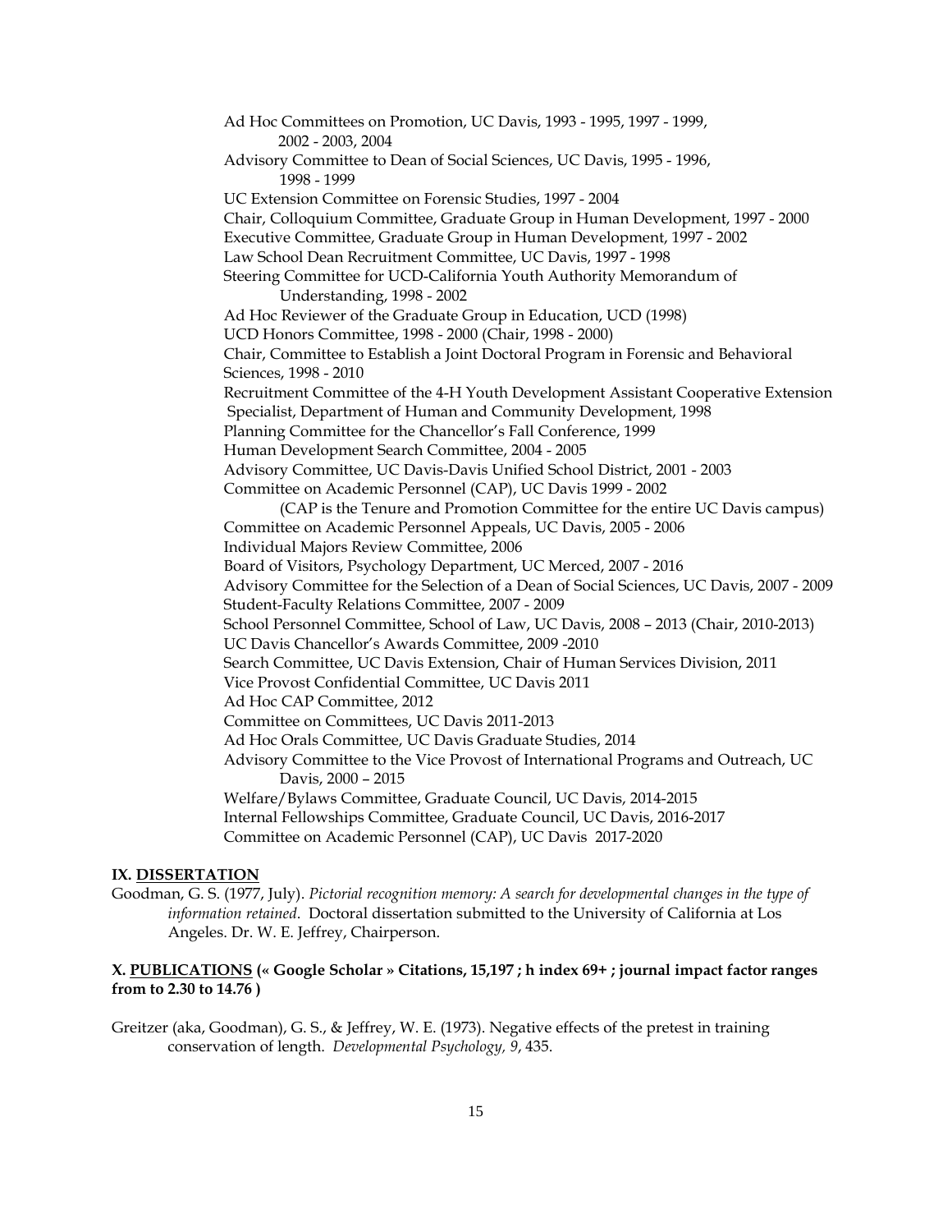Ad Hoc Committees on Promotion, UC Davis, 1993 - 1995, 1997 - 1999, 2002 - 2003, 2004
Advisory Committee to Dean of Social Sciences, UC Davis, 1995 - 1996, 1998 - 1999
UC Extension Committee on Forensic Studies, 1997 - 2004
Chair, Colloquium Committee, Graduate Group in Human Development, 1997 - 2000
Executive Committee, Graduate Group in Human Development, 1997 - 2002
Law School Dean Recruitment Committee, UC Davis, 1997 - 1998
Steering Committee for UCD-California Youth Authority Memorandum of Understanding, 1998 - 2002
Ad Hoc Reviewer of the Graduate Group in Education, UCD (1998)
UCD Honors Committee, 1998 - 2000 (Chair, 1998 - 2000)
Chair, Committee to Establish a Joint Doctoral Program in Forensic and Behavioral Sciences, 1998 - 2010
Recruitment Committee of the 4-H Youth Development Assistant Cooperative Extension Specialist, Department of Human and Community Development, 1998
Planning Committee for the Chancellor's Fall Conference, 1999
Human Development Search Committee, 2004 - 2005
Advisory Committee, UC Davis-Davis Unified School District, 2001 - 2003
Committee on Academic Personnel (CAP), UC Davis 1999 - 2002
(CAP is the Tenure and Promotion Committee for the entire UC Davis campus)
Committee on Academic Personnel Appeals, UC Davis, 2005 - 2006
Individual Majors Review Committee, 2006
Board of Visitors, Psychology Department, UC Merced, 2007 - 2016
Advisory Committee for the Selection of a Dean of Social Sciences, UC Davis, 2007 - 2009
Student-Faculty Relations Committee, 2007 - 2009
School Personnel Committee, School of Law, UC Davis, 2008 – 2013 (Chair, 2010-2013)
UC Davis Chancellor's Awards Committee, 2009 -2010
Search Committee, UC Davis Extension, Chair of Human Services Division, 2011
Vice Provost Confidential Committee, UC Davis 2011
Ad Hoc CAP Committee, 2012
Committee on Committees, UC Davis 2011-2013
Ad Hoc Orals Committee, UC Davis Graduate Studies, 2014
Advisory Committee to the Vice Provost of International Programs and Outreach, UC Davis, 2000 – 2015
Welfare/Bylaws Committee, Graduate Council, UC Davis, 2014-2015
Internal Fellowships Committee, Graduate Council, UC Davis, 2016-2017
Committee on Academic Personnel (CAP), UC Davis 2017-2020

**IX. DISSERTATION**

Goodman, G. S. (1977, July). *Pictorial recognition memory: A search for developmental changes in the type of information retained*. Doctoral dissertation submitted to the University of California at Los Angeles. Dr. W. E. Jeffrey, Chairperson.

**X. PUBLICATIONS (« Google Scholar » Citations, 15,197 ; h index 69+ ; journal impact factor ranges from to 2.30 to 14.76 )**

Greitzer (aka, Goodman), G. S., & Jeffrey, W. E. (1973). Negative effects of the pretest in training conservation of length. *Developmental Psychology, 9*, 435.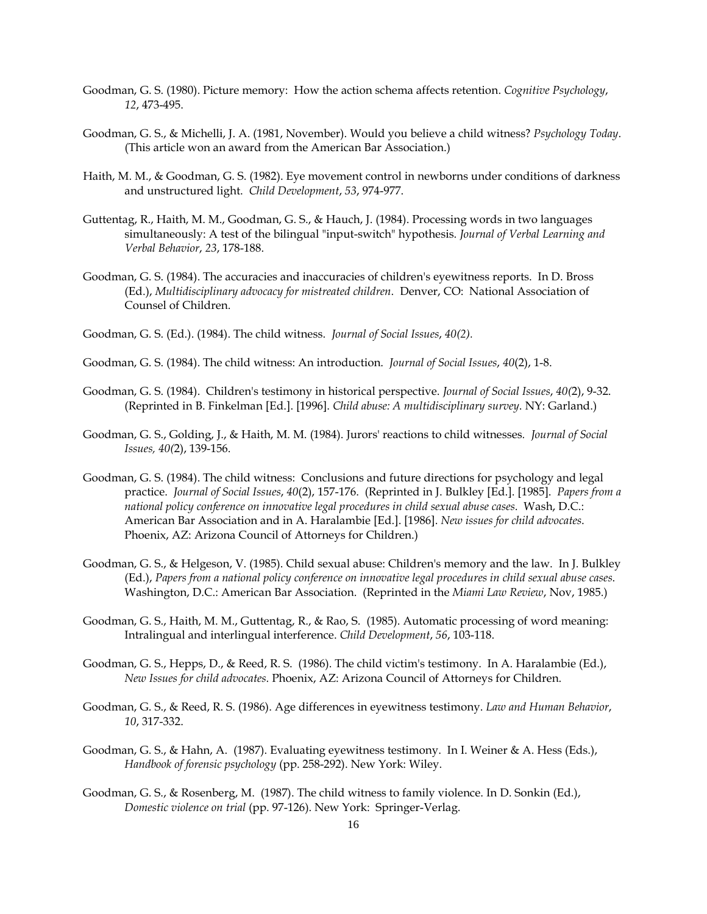Goodman, G. S. (1980). Picture memory: How the action schema affects retention. *Cognitive Psychology*, *12*, 473-495.

Goodman, G. S., & Michelli, J. A. (1981, November). Would you believe a child witness? *Psychology Today*. (This article won an award from the American Bar Association.)

Haith, M. M., & Goodman, G. S. (1982). Eye movement control in newborns under conditions of darkness and unstructured light. *Child Development*, *53*, 974-977.

Guttentag, R., Haith, M. M., Goodman, G. S., & Hauch, J. (1984). Processing words in two languages simultaneously: A test of the bilingual "input-switch" hypothesis. *Journal of Verbal Learning and Verbal Behavior*, *23*, 178-188.

Goodman, G. S. (1984). The accuracies and inaccuracies of children's eyewitness reports. In D. Bross (Ed.), *Multidisciplinary advocacy for mistreated children*. Denver, CO: National Association of Counsel of Children.

Goodman, G. S. (Ed.). (1984). The child witness. *Journal of Social Issues*, *40(2)*.

Goodman, G. S. (1984). The child witness: An introduction. *Journal of Social Issues*, *40*(2), 1-8.

Goodman, G. S. (1984). Children's testimony in historical perspective. *Journal of Social Issues*, *40(*2), 9-32. (Reprinted in B. Finkelman [Ed.]. [1996]. *Child abuse: A multidisciplinary survey*. NY: Garland.)

Goodman, G. S., Golding, J., & Haith, M. M. (1984). Jurors' reactions to child witnesses. *Journal of Social Issues, 40(*2), 139-156.

Goodman, G. S. (1984). The child witness: Conclusions and future directions for psychology and legal practice. *Journal of Social Issues*, *40*(2), 157-176. (Reprinted in J. Bulkley [Ed.]. [1985]. *Papers from a national policy conference on innovative legal procedures in child sexual abuse cases*. Wash, D.C.: American Bar Association and in A. Haralambie [Ed.]. [1986]. *New issues for child advocates*. Phoenix, AZ: Arizona Council of Attorneys for Children.)

Goodman, G. S., & Helgeson, V. (1985). Child sexual abuse: Children's memory and the law. In J. Bulkley (Ed.), *Papers from a national policy conference on innovative legal procedures in child sexual abuse cases*. Washington, D.C.: American Bar Association. (Reprinted in the *Miami Law Review*, Nov, 1985.)

Goodman, G. S., Haith, M. M., Guttentag, R., & Rao, S. (1985). Automatic processing of word meaning: Intralingual and interlingual interference. *Child Development*, *56*, 103-118.

Goodman, G. S., Hepps, D., & Reed, R. S. (1986). The child victim's testimony. In A. Haralambie (Ed.), *New Issues for child advocates*. Phoenix, AZ: Arizona Council of Attorneys for Children.

Goodman, G. S., & Reed, R. S. (1986). Age differences in eyewitness testimony. *Law and Human Behavior*, *10*, 317-332.

Goodman, G. S., & Hahn, A. (1987). Evaluating eyewitness testimony. In I. Weiner & A. Hess (Eds.), *Handbook of forensic psychology* (pp. 258-292). New York: Wiley.

Goodman, G. S., & Rosenberg, M. (1987). The child witness to family violence. In D. Sonkin (Ed.), *Domestic violence on trial* (pp. 97-126). New York: Springer-Verlag.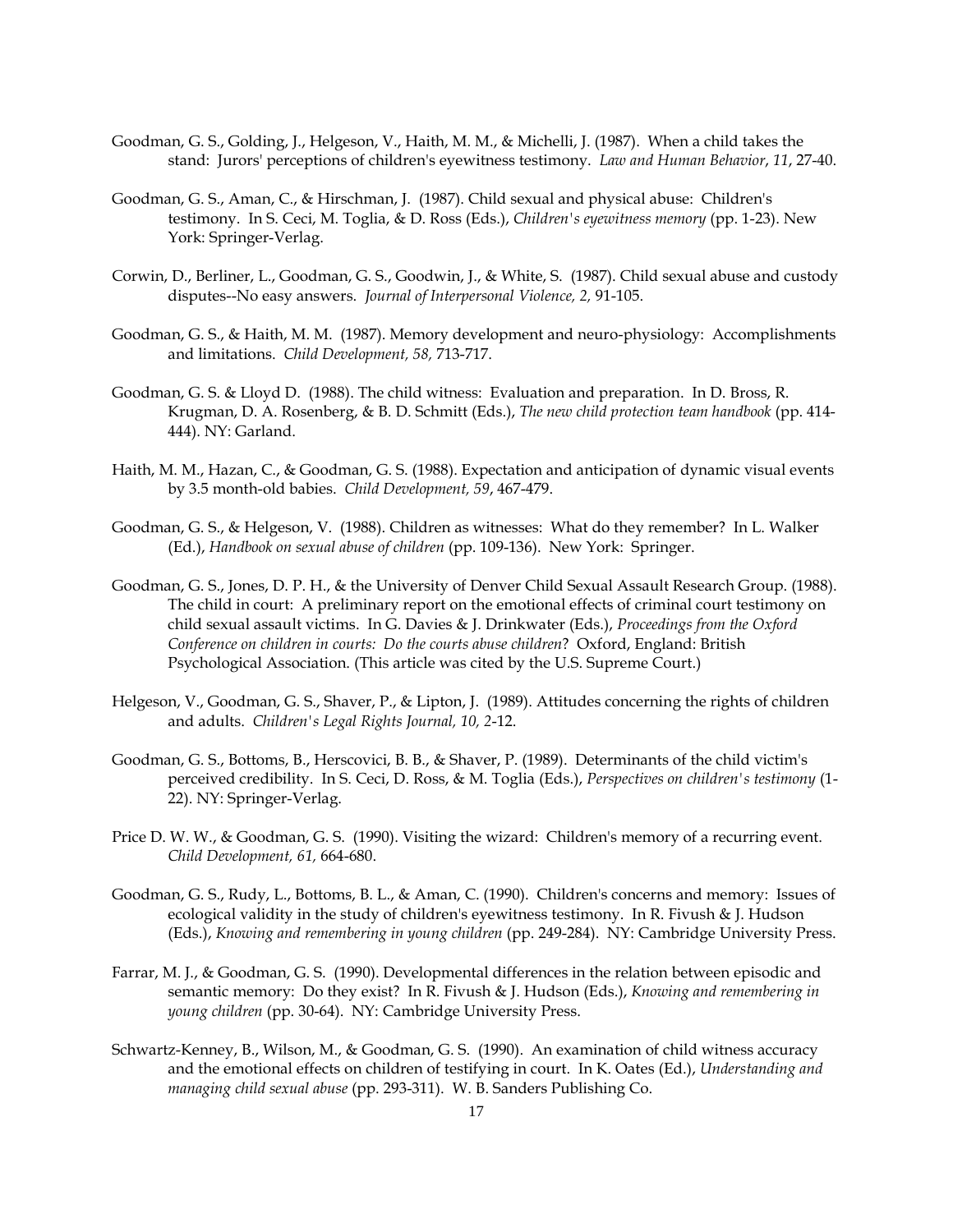Goodman, G. S., Golding, J., Helgeson, V., Haith, M. M., & Michelli, J. (1987). When a child takes the stand: Jurors' perceptions of children's eyewitness testimony. *Law and Human Behavior*, *11*, 27-40.

Goodman, G. S., Aman, C., & Hirschman, J. (1987). Child sexual and physical abuse: Children's testimony. In S. Ceci, M. Toglia, & D. Ross (Eds.), *Children's eyewitness memory* (pp. 1-23). New York: Springer-Verlag.

Corwin, D., Berliner, L., Goodman, G. S., Goodwin, J., & White, S. (1987). Child sexual abuse and custody disputes--No easy answers. *Journal of Interpersonal Violence, 2,* 91-105.

Goodman, G. S., & Haith, M. M. (1987). Memory development and neuro-physiology: Accomplishments and limitations. *Child Development, 58,* 713-717.

Goodman, G. S. & Lloyd D. (1988). The child witness: Evaluation and preparation. In D. Bross, R. Krugman, D. A. Rosenberg, & B. D. Schmitt (Eds.), *The new child protection team handbook* (pp. 414-444). NY: Garland.

Haith, M. M., Hazan, C., & Goodman, G. S. (1988). Expectation and anticipation of dynamic visual events by 3.5 month-old babies. *Child Development, 59*, 467-479.

Goodman, G. S., & Helgeson, V. (1988). Children as witnesses: What do they remember? In L. Walker (Ed.), *Handbook on sexual abuse of children* (pp. 109-136). New York: Springer.

Goodman, G. S., Jones, D. P. H., & the University of Denver Child Sexual Assault Research Group. (1988). The child in court: A preliminary report on the emotional effects of criminal court testimony on child sexual assault victims. In G. Davies & J. Drinkwater (Eds.), *Proceedings from the Oxford Conference on children in courts: Do the courts abuse children*? Oxford, England: British Psychological Association. (This article was cited by the U.S. Supreme Court.)

Helgeson, V., Goodman, G. S., Shaver, P., & Lipton, J. (1989). Attitudes concerning the rights of children and adults. *Children's Legal Rights Journal, 10, 2*-12.

Goodman, G. S., Bottoms, B., Herscovici, B. B., & Shaver, P. (1989). Determinants of the child victim's perceived credibility. In S. Ceci, D. Ross, & M. Toglia (Eds.), *Perspectives on children's testimony* (1-22). NY: Springer-Verlag.

Price D. W. W., & Goodman, G. S. (1990). Visiting the wizard: Children's memory of a recurring event. *Child Development, 61,* 664-680.

Goodman, G. S., Rudy, L., Bottoms, B. L., & Aman, C. (1990). Children's concerns and memory: Issues of ecological validity in the study of children's eyewitness testimony. In R. Fivush & J. Hudson (Eds.), *Knowing and remembering in young children* (pp. 249-284). NY: Cambridge University Press.

Farrar, M. J., & Goodman, G. S. (1990). Developmental differences in the relation between episodic and semantic memory: Do they exist? In R. Fivush & J. Hudson (Eds.), *Knowing and remembering in young children* (pp. 30-64). NY: Cambridge University Press.

Schwartz-Kenney, B., Wilson, M., & Goodman, G. S. (1990). An examination of child witness accuracy and the emotional effects on children of testifying in court. In K. Oates (Ed.), *Understanding and managing child sexual abuse* (pp. 293-311). W. B. Sanders Publishing Co.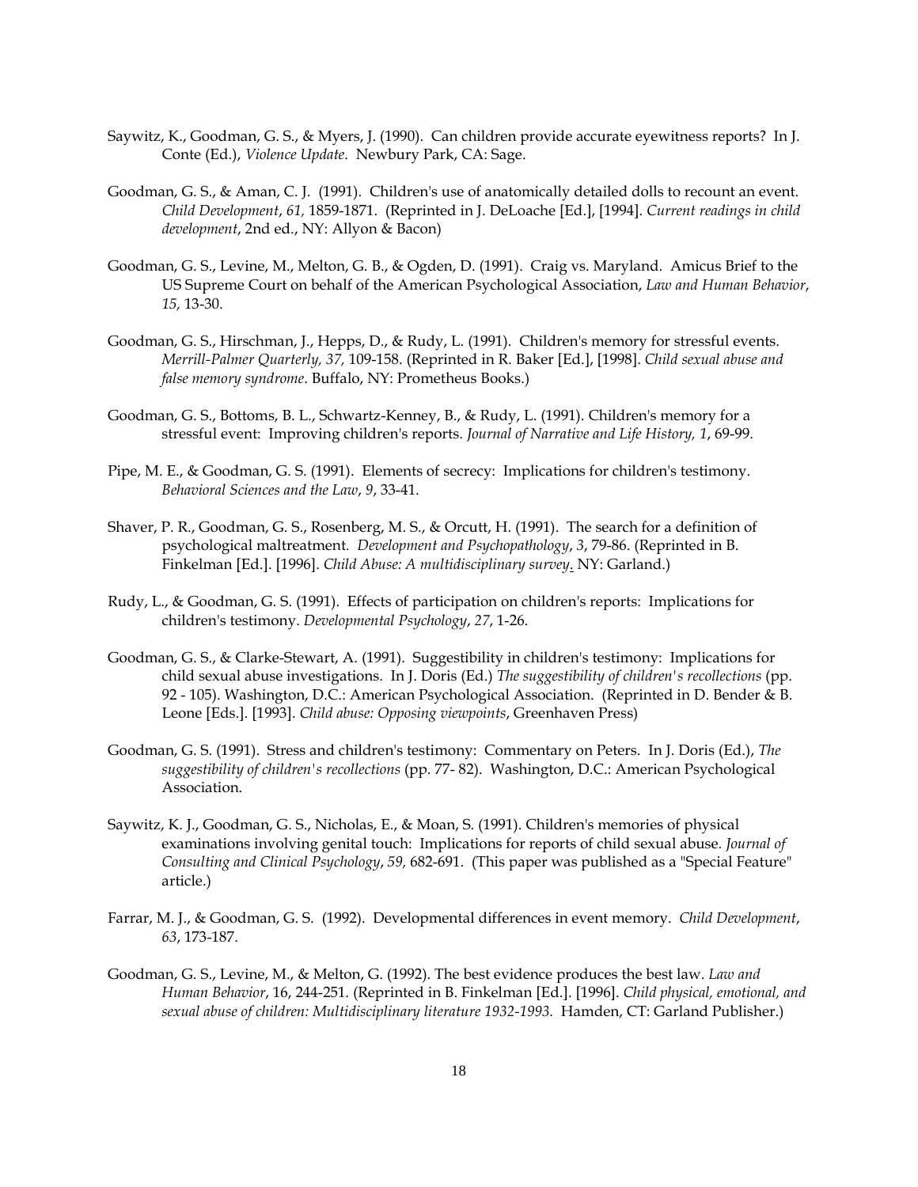Saywitz, K., Goodman, G. S., & Myers, J. (1990). Can children provide accurate eyewitness reports? In J. Conte (Ed.), *Violence Update*. Newbury Park, CA: Sage.

Goodman, G. S., & Aman, C. J. (1991). Children's use of anatomically detailed dolls to recount an event. *Child Development*, *61,* 1859-1871. (Reprinted in J. DeLoache [Ed.], [1994]. *Current readings in child development*, 2nd ed., NY: Allyon & Bacon)

Goodman, G. S., Levine, M., Melton, G. B., & Ogden, D. (1991). Craig vs. Maryland. Amicus Brief to the US Supreme Court on behalf of the American Psychological Association, *Law and Human Behavior*, *15,* 13-30.

Goodman, G. S., Hirschman, J., Hepps, D., & Rudy, L. (1991). Children's memory for stressful events. *Merrill-Palmer Quarterly, 37,* 109-158. (Reprinted in R. Baker [Ed.], [1998]. *Child sexual abuse and false memory syndrome*. Buffalo, NY: Prometheus Books.)

Goodman, G. S., Bottoms, B. L., Schwartz-Kenney, B., & Rudy, L. (1991). Children's memory for a stressful event: Improving children's reports. *Journal of Narrative and Life History, 1*, 69-99.

Pipe, M. E., & Goodman, G. S. (1991). Elements of secrecy: Implications for children's testimony. *Behavioral Sciences and the Law*, *9*, 33-41.

Shaver, P. R., Goodman, G. S., Rosenberg, M. S., & Orcutt, H. (1991). The search for a definition of psychological maltreatment. *Development and Psychopathology*, *3*, 79-86. (Reprinted in B. Finkelman [Ed.]. [1996]. *Child Abuse: A multidisciplinary survey*. NY: Garland.)

Rudy, L., & Goodman, G. S. (1991). Effects of participation on children's reports: Implications for children's testimony. *Developmental Psychology*, *27*, 1-26.

Goodman, G. S., & Clarke-Stewart, A. (1991). Suggestibility in children's testimony: Implications for child sexual abuse investigations. In J. Doris (Ed.) *The suggestibility of children's recollections* (pp. 92 - 105). Washington, D.C.: American Psychological Association. (Reprinted in D. Bender & B. Leone [Eds.]. [1993]. *Child abuse: Opposing viewpoints*, Greenhaven Press)

Goodman, G. S. (1991). Stress and children's testimony: Commentary on Peters. In J. Doris (Ed.), *The suggestibility of children's recollections* (pp. 77- 82). Washington, D.C.: American Psychological Association.

Saywitz, K. J., Goodman, G. S., Nicholas, E., & Moan, S. (1991). Children's memories of physical examinations involving genital touch: Implications for reports of child sexual abuse. *Journal of Consulting and Clinical Psychology*, *59,* 682-691. (This paper was published as a "Special Feature" article.)

Farrar, M. J., & Goodman, G. S. (1992). Developmental differences in event memory. *Child Development*, *63*, 173-187.

Goodman, G. S., Levine, M., & Melton, G. (1992). The best evidence produces the best law. *Law and Human Behavior*, 16, 244-251. (Reprinted in B. Finkelman [Ed.]. [1996]. *Child physical, emotional, and sexual abuse of children: Multidisciplinary literature 1932-1993.* Hamden, CT: Garland Publisher.)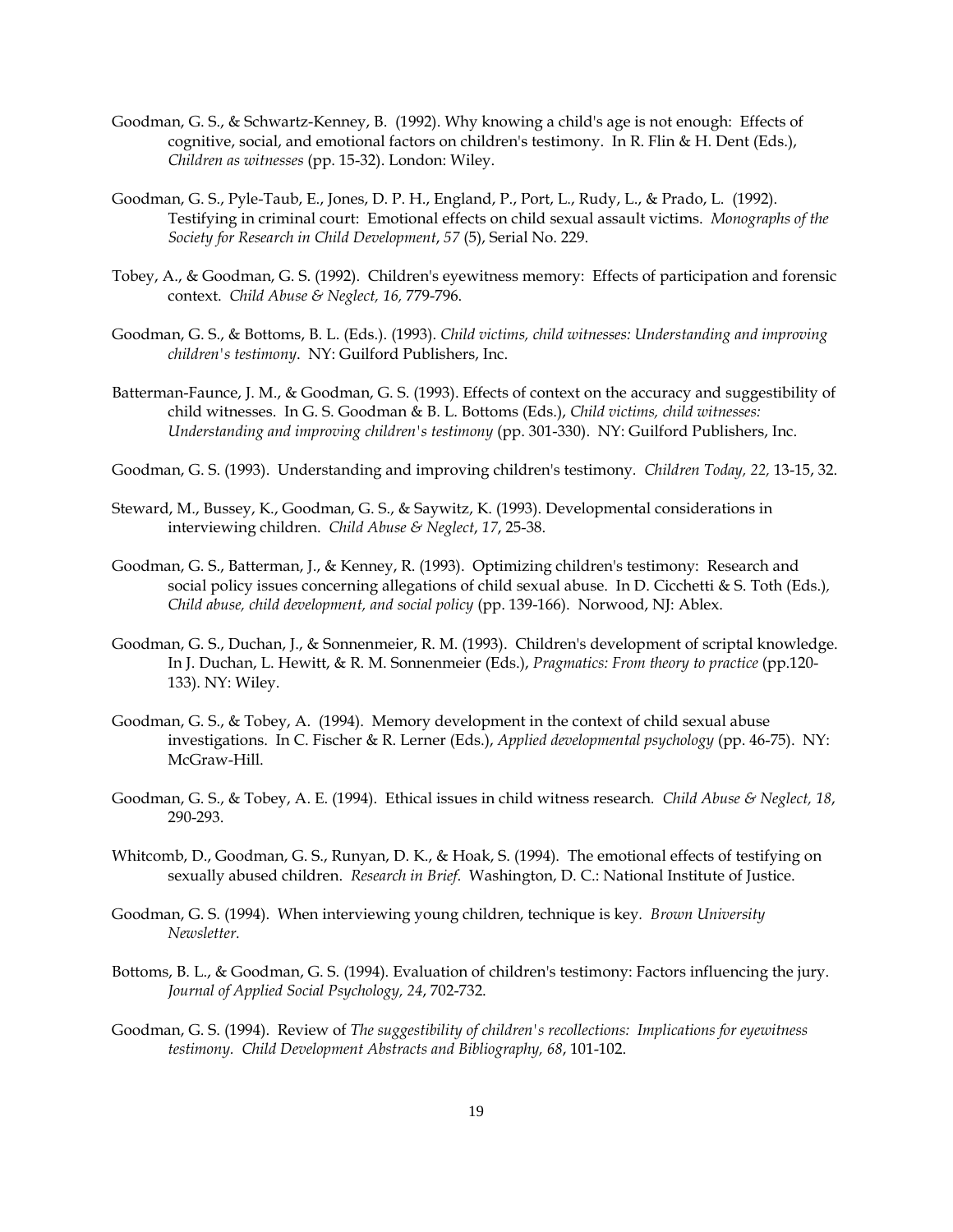Goodman, G. S., & Schwartz-Kenney, B. (1992). Why knowing a child's age is not enough: Effects of cognitive, social, and emotional factors on children's testimony. In R. Flin & H. Dent (Eds.), *Children as witnesses* (pp. 15-32). London: Wiley.

Goodman, G. S., Pyle-Taub, E., Jones, D. P. H., England, P., Port, L., Rudy, L., & Prado, L. (1992). Testifying in criminal court: Emotional effects on child sexual assault victims. *Monographs of the Society for Research in Child Development*, *57* (5), Serial No. 229.

Tobey, A., & Goodman, G. S. (1992). Children's eyewitness memory: Effects of participation and forensic context. *Child Abuse & Neglect, 16,* 779-796.

Goodman, G. S., & Bottoms, B. L. (Eds.). (1993). *Child victims, child witnesses: Understanding and improving children's testimony*. NY: Guilford Publishers, Inc.

Batterman-Faunce, J. M., & Goodman, G. S. (1993). Effects of context on the accuracy and suggestibility of child witnesses. In G. S. Goodman & B. L. Bottoms (Eds.), *Child victims, child witnesses: Understanding and improving children's testimony* (pp. 301-330). NY: Guilford Publishers, Inc.

Goodman, G. S. (1993). Understanding and improving children's testimony. *Children Today, 22,* 13-15, 32.

Steward, M., Bussey, K., Goodman, G. S., & Saywitz, K. (1993). Developmental considerations in interviewing children. *Child Abuse & Neglect*, *17*, 25-38.

Goodman, G. S., Batterman, J., & Kenney, R. (1993). Optimizing children's testimony: Research and social policy issues concerning allegations of child sexual abuse. In D. Cicchetti & S. Toth (Eds.), *Child abuse, child development, and social policy* (pp. 139-166). Norwood, NJ: Ablex.

Goodman, G. S., Duchan, J., & Sonnenmeier, R. M. (1993). Children's development of scriptal knowledge. In J. Duchan, L. Hewitt, & R. M. Sonnenmeier (Eds.), *Pragmatics: From theory to practice* (pp.120-133). NY: Wiley.

Goodman, G. S., & Tobey, A. (1994). Memory development in the context of child sexual abuse investigations. In C. Fischer & R. Lerner (Eds.), *Applied developmental psychology* (pp. 46-75). NY: McGraw-Hill.

Goodman, G. S., & Tobey, A. E. (1994). Ethical issues in child witness research. *Child Abuse & Neglect, 18*, 290-293.

Whitcomb, D., Goodman, G. S., Runyan, D. K., & Hoak, S. (1994). The emotional effects of testifying on sexually abused children. *Research in Brief*. Washington, D. C.: National Institute of Justice.

Goodman, G. S. (1994). When interviewing young children, technique is key. *Brown University Newsletter.*

Bottoms, B. L., & Goodman, G. S. (1994). Evaluation of children's testimony: Factors influencing the jury. *Journal of Applied Social Psychology, 24*, 702-732.

Goodman, G. S. (1994). Review of *The suggestibility of children's recollections: Implications for eyewitness testimony. Child Development Abstracts and Bibliography, 68*, 101-102.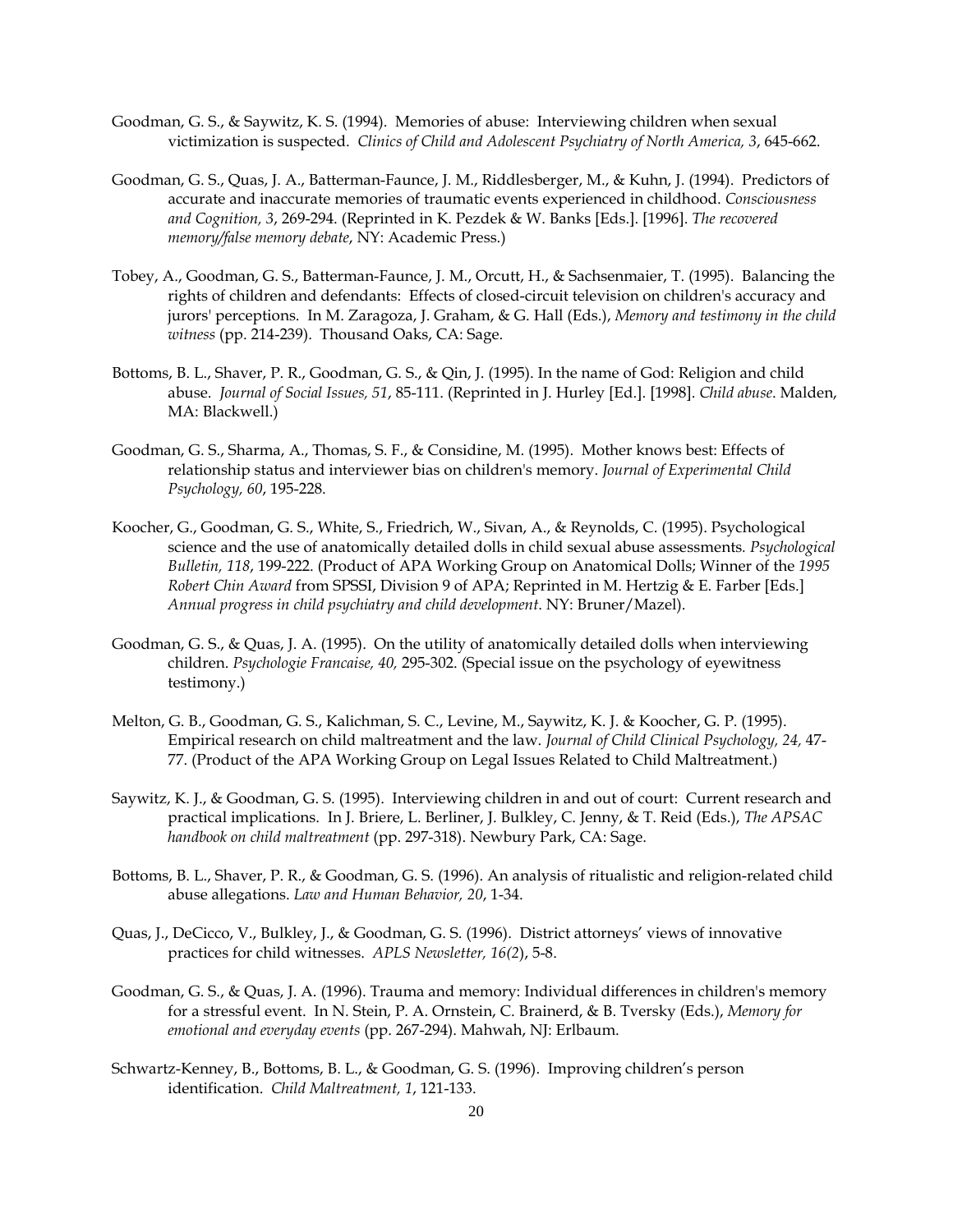Goodman, G. S., & Saywitz, K. S. (1994). Memories of abuse: Interviewing children when sexual victimization is suspected. *Clinics of Child and Adolescent Psychiatry of North America, 3*, 645-662.

Goodman, G. S., Quas, J. A., Batterman-Faunce, J. M., Riddlesberger, M., & Kuhn, J. (1994). Predictors of accurate and inaccurate memories of traumatic events experienced in childhood. *Consciousness and Cognition, 3*, 269-294. (Reprinted in K. Pezdek & W. Banks [Eds.]. [1996]. *The recovered memory/false memory debate*, NY: Academic Press.)

Tobey, A., Goodman, G. S., Batterman-Faunce, J. M., Orcutt, H., & Sachsenmaier, T. (1995). Balancing the rights of children and defendants: Effects of closed-circuit television on children's accuracy and jurors' perceptions. In M. Zaragoza, J. Graham, & G. Hall (Eds.), *Memory and testimony in the child witness* (pp. 214-239). Thousand Oaks, CA: Sage.

Bottoms, B. L., Shaver, P. R., Goodman, G. S., & Qin, J. (1995). In the name of God: Religion and child abuse. *Journal of Social Issues, 51*, 85-111. (Reprinted in J. Hurley [Ed.]. [1998]. *Child abuse*. Malden, MA: Blackwell.)

Goodman, G. S., Sharma, A., Thomas, S. F., & Considine, M. (1995). Mother knows best: Effects of relationship status and interviewer bias on children's memory. *Journal of Experimental Child Psychology, 60*, 195-228.

Koocher, G., Goodman, G. S., White, S., Friedrich, W., Sivan, A., & Reynolds, C. (1995). Psychological science and the use of anatomically detailed dolls in child sexual abuse assessments. *Psychological Bulletin, 118*, 199-222. (Product of APA Working Group on Anatomical Dolls; Winner of the *1995 Robert Chin Award* from SPSSI, Division 9 of APA; Reprinted in M. Hertzig & E. Farber [Eds.] *Annual progress in child psychiatry and child development*. NY: Bruner/Mazel).

Goodman, G. S., & Quas, J. A. (1995). On the utility of anatomically detailed dolls when interviewing children. *Psychologie Francaise, 40,* 295-302. (Special issue on the psychology of eyewitness testimony.)

Melton, G. B., Goodman, G. S., Kalichman, S. C., Levine, M., Saywitz, K. J. & Koocher, G. P. (1995). Empirical research on child maltreatment and the law. *Journal of Child Clinical Psychology, 24,* 47-77. (Product of the APA Working Group on Legal Issues Related to Child Maltreatment.)

Saywitz, K. J., & Goodman, G. S. (1995). Interviewing children in and out of court: Current research and practical implications. In J. Briere, L. Berliner, J. Bulkley, C. Jenny, & T. Reid (Eds.), *The APSAC handbook on child maltreatment* (pp. 297-318). Newbury Park, CA: Sage.

Bottoms, B. L., Shaver, P. R., & Goodman, G. S. (1996). An analysis of ritualistic and religion-related child abuse allegations. *Law and Human Behavior, 20*, 1-34.

Quas, J., DeCicco, V., Bulkley, J., & Goodman, G. S. (1996). District attorneys' views of innovative practices for child witnesses. *APLS Newsletter, 16(2*), 5-8.

Goodman, G. S., & Quas, J. A. (1996). Trauma and memory: Individual differences in children's memory for a stressful event. In N. Stein, P. A. Ornstein, C. Brainerd, & B. Tversky (Eds.), *Memory for emotional and everyday events* (pp. 267-294). Mahwah, NJ: Erlbaum.

Schwartz-Kenney, B., Bottoms, B. L., & Goodman, G. S. (1996). Improving children's person identification. *Child Maltreatment, 1*, 121-133.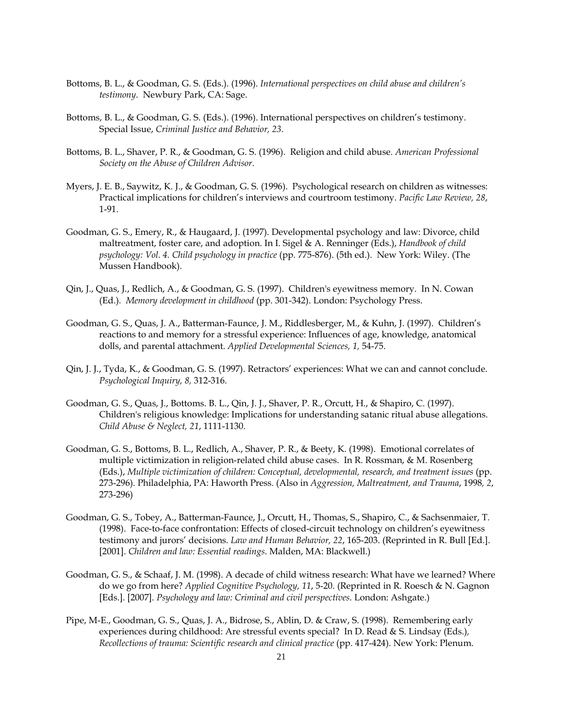Bottoms, B. L., & Goodman, G. S. (Eds.). (1996). *International perspectives on child abuse and children's testimony*. Newbury Park, CA: Sage.

Bottoms, B. L., & Goodman, G. S. (Eds.). (1996). International perspectives on children's testimony. Special Issue, *Criminal Justice and Behavior, 23*.

Bottoms, B. L., Shaver, P. R., & Goodman, G. S. (1996). Religion and child abuse. *American Professional Society on the Abuse of Children Advisor*.

Myers, J. E. B., Saywitz, K. J., & Goodman, G. S. (1996). Psychological research on children as witnesses: Practical implications for children's interviews and courtroom testimony. *Pacific Law Review, 28*, 1-91.

Goodman, G. S., Emery, R., & Haugaard, J. (1997). Developmental psychology and law: Divorce, child maltreatment, foster care, and adoption. In I. Sigel & A. Renninger (Eds.), *Handbook of child psychology: Vol. 4. Child psychology in practice* (pp. 775-876). (5th ed.). New York: Wiley. (The Mussen Handbook).

Qin, J., Quas, J., Redlich, A., & Goodman, G. S. (1997). Children's eyewitness memory. In N. Cowan (Ed.). *Memory development in childhood* (pp. 301-342). London: Psychology Press.

Goodman, G. S., Quas, J. A., Batterman-Faunce, J. M., Riddlesberger, M., & Kuhn, J. (1997). Children's reactions to and memory for a stressful experience: Influences of age, knowledge, anatomical dolls, and parental attachment. *Applied Developmental Sciences, 1,* 54-75.

Qin, J. J., Tyda, K., & Goodman, G. S. (1997). Retractors' experiences: What we can and cannot conclude. *Psychological Inquiry, 8,* 312-316.

Goodman, G. S., Quas, J., Bottoms. B. L., Qin, J. J., Shaver, P. R., Orcutt, H., & Shapiro, C. (1997). Children's religious knowledge: Implications for understanding satanic ritual abuse allegations. *Child Abuse & Neglect, 21*, 1111-1130.

Goodman, G. S., Bottoms, B. L., Redlich, A., Shaver, P. R., & Beety, K. (1998). Emotional correlates of multiple victimization in religion-related child abuse cases. In R. Rossman, & M. Rosenberg (Eds.), *Multiple victimization of children: Conceptual, developmental, research, and treatment issues* (pp. 273-296). Philadelphia, PA: Haworth Press. (Also in *Aggression, Maltreatment, and Trauma*, 1998*, 2*, 273-296)

Goodman, G. S., Tobey, A., Batterman-Faunce, J., Orcutt, H., Thomas, S., Shapiro, C., & Sachsenmaier, T. (1998). Face-to-face confrontation: Effects of closed-circuit technology on children's eyewitness testimony and jurors' decisions*. Law and Human Behavior, 22*, 165-203. (Reprinted in R. Bull [Ed.]. [2001]. *Children and law: Essential readings*. Malden, MA: Blackwell.)

Goodman, G. S., & Schaaf, J. M. (1998). A decade of child witness research: What have we learned? Where do we go from here? *Applied Cognitive Psychology, 11*, 5-20. (Reprinted in R. Roesch & N. Gagnon [Eds.]. [2007]. *Psychology and law: Criminal and civil perspectives*. London: Ashgate.)

Pipe, M-E., Goodman, G. S., Quas, J. A., Bidrose, S., Ablin, D. & Craw, S. (1998). Remembering early experiences during childhood: Are stressful events special? In D. Read & S. Lindsay (Eds.), *Recollections of trauma: Scientific research and clinical practice* (pp. 417-424). New York: Plenum.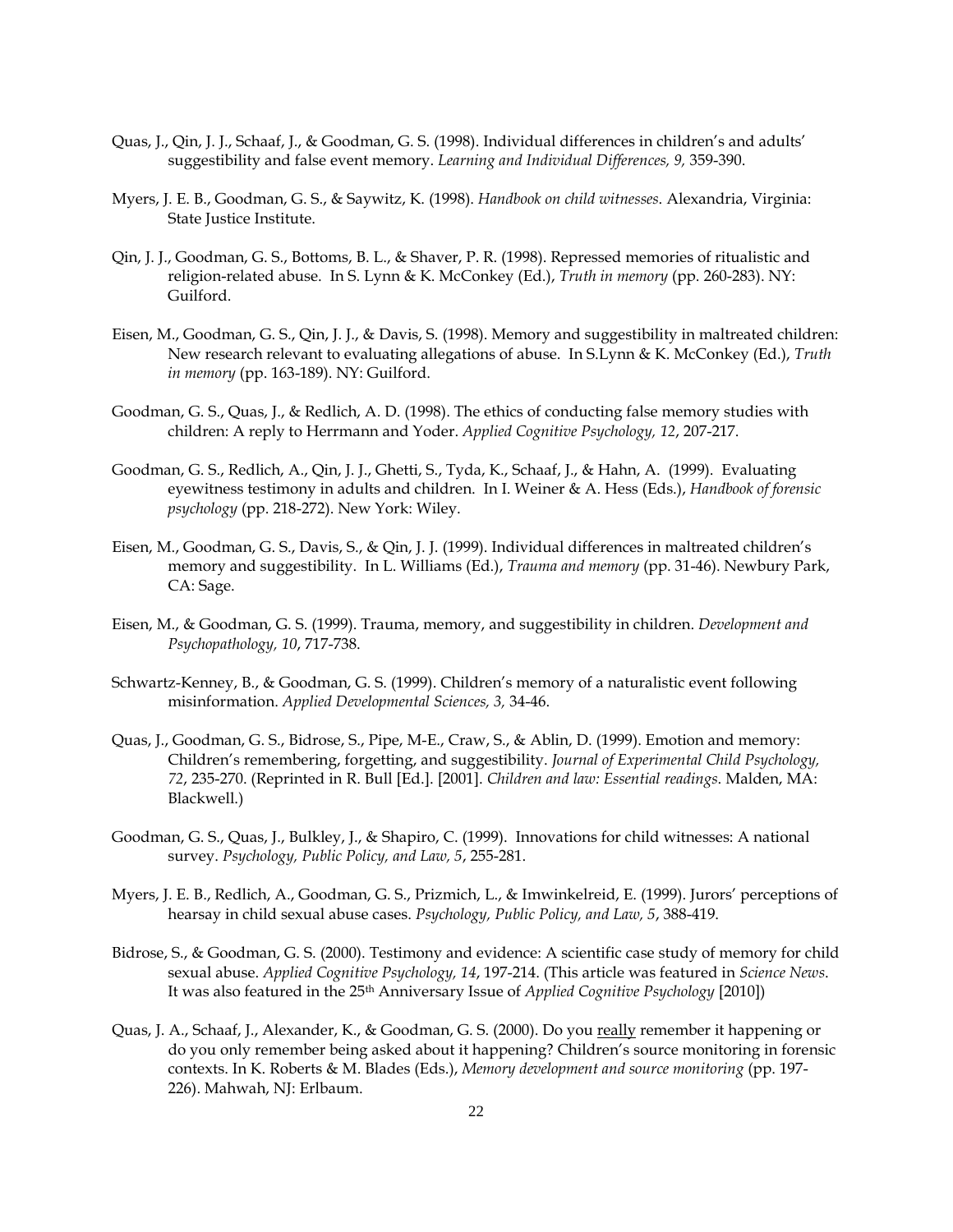Quas, J., Qin, J. J., Schaaf, J., & Goodman, G. S. (1998). Individual differences in children's and adults' suggestibility and false event memory. *Learning and Individual Differences, 9,* 359-390.

Myers, J. E. B., Goodman, G. S., & Saywitz, K. (1998). *Handbook on child witnesses*. Alexandria, Virginia: State Justice Institute.

Qin, J. J., Goodman, G. S., Bottoms, B. L., & Shaver, P. R. (1998). Repressed memories of ritualistic and religion-related abuse. In S. Lynn & K. McConkey (Ed.), *Truth in memory* (pp. 260-283). NY: Guilford.

Eisen, M., Goodman, G. S., Qin, J. J., & Davis, S. (1998). Memory and suggestibility in maltreated children: New research relevant to evaluating allegations of abuse. In S.Lynn & K. McConkey (Ed.), *Truth in memory* (pp. 163-189). NY: Guilford.

Goodman, G. S., Quas, J., & Redlich, A. D. (1998). The ethics of conducting false memory studies with children: A reply to Herrmann and Yoder. *Applied Cognitive Psychology, 12*, 207-217.

Goodman, G. S., Redlich, A., Qin, J. J., Ghetti, S., Tyda, K., Schaaf, J., & Hahn, A. (1999). Evaluating eyewitness testimony in adults and children. In I. Weiner & A. Hess (Eds.), *Handbook of forensic psychology* (pp. 218-272). New York: Wiley.

Eisen, M., Goodman, G. S., Davis, S., & Qin, J. J. (1999). Individual differences in maltreated children's memory and suggestibility. In L. Williams (Ed.), *Trauma and memory* (pp. 31-46). Newbury Park, CA: Sage.

Eisen, M., & Goodman, G. S. (1999). Trauma, memory, and suggestibility in children. *Development and Psychopathology, 10*, 717-738.

Schwartz-Kenney, B., & Goodman, G. S. (1999). Children's memory of a naturalistic event following misinformation. *Applied Developmental Sciences, 3,* 34-46.

Quas, J., Goodman, G. S., Bidrose, S., Pipe, M-E., Craw, S., & Ablin, D. (1999). Emotion and memory: Children's remembering, forgetting, and suggestibility. *Journal of Experimental Child Psychology, 72*, 235-270. (Reprinted in R. Bull [Ed.]. [2001]. *Children and law: Essential readings*. Malden, MA: Blackwell.)

Goodman, G. S., Quas, J., Bulkley, J., & Shapiro, C. (1999). Innovations for child witnesses: A national survey. *Psychology, Public Policy, and Law, 5*, 255-281.

Myers, J. E. B., Redlich, A., Goodman, G. S., Prizmich, L., & Imwinkelreid, E. (1999). Jurors' perceptions of hearsay in child sexual abuse cases. *Psychology, Public Policy, and Law, 5*, 388-419.

Bidrose, S., & Goodman, G. S. (2000). Testimony and evidence: A scientific case study of memory for child sexual abuse. *Applied Cognitive Psychology, 14*, 197-214. (This article was featured in *Science News*. It was also featured in the 25th Anniversary Issue of *Applied Cognitive Psychology* [2010])

Quas, J. A., Schaaf, J., Alexander, K., & Goodman, G. S. (2000). Do you really remember it happening or do you only remember being asked about it happening? Children's source monitoring in forensic contexts. In K. Roberts & M. Blades (Eds.), *Memory development and source monitoring* (pp. 197-226). Mahwah, NJ: Erlbaum.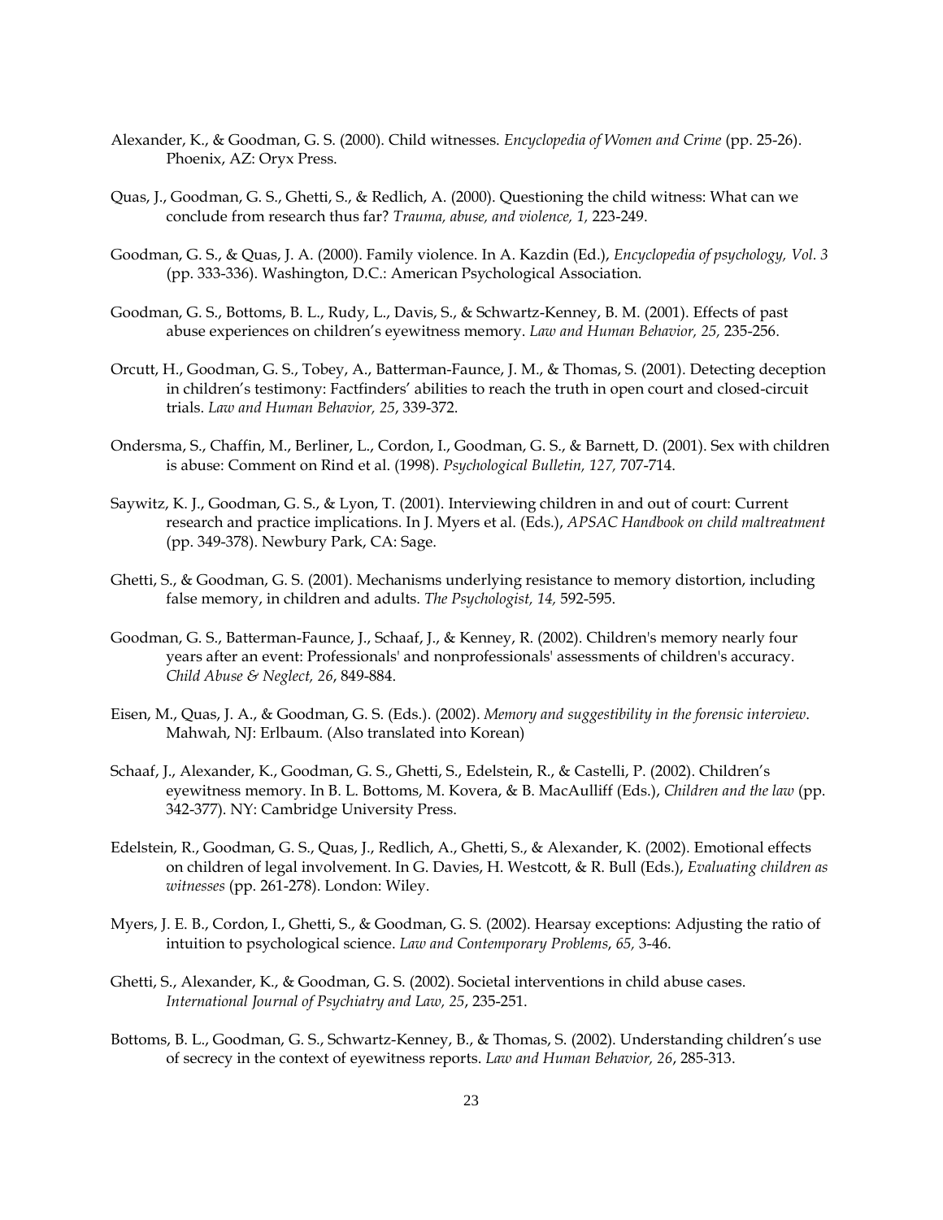Alexander, K., & Goodman, G. S. (2000). Child witnesses. *Encyclopedia of Women and Crime* (pp. 25-26). Phoenix, AZ: Oryx Press.

Quas, J., Goodman, G. S., Ghetti, S., & Redlich, A. (2000). Questioning the child witness: What can we conclude from research thus far? *Trauma, abuse, and violence, 1,* 223-249.

Goodman, G. S., & Quas, J. A. (2000). Family violence. In A. Kazdin (Ed.), *Encyclopedia of psychology, Vol. 3* (pp. 333-336). Washington, D.C.: American Psychological Association.

Goodman, G. S., Bottoms, B. L., Rudy, L., Davis, S., & Schwartz-Kenney, B. M. (2001). Effects of past abuse experiences on children's eyewitness memory. *Law and Human Behavior, 25,* 235-256.

Orcutt, H., Goodman, G. S., Tobey, A., Batterman-Faunce, J. M., & Thomas, S. (2001). Detecting deception in children's testimony: Factfinders' abilities to reach the truth in open court and closed-circuit trials. *Law and Human Behavior, 25*, 339-372.

Ondersma, S., Chaffin, M., Berliner, L., Cordon, I., Goodman, G. S., & Barnett, D. (2001). Sex with children is abuse: Comment on Rind et al. (1998). *Psychological Bulletin, 127,* 707-714.

Saywitz, K. J., Goodman, G. S., & Lyon, T. (2001). Interviewing children in and out of court: Current research and practice implications. In J. Myers et al. (Eds.), *APSAC Handbook on child maltreatment* (pp. 349-378). Newbury Park, CA: Sage.

Ghetti, S., & Goodman, G. S. (2001). Mechanisms underlying resistance to memory distortion, including false memory, in children and adults. *The Psychologist, 14,* 592-595.

Goodman, G. S., Batterman-Faunce, J., Schaaf, J., & Kenney, R. (2002). Children's memory nearly four years after an event: Professionals' and nonprofessionals' assessments of children's accuracy. *Child Abuse & Neglect, 26*, 849-884.

Eisen, M., Quas, J. A., & Goodman, G. S. (Eds.). (2002). *Memory and suggestibility in the forensic interview*. Mahwah, NJ: Erlbaum. (Also translated into Korean)

Schaaf, J., Alexander, K., Goodman, G. S., Ghetti, S., Edelstein, R., & Castelli, P. (2002). Children's eyewitness memory. In B. L. Bottoms, M. Kovera, & B. MacAulliff (Eds.), *Children and the law* (pp. 342-377). NY: Cambridge University Press.

Edelstein, R., Goodman, G. S., Quas, J., Redlich, A., Ghetti, S., & Alexander, K. (2002). Emotional effects on children of legal involvement. In G. Davies, H. Westcott, & R. Bull (Eds.), *Evaluating children as witnesses* (pp. 261-278). London: Wiley.

Myers, J. E. B., Cordon, I., Ghetti, S., & Goodman, G. S. (2002). Hearsay exceptions: Adjusting the ratio of intuition to psychological science. *Law and Contemporary Problems*, *65,* 3-46.

Ghetti, S., Alexander, K., & Goodman, G. S. (2002). Societal interventions in child abuse cases. *International Journal of Psychiatry and Law, 25*, 235-251.

Bottoms, B. L., Goodman, G. S., Schwartz-Kenney, B., & Thomas, S. (2002). Understanding children's use of secrecy in the context of eyewitness reports. *Law and Human Behavior, 26*, 285-313.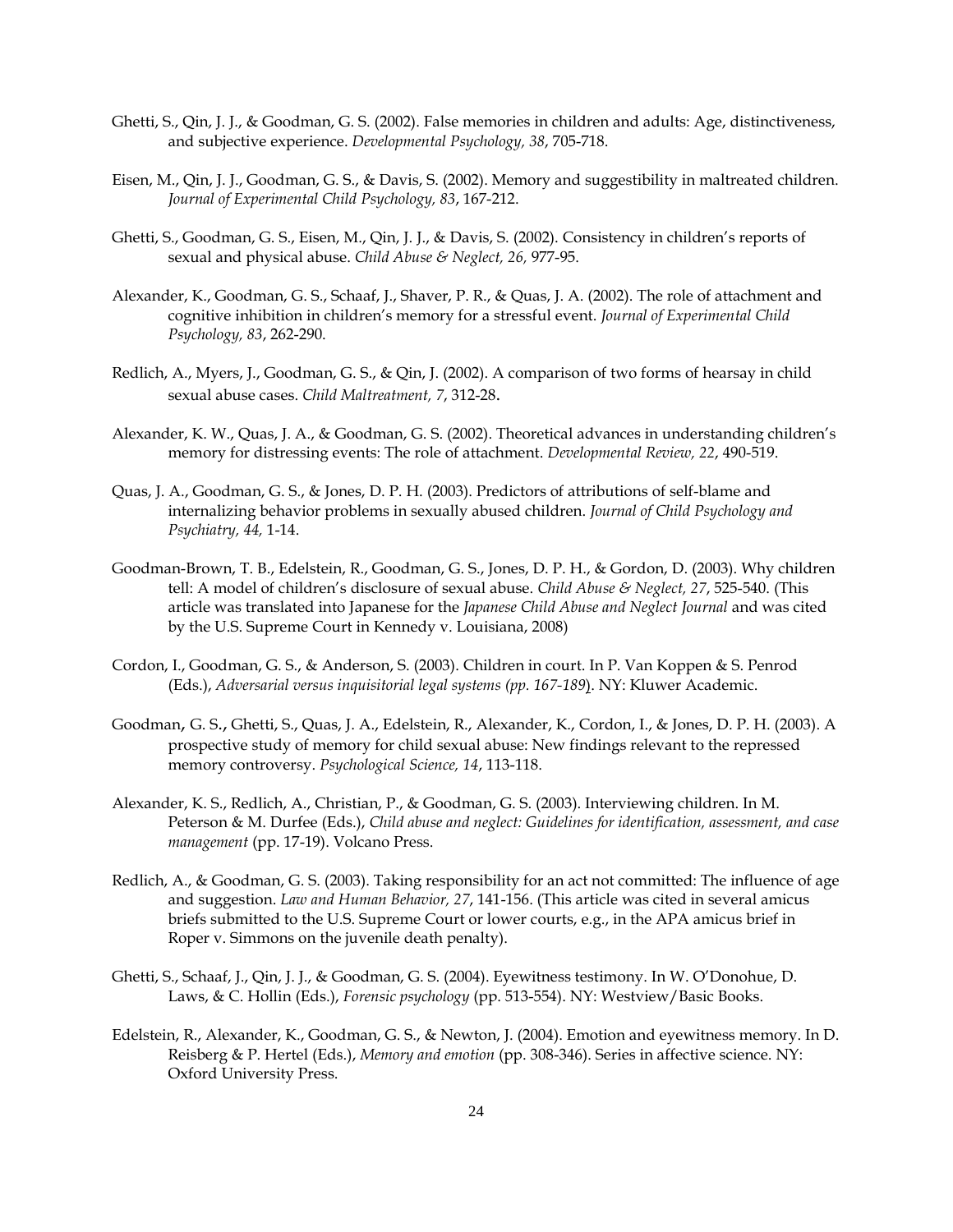Ghetti, S., Qin, J. J., & Goodman, G. S. (2002). False memories in children and adults: Age, distinctiveness, and subjective experience. *Developmental Psychology, 38*, 705-718.

Eisen, M., Qin, J. J., Goodman, G. S., & Davis, S. (2002). Memory and suggestibility in maltreated children. *Journal of Experimental Child Psychology, 83*, 167-212.

Ghetti, S., Goodman, G. S., Eisen, M., Qin, J. J., & Davis, S. (2002). Consistency in children's reports of sexual and physical abuse. *Child Abuse & Neglect, 26,* 977-95.

Alexander, K., Goodman, G. S., Schaaf, J., Shaver, P. R., & Quas, J. A. (2002). The role of attachment and cognitive inhibition in children's memory for a stressful event. *Journal of Experimental Child Psychology, 83*, 262-290.

Redlich, A., Myers, J., Goodman, G. S., & Qin, J. (2002). A comparison of two forms of hearsay in child sexual abuse cases. *Child Maltreatment, 7*, 312-28.

Alexander, K. W., Quas, J. A., & Goodman, G. S. (2002). Theoretical advances in understanding children's memory for distressing events: The role of attachment. *Developmental Review, 22*, 490-519.

Quas, J. A., Goodman, G. S., & Jones, D. P. H. (2003). Predictors of attributions of self-blame and internalizing behavior problems in sexually abused children. *Journal of Child Psychology and Psychiatry, 44,* 1-14.

Goodman-Brown, T. B., Edelstein, R., Goodman, G. S., Jones, D. P. H., & Gordon, D. (2003). Why children tell: A model of children's disclosure of sexual abuse. *Child Abuse & Neglect, 27*, 525-540. (This article was translated into Japanese for the *Japanese Child Abuse and Neglect Journal* and was cited by the U.S. Supreme Court in Kennedy v. Louisiana, 2008)

Cordon, I., Goodman, G. S., & Anderson, S. (2003). Children in court. In P. Van Koppen & S. Penrod (Eds.), *Adversarial versus inquisitorial legal systems (pp. 167-189)*. NY: Kluwer Academic.

Goodman, G. S., Ghetti, S., Quas, J. A., Edelstein, R., Alexander, K., Cordon, I., & Jones, D. P. H. (2003). A prospective study of memory for child sexual abuse: New findings relevant to the repressed memory controversy. *Psychological Science, 14*, 113-118.

Alexander, K. S., Redlich, A., Christian, P., & Goodman, G. S. (2003). Interviewing children. In M. Peterson & M. Durfee (Eds.), *Child abuse and neglect: Guidelines for identification, assessment, and case management* (pp. 17-19). Volcano Press.

Redlich, A., & Goodman, G. S. (2003). Taking responsibility for an act not committed: The influence of age and suggestion. *Law and Human Behavior, 27*, 141-156. (This article was cited in several amicus briefs submitted to the U.S. Supreme Court or lower courts, e.g., in the APA amicus brief in Roper v. Simmons on the juvenile death penalty).

Ghetti, S., Schaaf, J., Qin, J. J., & Goodman, G. S. (2004). Eyewitness testimony. In W. O'Donohue, D. Laws, & C. Hollin (Eds.), *Forensic psychology* (pp. 513-554). NY: Westview/Basic Books.

Edelstein, R., Alexander, K., Goodman, G. S., & Newton, J. (2004). Emotion and eyewitness memory. In D. Reisberg & P. Hertel (Eds.), *Memory and emotion* (pp. 308-346). Series in affective science. NY: Oxford University Press.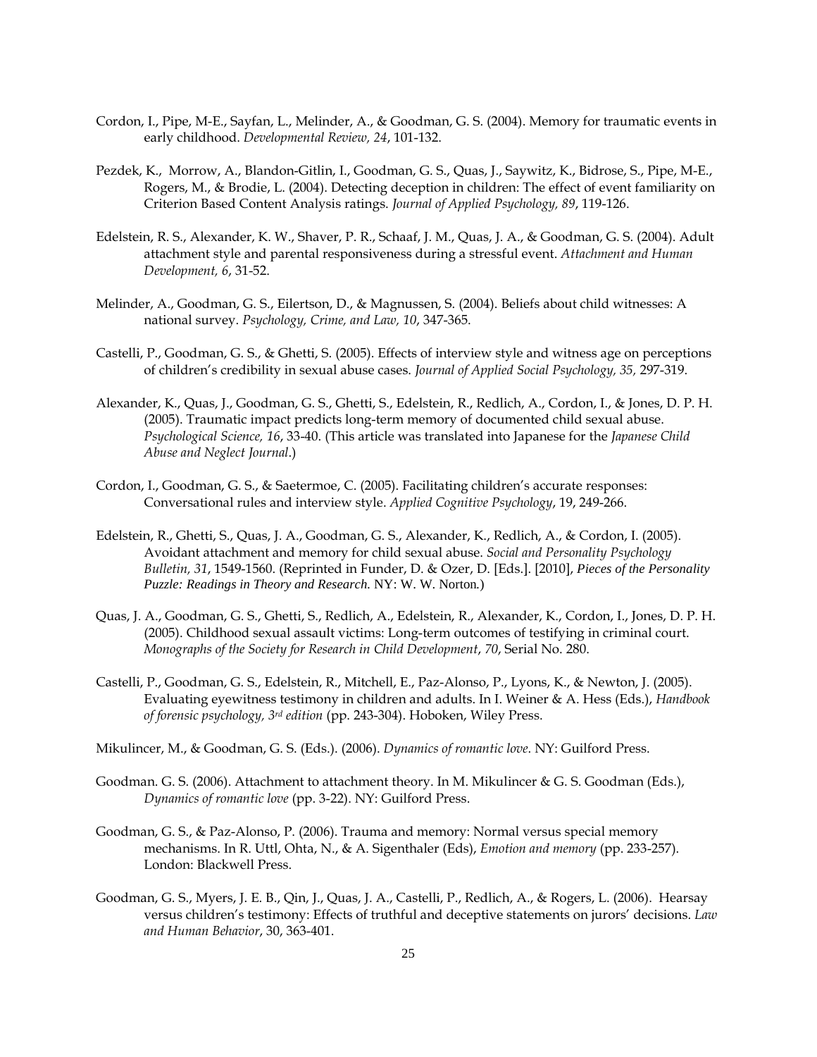Cordon, I., Pipe, M-E., Sayfan, L., Melinder, A., & Goodman, G. S. (2004). Memory for traumatic events in early childhood. *Developmental Review, 24*, 101-132.

Pezdek, K., Morrow, A., Blandon-Gitlin, I., Goodman, G. S., Quas, J., Saywitz, K., Bidrose, S., Pipe, M-E., Rogers, M., & Brodie, L. (2004). Detecting deception in children: The effect of event familiarity on Criterion Based Content Analysis ratings. *Journal of Applied Psychology, 89*, 119-126.

Edelstein, R. S., Alexander, K. W., Shaver, P. R., Schaaf, J. M., Quas, J. A., & Goodman, G. S. (2004). Adult attachment style and parental responsiveness during a stressful event. *Attachment and Human Development, 6*, 31-52.

Melinder, A., Goodman, G. S., Eilertson, D., & Magnussen, S. (2004). Beliefs about child witnesses: A national survey. *Psychology, Crime, and Law, 10*, 347-365.

Castelli, P., Goodman, G. S., & Ghetti, S. (2005). Effects of interview style and witness age on perceptions of children's credibility in sexual abuse cases. *Journal of Applied Social Psychology, 35,* 297-319.

Alexander, K., Quas, J., Goodman, G. S., Ghetti, S., Edelstein, R., Redlich, A., Cordon, I., & Jones, D. P. H. (2005). Traumatic impact predicts long-term memory of documented child sexual abuse. *Psychological Science, 16*, 33-40. (This article was translated into Japanese for the *Japanese Child Abuse and Neglect Journal*.)

Cordon, I., Goodman, G. S., & Saetermoe, C. (2005). Facilitating children's accurate responses: Conversational rules and interview style. *Applied Cognitive Psychology*, 19, 249-266.

Edelstein, R., Ghetti, S., Quas, J. A., Goodman, G. S., Alexander, K., Redlich, A., & Cordon, I. (2005). Avoidant attachment and memory for child sexual abuse. *Social and Personality Psychology Bulletin, 31*, 1549-1560. (Reprinted in Funder, D. & Ozer, D. [Eds.]. [2010], *Pieces of the Personality Puzzle: Readings in Theory and Research.* NY: W. W. Norton.)

Quas, J. A., Goodman, G. S., Ghetti, S., Redlich, A., Edelstein, R., Alexander, K., Cordon, I., Jones, D. P. H. (2005). Childhood sexual assault victims: Long-term outcomes of testifying in criminal court. *Monographs of the Society for Research in Child Development*, *70*, Serial No. 280.

Castelli, P., Goodman, G. S., Edelstein, R., Mitchell, E., Paz-Alonso, P., Lyons, K., & Newton, J. (2005). Evaluating eyewitness testimony in children and adults. In I. Weiner & A. Hess (Eds.), *Handbook of forensic psychology, 3rd edition* (pp. 243-304). Hoboken, Wiley Press.

Mikulincer, M., & Goodman, G. S. (Eds.). (2006). *Dynamics of romantic love*. NY: Guilford Press.

Goodman. G. S. (2006). Attachment to attachment theory. In M. Mikulincer & G. S. Goodman (Eds.), *Dynamics of romantic love* (pp. 3-22). NY: Guilford Press.

Goodman, G. S., & Paz-Alonso, P. (2006). Trauma and memory: Normal versus special memory mechanisms. In R. Uttl, Ohta, N., & A. Sigenthaler (Eds), *Emotion and memory* (pp. 233-257). London: Blackwell Press.

Goodman, G. S., Myers, J. E. B., Qin, J., Quas, J. A., Castelli, P., Redlich, A., & Rogers, L. (2006). Hearsay versus children's testimony: Effects of truthful and deceptive statements on jurors' decisions. *Law and Human Behavior*, 30, 363-401.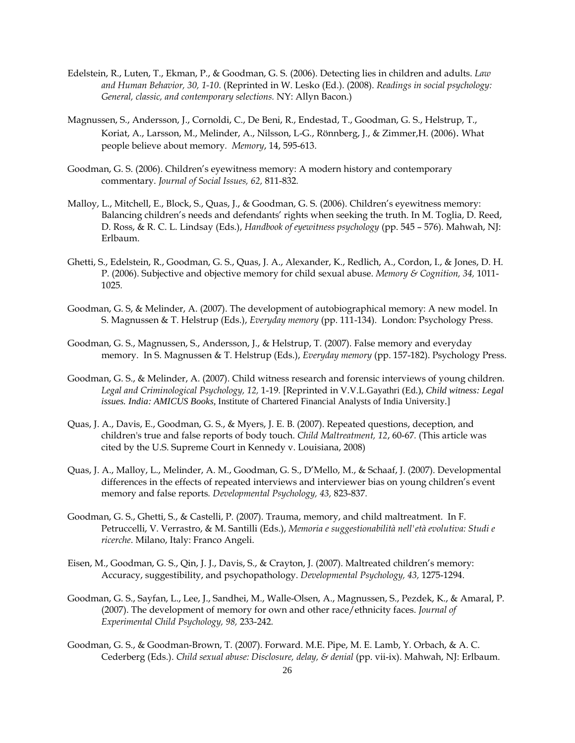Edelstein, R., Luten, T., Ekman, P., & Goodman, G. S. (2006). Detecting lies in children and adults. *Law and Human Behavior, 30, 1-10*. (Reprinted in W. Lesko (Ed.). (2008). *Readings in social psychology: General, classic, and contemporary selections.* NY: Allyn Bacon.)

Magnussen, S., Andersson, J., Cornoldi, C., De Beni, R., Endestad, T., Goodman, G. S., Helstrup, T., Koriat, A., Larsson, M., Melinder, A., Nilsson, L-G., Rönnberg, J., & Zimmer,H. (2006). What people believe about memory. *Memory*, 14, 595-613.

Goodman, G. S. (2006). Children's eyewitness memory: A modern history and contemporary commentary. *Journal of Social Issues, 62,* 811-832.

Malloy, L., Mitchell, E., Block, S., Quas, J., & Goodman, G. S. (2006). Children's eyewitness memory: Balancing children's needs and defendants' rights when seeking the truth. In M. Toglia, D. Reed, D. Ross, & R. C. L. Lindsay (Eds.), *Handbook of eyewitness psychology* (pp. 545 – 576). Mahwah, NJ: Erlbaum.

Ghetti, S., Edelstein, R., Goodman, G. S., Quas, J. A., Alexander, K., Redlich, A., Cordon, I., & Jones, D. H. P. (2006). Subjective and objective memory for child sexual abuse. *Memory & Cognition, 34,* 1011-1025.

Goodman, G. S, & Melinder, A. (2007). The development of autobiographical memory: A new model. In S. Magnussen & T. Helstrup (Eds.), *Everyday memory* (pp. 111-134). London: Psychology Press.

Goodman, G. S., Magnussen, S., Andersson, J., & Helstrup, T. (2007). False memory and everyday memory. In S. Magnussen & T. Helstrup (Eds.), *Everyday memory* (pp. 157-182). Psychology Press.

Goodman, G. S., & Melinder, A. (2007). Child witness research and forensic interviews of young children. *Legal and Criminological Psychology, 12,* 1-19. [Reprinted in V.V.L.Gayathri (Ed.), *Child witness: Legal issues. India: AMICUS Books*, Institute of Chartered Financial Analysts of India University.]

Quas, J. A., Davis, E., Goodman, G. S., & Myers, J. E. B. (2007). Repeated questions, deception, and children's true and false reports of body touch. *Child Maltreatment, 12*, 60-67. (This article was cited by the U.S. Supreme Court in Kennedy v. Louisiana, 2008)

Quas, J. A., Malloy, L., Melinder, A. M., Goodman, G. S., D'Mello, M., & Schaaf, J. (2007). Developmental differences in the effects of repeated interviews and interviewer bias on young children's event memory and false reports. *Developmental Psychology, 43,* 823-837.

Goodman, G. S., Ghetti, S., & Castelli, P. (2007). Trauma, memory, and child maltreatment. In F. Petruccelli, V. Verrastro, & M. Santilli (Eds.), *Memoria e suggestionabilità nell'età evolutiva: Studi e ricerche*. Milano, Italy: Franco Angeli.

Eisen, M., Goodman, G. S., Qin, J. J., Davis, S., & Crayton, J. (2007). Maltreated children's memory: Accuracy, suggestibility, and psychopathology. *Developmental Psychology, 43,* 1275-1294.

Goodman, G. S., Sayfan, L., Lee, J., Sandhei, M., Walle-Olsen, A., Magnussen, S., Pezdek, K., & Amaral, P. (2007). The development of memory for own and other race/ethnicity faces. *Journal of Experimental Child Psychology, 98,* 233-242.

Goodman, G. S., & Goodman-Brown, T. (2007). Forward. M.E. Pipe, M. E. Lamb, Y. Orbach, & A. C. Cederberg (Eds.). *Child sexual abuse: Disclosure, delay, & denial* (pp. vii-ix). Mahwah, NJ: Erlbaum.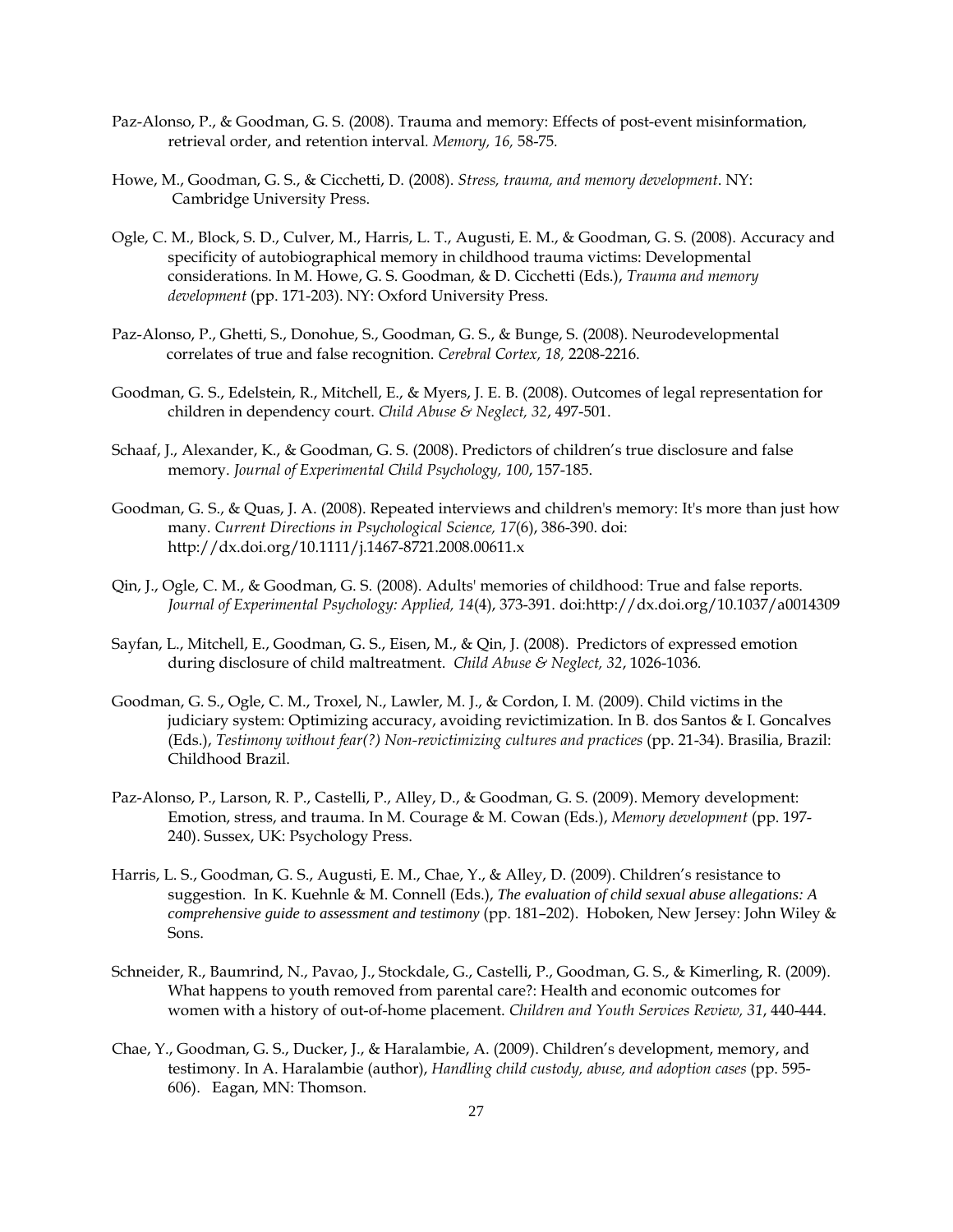Paz-Alonso, P., & Goodman, G. S. (2008). Trauma and memory: Effects of post-event misinformation, retrieval order, and retention interval. *Memory, 16,* 58-75.

Howe, M., Goodman, G. S., & Cicchetti, D. (2008). *Stress, trauma, and memory development*. NY: Cambridge University Press.

Ogle, C. M., Block, S. D., Culver, M., Harris, L. T., Augusti, E. M., & Goodman, G. S. (2008). Accuracy and specificity of autobiographical memory in childhood trauma victims: Developmental considerations. In M. Howe, G. S. Goodman, & D. Cicchetti (Eds.), *Trauma and memory development* (pp. 171-203). NY: Oxford University Press.

Paz-Alonso, P., Ghetti, S., Donohue, S., Goodman, G. S., & Bunge, S. (2008). Neurodevelopmental correlates of true and false recognition. *Cerebral Cortex, 18,* 2208-2216.

Goodman, G. S., Edelstein, R., Mitchell, E., & Myers, J. E. B. (2008). Outcomes of legal representation for children in dependency court. *Child Abuse & Neglect, 32*, 497-501.

Schaaf, J., Alexander, K., & Goodman, G. S. (2008). Predictors of children's true disclosure and false memory. *Journal of Experimental Child Psychology, 100*, 157-185.

Goodman, G. S., & Quas, J. A. (2008). Repeated interviews and children's memory: It's more than just how many. *Current Directions in Psychological Science, 17*(6), 386-390. doi: http://dx.doi.org/10.1111/j.1467-8721.2008.00611.x

Qin, J., Ogle, C. M., & Goodman, G. S. (2008). Adults' memories of childhood: True and false reports. *Journal of Experimental Psychology: Applied, 14*(4), 373-391. doi:http://dx.doi.org/10.1037/a0014309

Sayfan, L., Mitchell, E., Goodman, G. S., Eisen, M., & Qin, J. (2008). Predictors of expressed emotion during disclosure of child maltreatment. *Child Abuse & Neglect, 32*, 1026-1036.

Goodman, G. S., Ogle, C. M., Troxel, N., Lawler, M. J., & Cordon, I. M. (2009). Child victims in the judiciary system: Optimizing accuracy, avoiding revictimization. In B. dos Santos & I. Goncalves (Eds.), *Testimony without fear(?) Non-revictimizing cultures and practices* (pp. 21-34). Brasilia, Brazil: Childhood Brazil.

Paz-Alonso, P., Larson, R. P., Castelli, P., Alley, D., & Goodman, G. S. (2009). Memory development: Emotion, stress, and trauma. In M. Courage & M. Cowan (Eds.), *Memory development* (pp. 197-240). Sussex, UK: Psychology Press.

Harris, L. S., Goodman, G. S., Augusti, E. M., Chae, Y., & Alley, D. (2009). Children's resistance to suggestion. In K. Kuehnle & M. Connell (Eds.), *The evaluation of child sexual abuse allegations: A comprehensive guide to assessment and testimony* (pp. 181–202). Hoboken, New Jersey: John Wiley & Sons.

Schneider, R., Baumrind, N., Pavao, J., Stockdale, G., Castelli, P., Goodman, G. S., & Kimerling, R. (2009). What happens to youth removed from parental care?: Health and economic outcomes for women with a history of out-of-home placement. *Children and Youth Services Review, 31*, 440-444.

Chae, Y., Goodman, G. S., Ducker, J., & Haralambie, A. (2009). Children's development, memory, and testimony. In A. Haralambie (author), *Handling child custody, abuse, and adoption cases* (pp. 595-606). Eagan, MN: Thomson.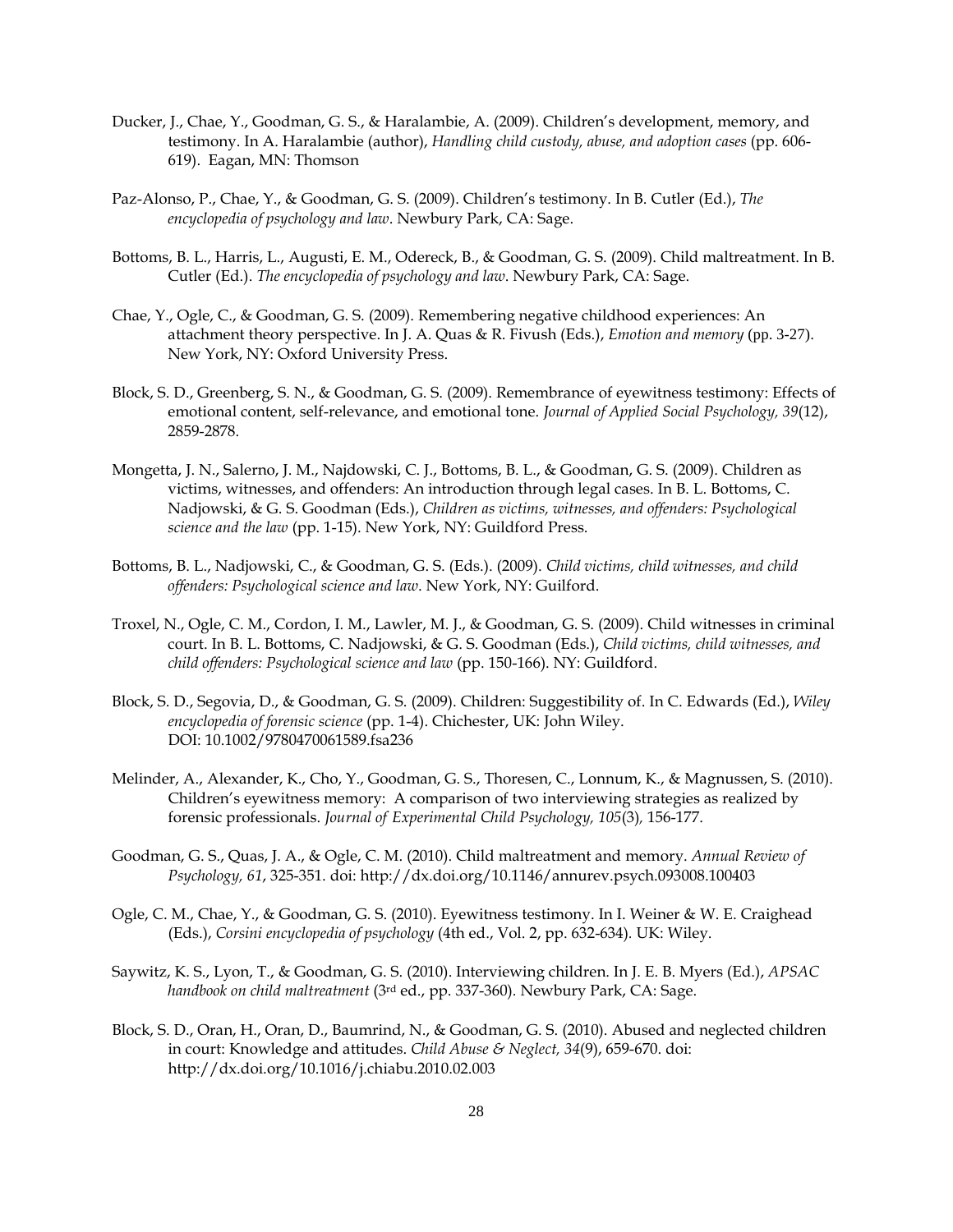Ducker, J., Chae, Y., Goodman, G. S., & Haralambie, A. (2009). Children's development, memory, and testimony. In A. Haralambie (author), *Handling child custody, abuse, and adoption cases* (pp. 606-619). Eagan, MN: Thomson

Paz-Alonso, P., Chae, Y., & Goodman, G. S. (2009). Children's testimony. In B. Cutler (Ed.), *The encyclopedia of psychology and law*. Newbury Park, CA: Sage.

Bottoms, B. L., Harris, L., Augusti, E. M., Odereck, B., & Goodman, G. S. (2009). Child maltreatment. In B. Cutler (Ed.). *The encyclopedia of psychology and law*. Newbury Park, CA: Sage.

Chae, Y., Ogle, C., & Goodman, G. S. (2009). Remembering negative childhood experiences: An attachment theory perspective. In J. A. Quas & R. Fivush (Eds.), *Emotion and memory* (pp. 3-27). New York, NY: Oxford University Press.

Block, S. D., Greenberg, S. N., & Goodman, G. S. (2009). Remembrance of eyewitness testimony: Effects of emotional content, self-relevance, and emotional tone. *Journal of Applied Social Psychology, 39*(12), 2859-2878.

Mongetta, J. N., Salerno, J. M., Najdowski, C. J., Bottoms, B. L., & Goodman, G. S. (2009). Children as victims, witnesses, and offenders: An introduction through legal cases. In B. L. Bottoms, C. Nadjowski, & G. S. Goodman (Eds.), *Children as victims, witnesses, and offenders: Psychological science and the law* (pp. 1-15). New York, NY: Guildford Press.

Bottoms, B. L., Nadjowski, C., & Goodman, G. S. (Eds.). (2009). *Child victims, child witnesses, and child offenders: Psychological science and law*. New York, NY: Guilford.

Troxel, N., Ogle, C. M., Cordon, I. M., Lawler, M. J., & Goodman, G. S. (2009). Child witnesses in criminal court. In B. L. Bottoms, C. Nadjowski, & G. S. Goodman (Eds.), *Child victims, child witnesses, and child offenders: Psychological science and law* (pp. 150-166). NY: Guildford.

Block, S. D., Segovia, D., & Goodman, G. S. (2009). Children: Suggestibility of. In C. Edwards (Ed.), *Wiley encyclopedia of forensic science* (pp. 1-4). Chichester, UK: John Wiley. DOI: 10.1002/9780470061589.fsa236

Melinder, A., Alexander, K., Cho, Y., Goodman, G. S., Thoresen, C., Lonnum, K., & Magnussen, S. (2010). Children's eyewitness memory: A comparison of two interviewing strategies as realized by forensic professionals. *Journal of Experimental Child Psychology, 105*(3), 156-177.

Goodman, G. S., Quas, J. A., & Ogle, C. M. (2010). Child maltreatment and memory. *Annual Review of Psychology, 61*, 325-351. doi: http://dx.doi.org/10.1146/annurev.psych.093008.100403

Ogle, C. M., Chae, Y., & Goodman, G. S. (2010). Eyewitness testimony. In I. Weiner & W. E. Craighead (Eds.), *Corsini encyclopedia of psychology* (4th ed., Vol. 2, pp. 632-634). UK: Wiley.

Saywitz, K. S., Lyon, T., & Goodman, G. S. (2010). Interviewing children. In J. E. B. Myers (Ed.), *APSAC handbook on child maltreatment* (3rd ed., pp. 337-360). Newbury Park, CA: Sage.

Block, S. D., Oran, H., Oran, D., Baumrind, N., & Goodman, G. S. (2010). Abused and neglected children in court: Knowledge and attitudes. *Child Abuse & Neglect, 34*(9), 659-670. doi: http://dx.doi.org/10.1016/j.chiabu.2010.02.003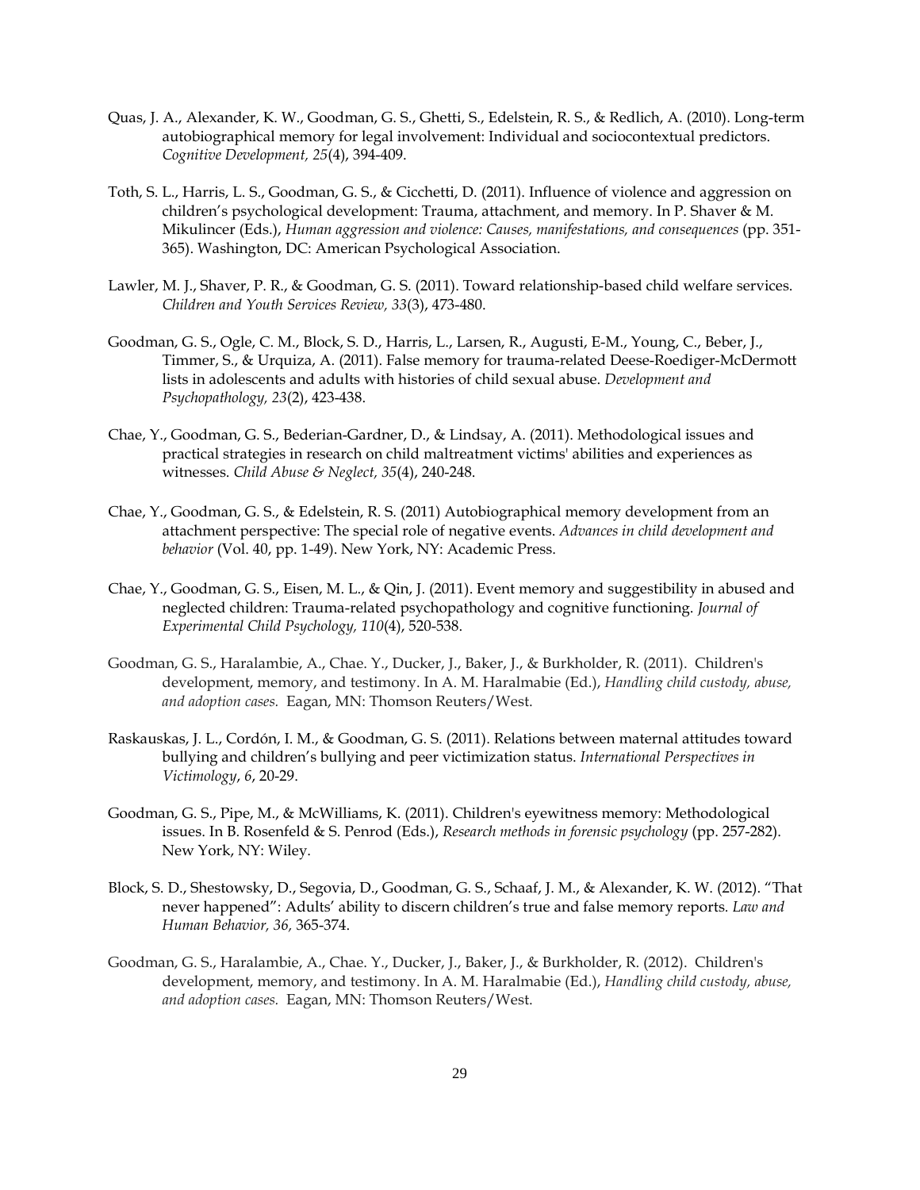Quas, J. A., Alexander, K. W., Goodman, G. S., Ghetti, S., Edelstein, R. S., & Redlich, A. (2010). Long-term autobiographical memory for legal involvement: Individual and sociocontextual predictors. *Cognitive Development, 25*(4), 394-409.

Toth, S. L., Harris, L. S., Goodman, G. S., & Cicchetti, D. (2011). Influence of violence and aggression on children's psychological development: Trauma, attachment, and memory. In P. Shaver & M. Mikulincer (Eds.), *Human aggression and violence: Causes, manifestations, and consequences* (pp. 351-365). Washington, DC: American Psychological Association.

Lawler, M. J., Shaver, P. R., & Goodman, G. S. (2011). Toward relationship-based child welfare services. *Children and Youth Services Review, 33*(3), 473-480.

Goodman, G. S., Ogle, C. M., Block, S. D., Harris, L., Larsen, R., Augusti, E-M., Young, C., Beber, J., Timmer, S., & Urquiza, A. (2011). False memory for trauma-related Deese-Roediger-McDermott lists in adolescents and adults with histories of child sexual abuse. *Development and Psychopathology, 23*(2), 423-438.

Chae, Y., Goodman, G. S., Bederian-Gardner, D., & Lindsay, A. (2011). Methodological issues and practical strategies in research on child maltreatment victims' abilities and experiences as witnesses. *Child Abuse & Neglect, 35*(4), 240-248.

Chae, Y., Goodman, G. S., & Edelstein, R. S. (2011) Autobiographical memory development from an attachment perspective: The special role of negative events. *Advances in child development and behavior* (Vol. 40, pp. 1-49). New York, NY: Academic Press.

Chae, Y., Goodman, G. S., Eisen, M. L., & Qin, J. (2011). Event memory and suggestibility in abused and neglected children: Trauma-related psychopathology and cognitive functioning. *Journal of Experimental Child Psychology, 110*(4), 520-538.

Goodman, G. S., Haralambie, A., Chae. Y., Ducker, J., Baker, J., & Burkholder, R. (2011). Children's development, memory, and testimony. In A. M. Haralmabie (Ed.), *Handling child custody, abuse, and adoption cases.* Eagan, MN: Thomson Reuters/West.

Raskauskas, J. L., Cordón, I. M., & Goodman, G. S. (2011). Relations between maternal attitudes toward bullying and children's bullying and peer victimization status. *International Perspectives in Victimology*, *6*, 20-29.

Goodman, G. S., Pipe, M., & McWilliams, K. (2011). Children's eyewitness memory: Methodological issues. In B. Rosenfeld & S. Penrod (Eds.), *Research methods in forensic psychology* (pp. 257-282). New York, NY: Wiley.

Block, S. D., Shestowsky, D., Segovia, D., Goodman, G. S., Schaaf, J. M., & Alexander, K. W. (2012). "That never happened": Adults' ability to discern children's true and false memory reports. *Law and Human Behavior, 36,* 365-374.

Goodman, G. S., Haralambie, A., Chae. Y., Ducker, J., Baker, J., & Burkholder, R. (2012). Children's development, memory, and testimony. In A. M. Haralmabie (Ed.), *Handling child custody, abuse, and adoption cases.* Eagan, MN: Thomson Reuters/West.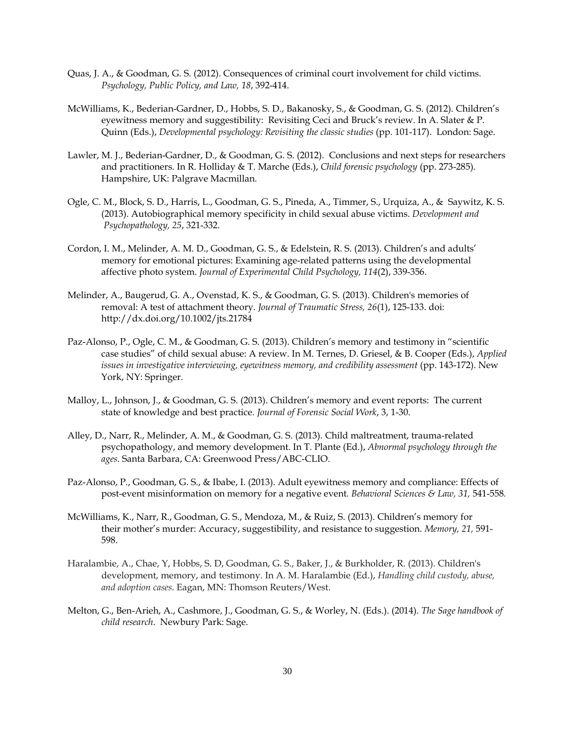Quas, J. A., & Goodman, G. S. (2012). Consequences of criminal court involvement for child victims. *Psychology, Public Policy, and Law, 18*, 392-414.

McWilliams, K., Bederian-Gardner, D., Hobbs, S. D., Bakanosky, S., & Goodman, G. S. (2012). Children's eyewitness memory and suggestibility: Revisiting Ceci and Bruck's review. In A. Slater & P. Quinn (Eds.), *Developmental psychology: Revisiting the classic studies* (pp. 101-117). London: Sage.

Lawler, M. J., Bederian-Gardner, D., & Goodman, G. S. (2012). Conclusions and next steps for researchers and practitioners. In R. Holliday & T. Marche (Eds.), *Child forensic psychology* (pp. 273-285). Hampshire, UK: Palgrave Macmillan.

Ogle, C. M., Block, S. D., Harris, L., Goodman, G. S., Pineda, A., Timmer, S., Urquiza, A., & Saywitz, K. S. (2013). Autobiographical memory specificity in child sexual abuse victims. *Development and Psychopathology, 25*, 321-332.

Cordon, I. M., Melinder, A. M. D., Goodman, G. S., & Edelstein, R. S. (2013). Children's and adults' memory for emotional pictures: Examining age-related patterns using the developmental affective photo system. *Journal of Experimental Child Psychology, 114*(2), 339-356.

Melinder, A., Baugerud, G. A., Ovenstad, K. S., & Goodman, G. S. (2013). Children's memories of removal: A test of attachment theory. *Journal of Traumatic Stress, 26*(1), 125-133. doi: http://dx.doi.org/10.1002/jts.21784

Paz-Alonso, P., Ogle, C. M., & Goodman, G. S. (2013). Children's memory and testimony in "scientific case studies" of child sexual abuse: A review. In M. Ternes, D. Griesel, & B. Cooper (Eds.), *Applied issues in investigative interviewing, eyewitness memory, and credibility assessment* (pp. 143-172). New York, NY: Springer.

Malloy, L., Johnson, J., & Goodman, G. S. (2013). Children's memory and event reports: The current state of knowledge and best practice. *Journal of Forensic Social Work*, 3, 1-30.

Alley, D., Narr, R., Melinder, A. M., & Goodman, G. S. (2013). Child maltreatment, trauma-related psychopathology, and memory development. In T. Plante (Ed.), *Abnormal psychology through the ages*. Santa Barbara, CA: Greenwood Press/ABC-CLIO.

Paz-Alonso, P., Goodman, G. S., & Ibabe, I. (2013). Adult eyewitness memory and compliance: Effects of post-event misinformation on memory for a negative event. *Behavioral Sciences & Law, 31,* 541-558.

McWilliams, K., Narr, R., Goodman, G. S., Mendoza, M., & Ruiz, S. (2013). Children's memory for their mother's murder: Accuracy, suggestibility, and resistance to suggestion. *Memory, 21,* 591-598.

Haralambie, A., Chae, Y, Hobbs, S. D, Goodman, G. S., Baker, J., & Burkholder, R. (2013). Children's development, memory, and testimony. In A. M. Haralambie (Ed.), *Handling child custody, abuse, and adoption cases*. Eagan, MN: Thomson Reuters/West.

Melton, G., Ben-Arieh, A., Cashmore, J., Goodman, G. S., & Worley, N. (Eds.). (2014). *The Sage handbook of child research*. Newbury Park: Sage.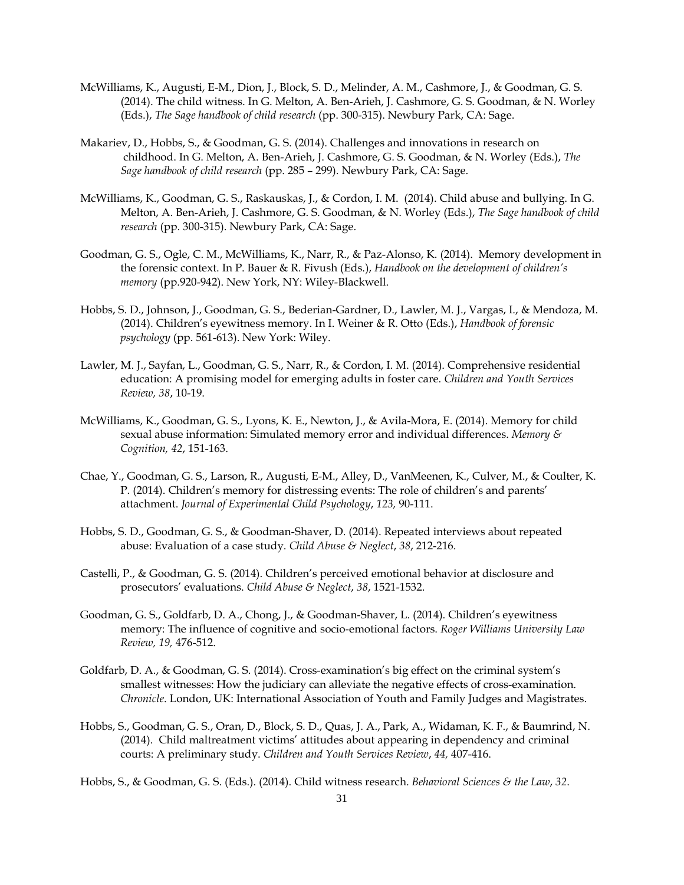McWilliams, K., Augusti, E-M., Dion, J., Block, S. D., Melinder, A. M., Cashmore, J., & Goodman, G. S. (2014). The child witness. In G. Melton, A. Ben-Arieh, J. Cashmore, G. S. Goodman, & N. Worley (Eds.), *The Sage handbook of child research* (pp. 300-315). Newbury Park, CA: Sage.

Makariev, D., Hobbs, S., & Goodman, G. S. (2014). Challenges and innovations in research on childhood. In G. Melton, A. Ben-Arieh, J. Cashmore, G. S. Goodman, & N. Worley (Eds.), *The Sage handbook of child research* (pp. 285 – 299). Newbury Park, CA: Sage.

McWilliams, K., Goodman, G. S., Raskauskas, J., & Cordon, I. M. (2014). Child abuse and bullying. In G. Melton, A. Ben-Arieh, J. Cashmore, G. S. Goodman, & N. Worley (Eds.), *The Sage handbook of child research* (pp. 300-315). Newbury Park, CA: Sage.

Goodman, G. S., Ogle, C. M., McWilliams, K., Narr, R., & Paz-Alonso, K. (2014). Memory development in the forensic context. In P. Bauer & R. Fivush (Eds.), *Handbook on the development of children's memory* (pp.920-942). New York, NY: Wiley-Blackwell.

Hobbs, S. D., Johnson, J., Goodman, G. S., Bederian-Gardner, D., Lawler, M. J., Vargas, I., & Mendoza, M. (2014). Children's eyewitness memory. In I. Weiner & R. Otto (Eds.), *Handbook of forensic psychology* (pp. 561-613). New York: Wiley.

Lawler, M. J., Sayfan, L., Goodman, G. S., Narr, R., & Cordon, I. M. (2014). Comprehensive residential education: A promising model for emerging adults in foster care. *Children and Youth Services Review, 38*, 10-19.

McWilliams, K., Goodman, G. S., Lyons, K. E., Newton, J., & Avila-Mora, E. (2014). Memory for child sexual abuse information: Simulated memory error and individual differences. *Memory & Cognition, 42*, 151-163.

Chae, Y., Goodman, G. S., Larson, R., Augusti, E-M., Alley, D., VanMeenen, K., Culver, M., & Coulter, K. P. (2014). Children's memory for distressing events: The role of children's and parents' attachment. *Journal of Experimental Child Psychology*, *123,* 90-111.

Hobbs, S. D., Goodman, G. S., & Goodman-Shaver, D. (2014). Repeated interviews about repeated abuse: Evaluation of a case study. *Child Abuse & Neglect*, *38*, 212-216.

Castelli, P., & Goodman, G. S. (2014). Children's perceived emotional behavior at disclosure and prosecutors' evaluations. *Child Abuse & Neglect*, *38*, 1521-1532.

Goodman, G. S., Goldfarb, D. A., Chong, J., & Goodman-Shaver, L. (2014). Children's eyewitness memory: The influence of cognitive and socio-emotional factors. *Roger Williams University Law Review, 19,* 476-512.

Goldfarb, D. A., & Goodman, G. S. (2014). Cross-examination's big effect on the criminal system's smallest witnesses: How the judiciary can alleviate the negative effects of cross-examination. *Chronicle*. London, UK: International Association of Youth and Family Judges and Magistrates.

Hobbs, S., Goodman, G. S., Oran, D., Block, S. D., Quas, J. A., Park, A., Widaman, K. F., & Baumrind, N. (2014). Child maltreatment victims' attitudes about appearing in dependency and criminal courts: A preliminary study. *Children and Youth Services Review*, *44,* 407-416.

Hobbs, S., & Goodman, G. S. (Eds.). (2014). Child witness research. *Behavioral Sciences & the Law*, *32*.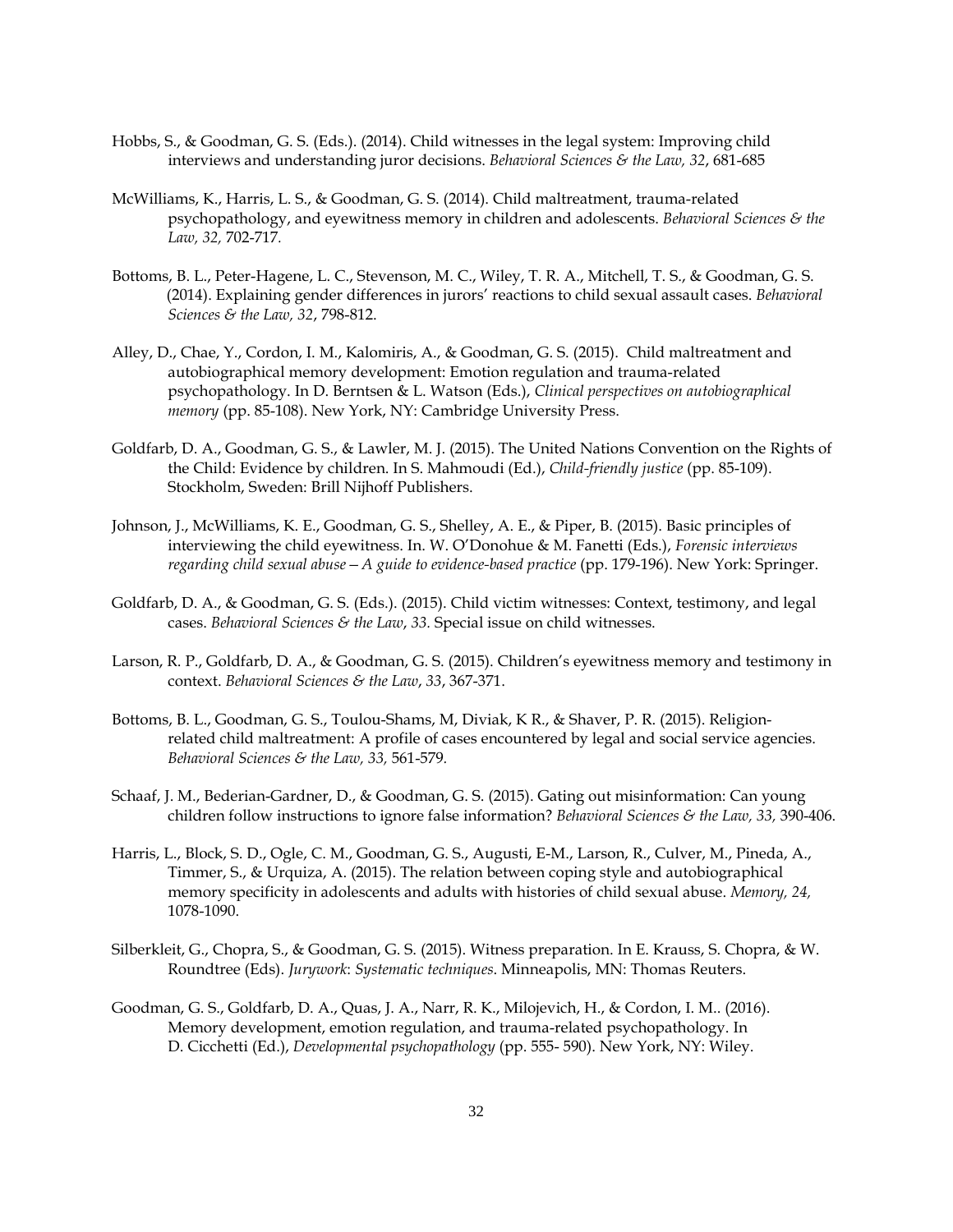Hobbs, S., & Goodman, G. S. (Eds.). (2014). Child witnesses in the legal system: Improving child interviews and understanding juror decisions. *Behavioral Sciences & the Law, 32*, 681-685

McWilliams, K., Harris, L. S., & Goodman, G. S. (2014). Child maltreatment, trauma-related psychopathology, and eyewitness memory in children and adolescents. *Behavioral Sciences & the Law, 32,* 702-717.

Bottoms, B. L., Peter-Hagene, L. C., Stevenson, M. C., Wiley, T. R. A., Mitchell, T. S., & Goodman, G. S. (2014). Explaining gender differences in jurors' reactions to child sexual assault cases. *Behavioral Sciences & the Law, 32*, 798-812.

Alley, D., Chae, Y., Cordon, I. M., Kalomiris, A., & Goodman, G. S. (2015). Child maltreatment and autobiographical memory development: Emotion regulation and trauma-related psychopathology. In D. Berntsen & L. Watson (Eds.), *Clinical perspectives on autobiographical memory* (pp. 85-108). New York, NY: Cambridge University Press.

Goldfarb, D. A., Goodman, G. S., & Lawler, M. J. (2015). The United Nations Convention on the Rights of the Child: Evidence by children. In S. Mahmoudi (Ed.), *Child-friendly justice* (pp. 85-109). Stockholm, Sweden: Brill Nijhoff Publishers.

Johnson, J., McWilliams, K. E., Goodman, G. S., Shelley, A. E., & Piper, B. (2015). Basic principles of interviewing the child eyewitness. In. W. O'Donohue & M. Fanetti (Eds.), *Forensic interviews regarding child sexual abuse—A guide to evidence-based practice* (pp. 179-196). New York: Springer.

Goldfarb, D. A., & Goodman, G. S. (Eds.). (2015). Child victim witnesses: Context, testimony, and legal cases. *Behavioral Sciences & the Law*, *33.* Special issue on child witnesses.

Larson, R. P., Goldfarb, D. A., & Goodman, G. S. (2015). Children's eyewitness memory and testimony in context. *Behavioral Sciences & the Law*, *33*, 367-371.

Bottoms, B. L., Goodman, G. S., Toulou-Shams, M, Diviak, K R., & Shaver, P. R. (2015). Religion-related child maltreatment: A profile of cases encountered by legal and social service agencies. *Behavioral Sciences & the Law, 33,* 561-579.

Schaaf, J. M., Bederian-Gardner, D., & Goodman, G. S. (2015). Gating out misinformation: Can young children follow instructions to ignore false information? *Behavioral Sciences & the Law, 33,* 390-406.

Harris, L., Block, S. D., Ogle, C. M., Goodman, G. S., Augusti, E-M., Larson, R., Culver, M., Pineda, A., Timmer, S., & Urquiza, A. (2015). The relation between coping style and autobiographical memory specificity in adolescents and adults with histories of child sexual abuse. *Memory, 24,* 1078-1090.

Silberkleit, G., Chopra, S., & Goodman, G. S. (2015). Witness preparation. In E. Krauss, S. Chopra, & W. Roundtree (Eds). *Jurywork*: *Systematic techniques*. Minneapolis, MN: Thomas Reuters.

Goodman, G. S., Goldfarb, D. A., Quas, J. A., Narr, R. K., Milojevich, H., & Cordon, I. M.. (2016). Memory development, emotion regulation, and trauma-related psychopathology. In D. Cicchetti (Ed.), *Developmental psychopathology* (pp. 555- 590). New York, NY: Wiley.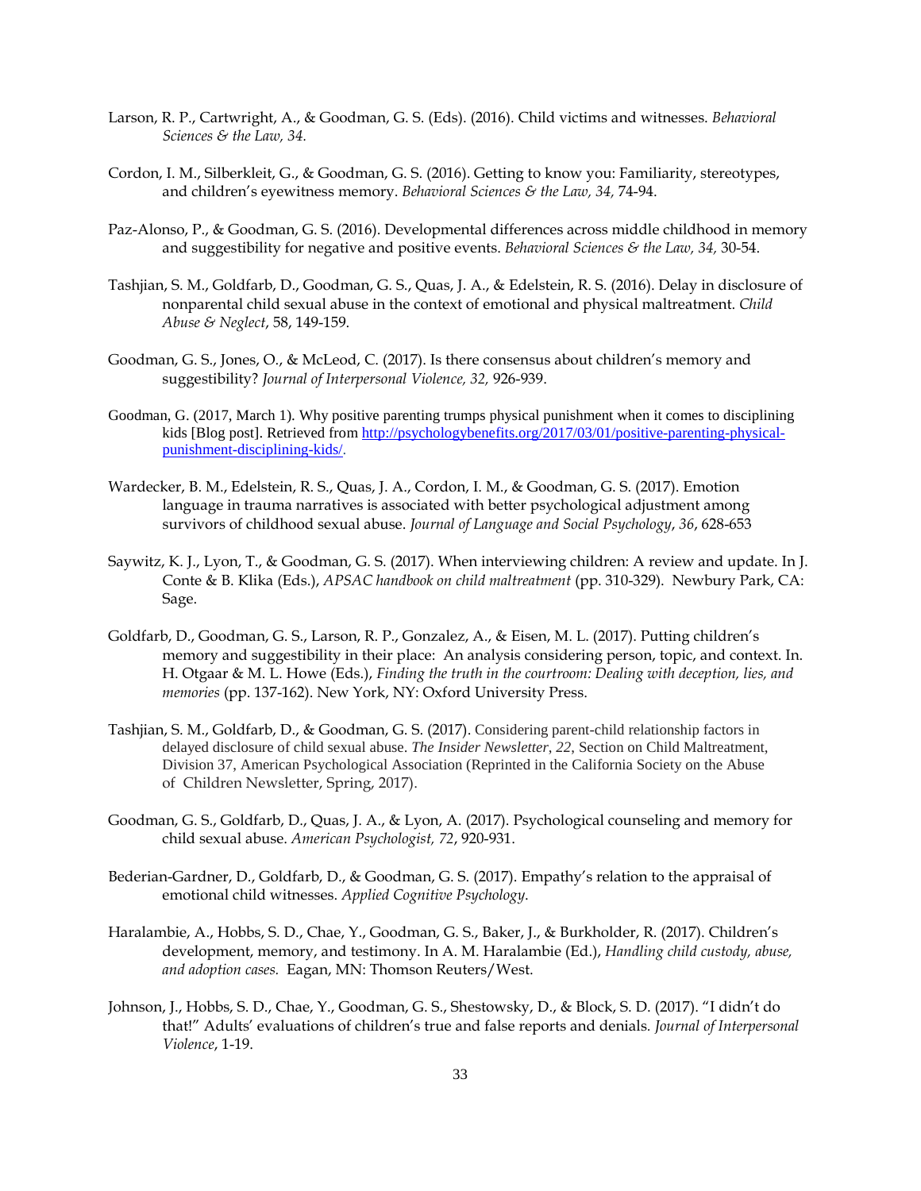Larson, R. P., Cartwright, A., & Goodman, G. S. (Eds). (2016). Child victims and witnesses. *Behavioral Sciences & the Law, 34.*

Cordon, I. M., Silberkleit, G., & Goodman, G. S. (2016). Getting to know you: Familiarity, stereotypes, and children's eyewitness memory. *Behavioral Sciences & the Law, 34,* 74-94.

Paz-Alonso, P., & Goodman, G. S. (2016). Developmental differences across middle childhood in memory and suggestibility for negative and positive events. *Behavioral Sciences & the Law, 34,* 30-54.

Tashjian, S. M., Goldfarb, D., Goodman, G. S., Quas, J. A., & Edelstein, R. S. (2016). Delay in disclosure of nonparental child sexual abuse in the context of emotional and physical maltreatment. *Child Abuse & Neglect*, 58, 149-159.

Goodman, G. S., Jones, O., & McLeod, C. (2017). Is there consensus about children's memory and suggestibility? *Journal of Interpersonal Violence, 32,* 926-939.

Goodman, G. (2017, March 1). Why positive parenting trumps physical punishment when it comes to disciplining kids [Blog post]. Retrieved from http://psychologybenefits.org/2017/03/01/positive-parenting-physical-punishment-disciplining-kids/.

Wardecker, B. M., Edelstein, R. S., Quas, J. A., Cordon, I. M., & Goodman, G. S. (2017). Emotion language in trauma narratives is associated with better psychological adjustment among survivors of childhood sexual abuse. *Journal of Language and Social Psychology*, *36*, 628-653

Saywitz, K. J., Lyon, T., & Goodman, G. S. (2017). When interviewing children: A review and update. In J. Conte & B. Klika (Eds.), *APSAC handbook on child maltreatment* (pp. 310-329). Newbury Park, CA: Sage.

Goldfarb, D., Goodman, G. S., Larson, R. P., Gonzalez, A., & Eisen, M. L. (2017). Putting children's memory and suggestibility in their place: An analysis considering person, topic, and context. In. H. Otgaar & M. L. Howe (Eds.), *Finding the truth in the courtroom: Dealing with deception, lies, and memories* (pp. 137-162). New York, NY: Oxford University Press.

Tashjian, S. M., Goldfarb, D., & Goodman, G. S. (2017). Considering parent-child relationship factors in delayed disclosure of child sexual abuse. *The Insider Newsletter*, *22*, Section on Child Maltreatment, Division 37, American Psychological Association (Reprinted in the California Society on the Abuse of Children Newsletter, Spring, 2017).

Goodman, G. S., Goldfarb, D., Quas, J. A., & Lyon, A. (2017). Psychological counseling and memory for child sexual abuse. *American Psychologist, 72*, 920-931.

Bederian-Gardner, D., Goldfarb, D., & Goodman, G. S. (2017). Empathy's relation to the appraisal of emotional child witnesses. *Applied Cognitive Psychology.*

Haralambie, A., Hobbs, S. D., Chae, Y., Goodman, G. S., Baker, J., & Burkholder, R. (2017). Children's development, memory, and testimony. In A. M. Haralambie (Ed.), *Handling child custody, abuse, and adoption cases.* Eagan, MN: Thomson Reuters/West.

Johnson, J., Hobbs, S. D., Chae, Y., Goodman, G. S., Shestowsky, D., & Block, S. D. (2017). "I didn't do that!" Adults' evaluations of children's true and false reports and denials. *Journal of Interpersonal Violence*, 1-19.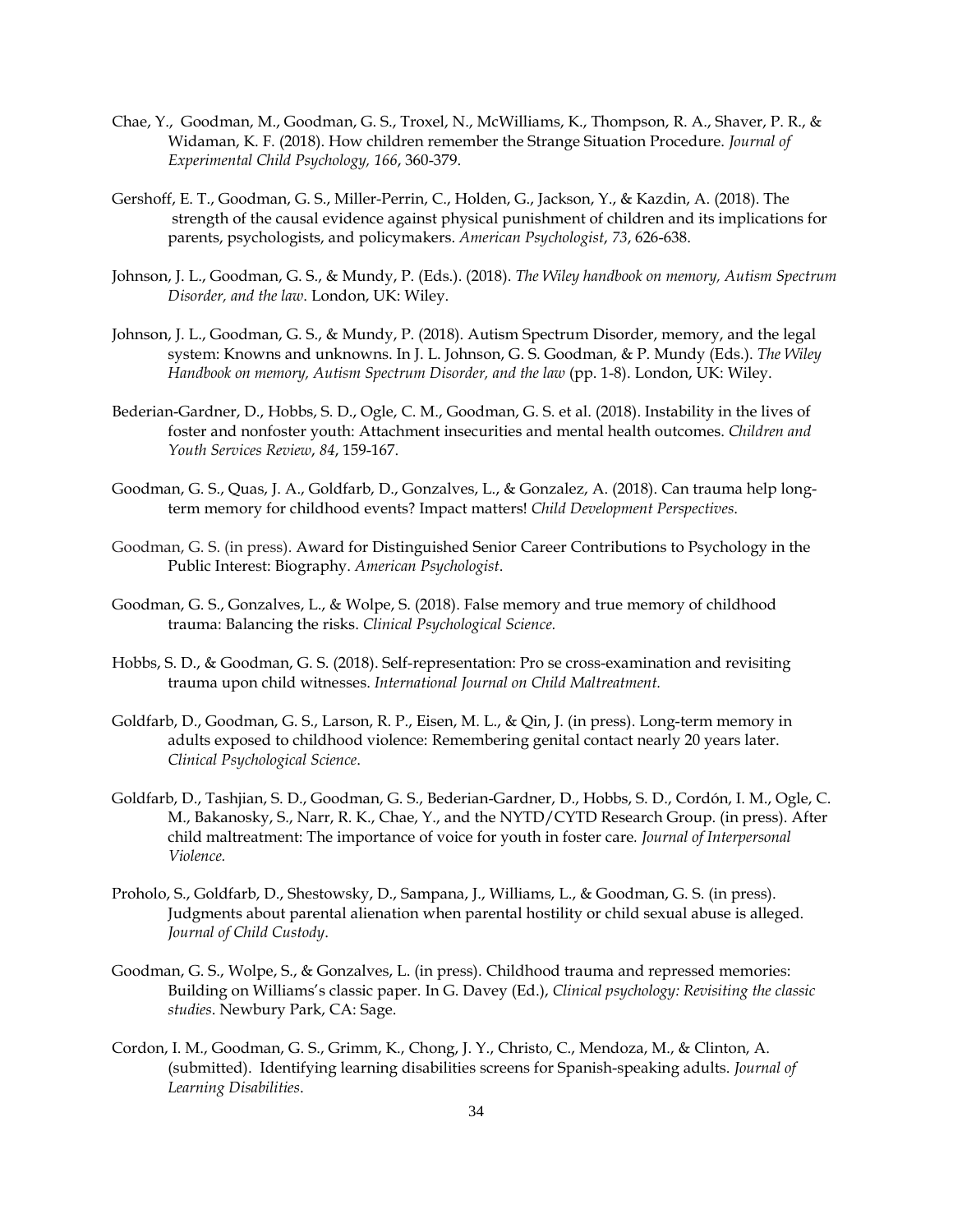Chae, Y., Goodman, M., Goodman, G. S., Troxel, N., McWilliams, K., Thompson, R. A., Shaver, P. R., & Widaman, K. F. (2018). How children remember the Strange Situation Procedure. *Journal of Experimental Child Psychology, 166*, 360-379.

Gershoff, E. T., Goodman, G. S., Miller-Perrin, C., Holden, G., Jackson, Y., & Kazdin, A. (2018). The strength of the causal evidence against physical punishment of children and its implications for parents, psychologists, and policymakers. *American Psychologist*, *73*, 626-638.

Johnson, J. L., Goodman, G. S., & Mundy, P. (Eds.). (2018). *The Wiley handbook on memory, Autism Spectrum Disorder, and the law*. London, UK: Wiley.

Johnson, J. L., Goodman, G. S., & Mundy, P. (2018). Autism Spectrum Disorder, memory, and the legal system: Knowns and unknowns. In J. L. Johnson, G. S. Goodman, & P. Mundy (Eds.). *The Wiley Handbook on memory, Autism Spectrum Disorder, and the law* (pp. 1-8). London, UK: Wiley.

Bederian-Gardner, D., Hobbs, S. D., Ogle, C. M., Goodman, G. S. et al. (2018). Instability in the lives of foster and nonfoster youth: Attachment insecurities and mental health outcomes. *Children and Youth Services Review*, *84*, 159-167.

Goodman, G. S., Quas, J. A., Goldfarb, D., Gonzalves, L., & Gonzalez, A. (2018). Can trauma help long-term memory for childhood events? Impact matters! *Child Development Perspectives*.

Goodman, G. S. (in press). Award for Distinguished Senior Career Contributions to Psychology in the Public Interest: Biography. *American Psychologist*.

Goodman, G. S., Gonzalves, L., & Wolpe, S. (2018). False memory and true memory of childhood trauma: Balancing the risks. *Clinical Psychological Science.*

Hobbs, S. D., & Goodman, G. S. (2018). Self-representation: Pro se cross-examination and revisiting trauma upon child witnesses. *International Journal on Child Maltreatment.*

Goldfarb, D., Goodman, G. S., Larson, R. P., Eisen, M. L., & Qin, J. (in press). Long-term memory in adults exposed to childhood violence: Remembering genital contact nearly 20 years later. *Clinical Psychological Science*.

Goldfarb, D., Tashjian, S. D., Goodman, G. S., Bederian-Gardner, D., Hobbs, S. D., Cordón, I. M., Ogle, C. M., Bakanosky, S., Narr, R. K., Chae, Y., and the NYTD/CYTD Research Group. (in press). After child maltreatment: The importance of voice for youth in foster care. *Journal of Interpersonal Violence.*

Proholo, S., Goldfarb, D., Shestowsky, D., Sampana, J., Williams, L., & Goodman, G. S. (in press). Judgments about parental alienation when parental hostility or child sexual abuse is alleged. *Journal of Child Custody*.

Goodman, G. S., Wolpe, S., & Gonzalves, L. (in press). Childhood trauma and repressed memories: Building on Williams's classic paper. In G. Davey (Ed.), *Clinical psychology: Revisiting the classic studies*. Newbury Park, CA: Sage.

Cordon, I. M., Goodman, G. S., Grimm, K., Chong, J. Y., Christo, C., Mendoza, M., & Clinton, A. (submitted). Identifying learning disabilities screens for Spanish-speaking adults. *Journal of Learning Disabilities*.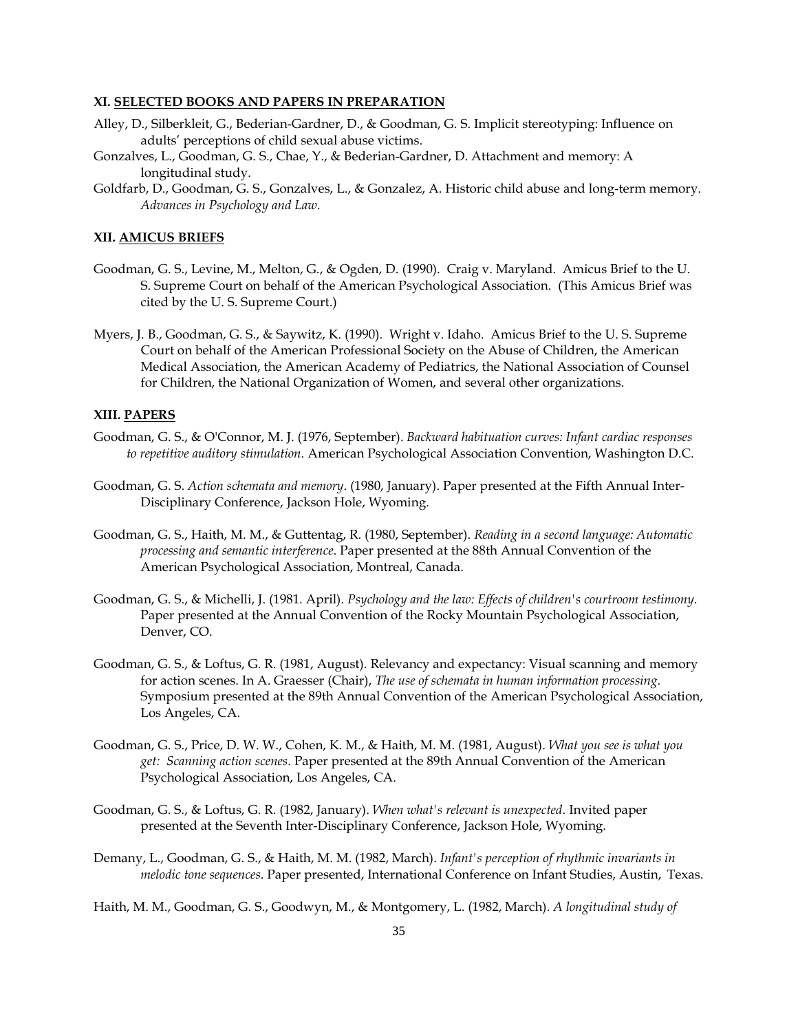### XI. SELECTED BOOKS AND PAPERS IN PREPARATION

Alley, D., Silberkleit, G., Bederian-Gardner, D., & Goodman, G. S. Implicit stereotyping: Influence on adults' perceptions of child sexual abuse victims.

Gonzalves, L., Goodman, G. S., Chae, Y., & Bederian-Gardner, D. Attachment and memory: A longitudinal study.

Goldfarb, D., Goodman, G. S., Gonzalves, L., & Gonzalez, A. Historic child abuse and long-term memory. *Advances in Psychology and Law*.

### XII. AMICUS BRIEFS

Goodman, G. S., Levine, M., Melton, G., & Ogden, D. (1990). Craig v. Maryland. Amicus Brief to the U. S. Supreme Court on behalf of the American Psychological Association. (This Amicus Brief was cited by the U. S. Supreme Court.)

Myers, J. B., Goodman, G. S., & Saywitz, K. (1990). Wright v. Idaho. Amicus Brief to the U. S. Supreme Court on behalf of the American Professional Society on the Abuse of Children, the American Medical Association, the American Academy of Pediatrics, the National Association of Counsel for Children, the National Organization of Women, and several other organizations.

### XIII. PAPERS

Goodman, G. S., & O'Connor, M. J. (1976, September). *Backward habituation curves: Infant cardiac responses to repetitive auditory stimulation*. American Psychological Association Convention, Washington D.C.

Goodman, G. S. *Action schemata and memory*. (1980, January). Paper presented at the Fifth Annual Inter-Disciplinary Conference, Jackson Hole, Wyoming.

Goodman, G. S., Haith, M. M., & Guttentag, R. (1980, September). *Reading in a second language: Automatic processing and semantic interference*. Paper presented at the 88th Annual Convention of the American Psychological Association, Montreal, Canada.

Goodman, G. S., & Michelli, J. (1981. April). *Psychology and the law: Effects of children's courtroom testimony*. Paper presented at the Annual Convention of the Rocky Mountain Psychological Association, Denver, CO.

Goodman, G. S., & Loftus, G. R. (1981, August). Relevancy and expectancy: Visual scanning and memory for action scenes. In A. Graesser (Chair), *The use of schemata in human information processing*. Symposium presented at the 89th Annual Convention of the American Psychological Association, Los Angeles, CA.

Goodman, G. S., Price, D. W. W., Cohen, K. M., & Haith, M. M. (1981, August). *What you see is what you get: Scanning action scenes*. Paper presented at the 89th Annual Convention of the American Psychological Association, Los Angeles, CA.

Goodman, G. S., & Loftus, G. R. (1982, January). *When what's relevant is unexpected*. Invited paper presented at the Seventh Inter-Disciplinary Conference, Jackson Hole, Wyoming.

Demany, L., Goodman, G. S., & Haith, M. M. (1982, March). *Infant's perception of rhythmic invariants in melodic tone sequences*. Paper presented, International Conference on Infant Studies, Austin, Texas.

Haith, M. M., Goodman, G. S., Goodwyn, M., & Montgomery, L. (1982, March). *A longitudinal study of*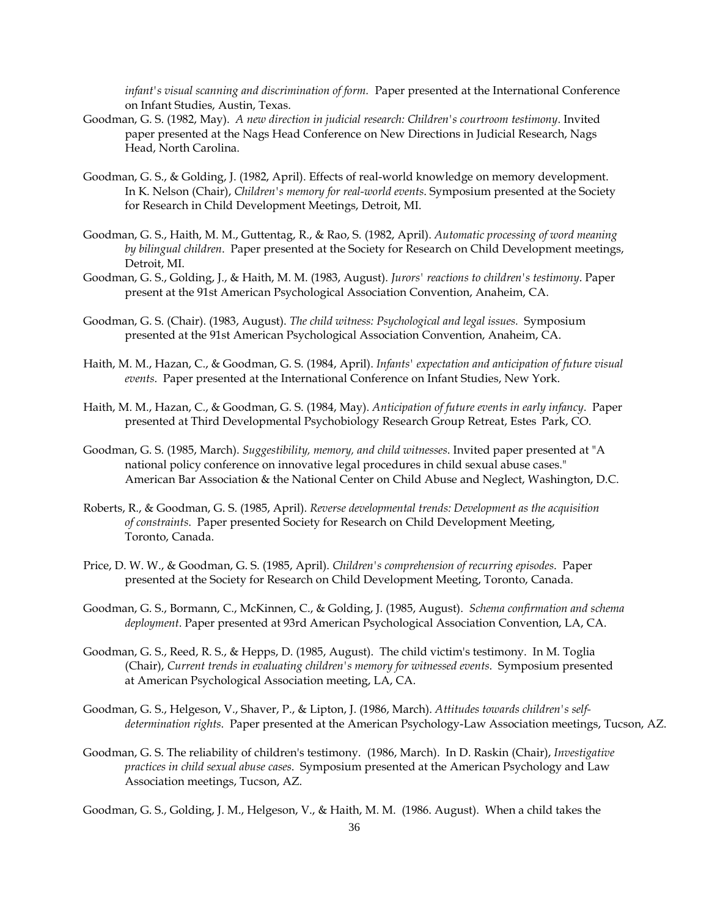*infant's visual scanning and discrimination of form.* Paper presented at the International Conference on Infant Studies, Austin, Texas.

Goodman, G. S. (1982, May). *A new direction in judicial research: Children's courtroom testimony*. Invited paper presented at the Nags Head Conference on New Directions in Judicial Research, Nags Head, North Carolina.

Goodman, G. S., & Golding, J. (1982, April). Effects of real-world knowledge on memory development. In K. Nelson (Chair), *Children's memory for real-world events.* Symposium presented at the Society for Research in Child Development Meetings, Detroit, MI.

Goodman, G. S., Haith, M. M., Guttentag, R., & Rao, S. (1982, April). *Automatic processing of word meaning by bilingual children*. Paper presented at the Society for Research on Child Development meetings, Detroit, MI.

Goodman, G. S., Golding, J., & Haith, M. M. (1983, August). *Jurors' reactions to children's testimony*. Paper present at the 91st American Psychological Association Convention, Anaheim, CA.

Goodman, G. S. (Chair). (1983, August). *The child witness: Psychological and legal issues.* Symposium presented at the 91st American Psychological Association Convention, Anaheim, CA.

Haith, M. M., Hazan, C., & Goodman, G. S. (1984, April). *Infants' expectation and anticipation of future visual events.* Paper presented at the International Conference on Infant Studies, New York.

Haith, M. M., Hazan, C., & Goodman, G. S. (1984, May). *Anticipation of future events in early infancy*. Paper presented at Third Developmental Psychobiology Research Group Retreat, Estes Park, CO.

Goodman, G. S. (1985, March). *Suggestibility, memory, and child witnesses.* Invited paper presented at "A national policy conference on innovative legal procedures in child sexual abuse cases." American Bar Association & the National Center on Child Abuse and Neglect, Washington, D.C.

Roberts, R., & Goodman, G. S. (1985, April). *Reverse developmental trends: Development as the acquisition of constraints*. Paper presented Society for Research on Child Development Meeting, Toronto, Canada.

Price, D. W. W., & Goodman, G. S. (1985, April). *Children's comprehension of recurring episodes*. Paper presented at the Society for Research on Child Development Meeting, Toronto, Canada.

Goodman, G. S., Bormann, C., McKinnen, C., & Golding, J. (1985, August). *Schema confirmation and schema deployment*. Paper presented at 93rd American Psychological Association Convention, LA, CA.

Goodman, G. S., Reed, R. S., & Hepps, D. (1985, August). The child victim's testimony. In M. Toglia (Chair), *Current trends in evaluating children's memory for witnessed events.* Symposium presented at American Psychological Association meeting, LA, CA.

Goodman, G. S., Helgeson, V., Shaver, P., & Lipton, J. (1986, March). *Attitudes towards children's self-determination rights*. Paper presented at the American Psychology-Law Association meetings, Tucson, AZ.

Goodman, G. S. The reliability of children's testimony. (1986, March). In D. Raskin (Chair), *Investigative practices in child sexual abuse cases*. Symposium presented at the American Psychology and Law Association meetings, Tucson, AZ.

Goodman, G. S., Golding, J. M., Helgeson, V., & Haith, M. M. (1986. August). When a child takes the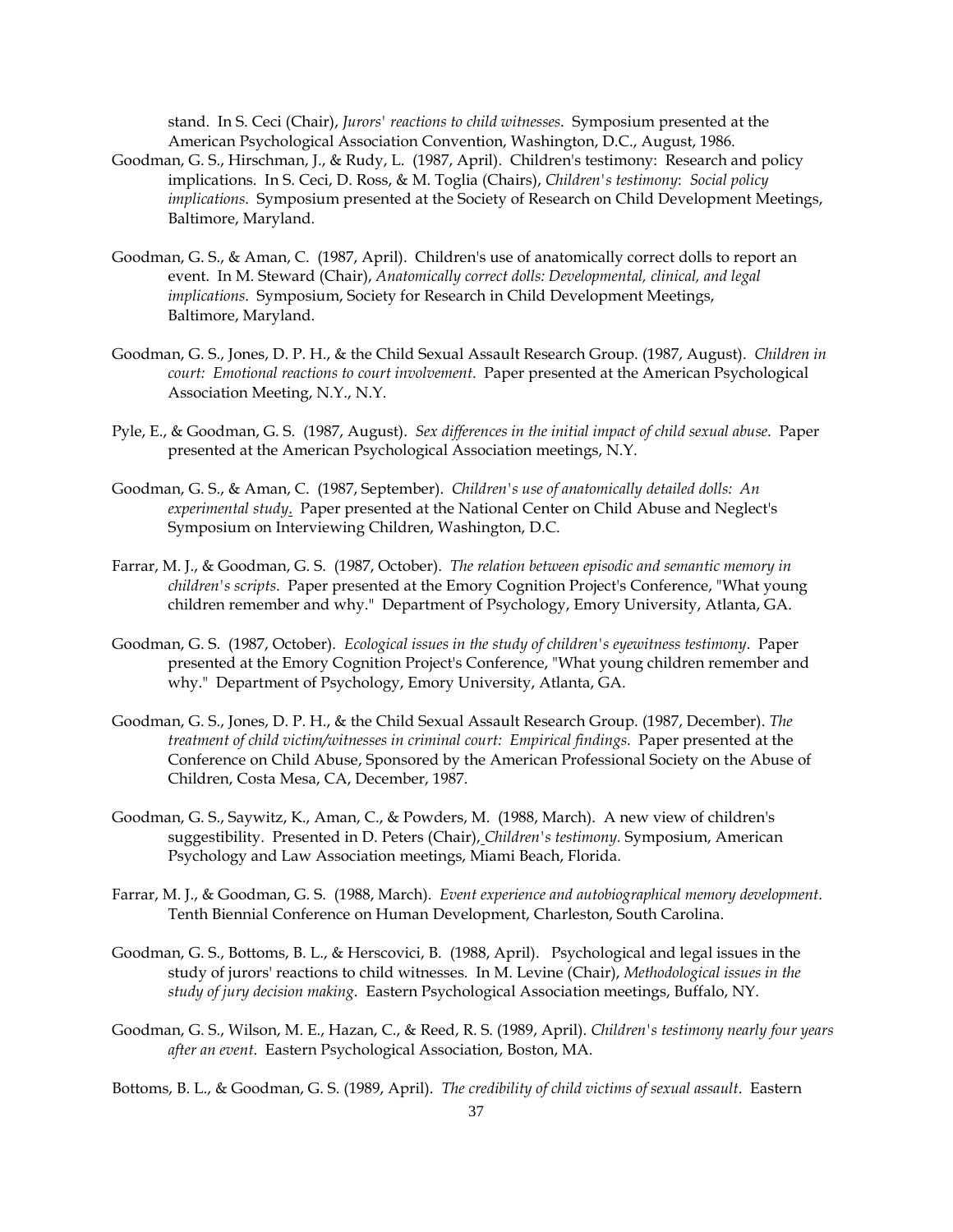stand. In S. Ceci (Chair), *Jurors' reactions to child witnesses*. Symposium presented at the American Psychological Association Convention, Washington, D.C., August, 1986.

Goodman, G. S., Hirschman, J., & Rudy, L. (1987, April). Children's testimony: Research and policy implications. In S. Ceci, D. Ross, & M. Toglia (Chairs), *Children's testimony: Social policy implications*. Symposium presented at the Society of Research on Child Development Meetings, Baltimore, Maryland.

Goodman, G. S., & Aman, C. (1987, April). Children's use of anatomically correct dolls to report an event. In M. Steward (Chair), *Anatomically correct dolls: Developmental, clinical, and legal implications*. Symposium, Society for Research in Child Development Meetings, Baltimore, Maryland.

Goodman, G. S., Jones, D. P. H., & the Child Sexual Assault Research Group. (1987, August). *Children in court: Emotional reactions to court involvement*. Paper presented at the American Psychological Association Meeting, N.Y., N.Y.

Pyle, E., & Goodman, G. S. (1987, August). *Sex differences in the initial impact of child sexual abuse*. Paper presented at the American Psychological Association meetings, N.Y.

Goodman, G. S., & Aman, C. (1987, September). *Children's use of anatomically detailed dolls: An experimental study*. Paper presented at the National Center on Child Abuse and Neglect's Symposium on Interviewing Children, Washington, D.C.

Farrar, M. J., & Goodman, G. S. (1987, October). *The relation between episodic and semantic memory in children's scripts*. Paper presented at the Emory Cognition Project's Conference, "What young children remember and why." Department of Psychology, Emory University, Atlanta, GA.

Goodman, G. S. (1987, October). *Ecological issues in the study of children's eyewitness testimony*. Paper presented at the Emory Cognition Project's Conference, "What young children remember and why." Department of Psychology, Emory University, Atlanta, GA.

Goodman, G. S., Jones, D. P. H., & the Child Sexual Assault Research Group. (1987, December). *The treatment of child victim/witnesses in criminal court: Empirical findings*. Paper presented at the Conference on Child Abuse, Sponsored by the American Professional Society on the Abuse of Children, Costa Mesa, CA, December, 1987.

Goodman, G. S., Saywitz, K., Aman, C., & Powders, M. (1988, March). A new view of children's suggestibility. Presented in D. Peters (Chair), *Children's testimony.* Symposium, American Psychology and Law Association meetings, Miami Beach, Florida.

Farrar, M. J., & Goodman, G. S. (1988, March). *Event experience and autobiographical memory development*. Tenth Biennial Conference on Human Development, Charleston, South Carolina.

Goodman, G. S., Bottoms, B. L., & Herscovici, B. (1988, April). Psychological and legal issues in the study of jurors' reactions to child witnesses. In M. Levine (Chair), *Methodological issues in the study of jury decision making*. Eastern Psychological Association meetings, Buffalo, NY.

Goodman, G. S., Wilson, M. E., Hazan, C., & Reed, R. S. (1989, April). *Children's testimony nearly four years after an event*. Eastern Psychological Association, Boston, MA.

Bottoms, B. L., & Goodman, G. S. (1989, April). *The credibility of child victims of sexual assault*. Eastern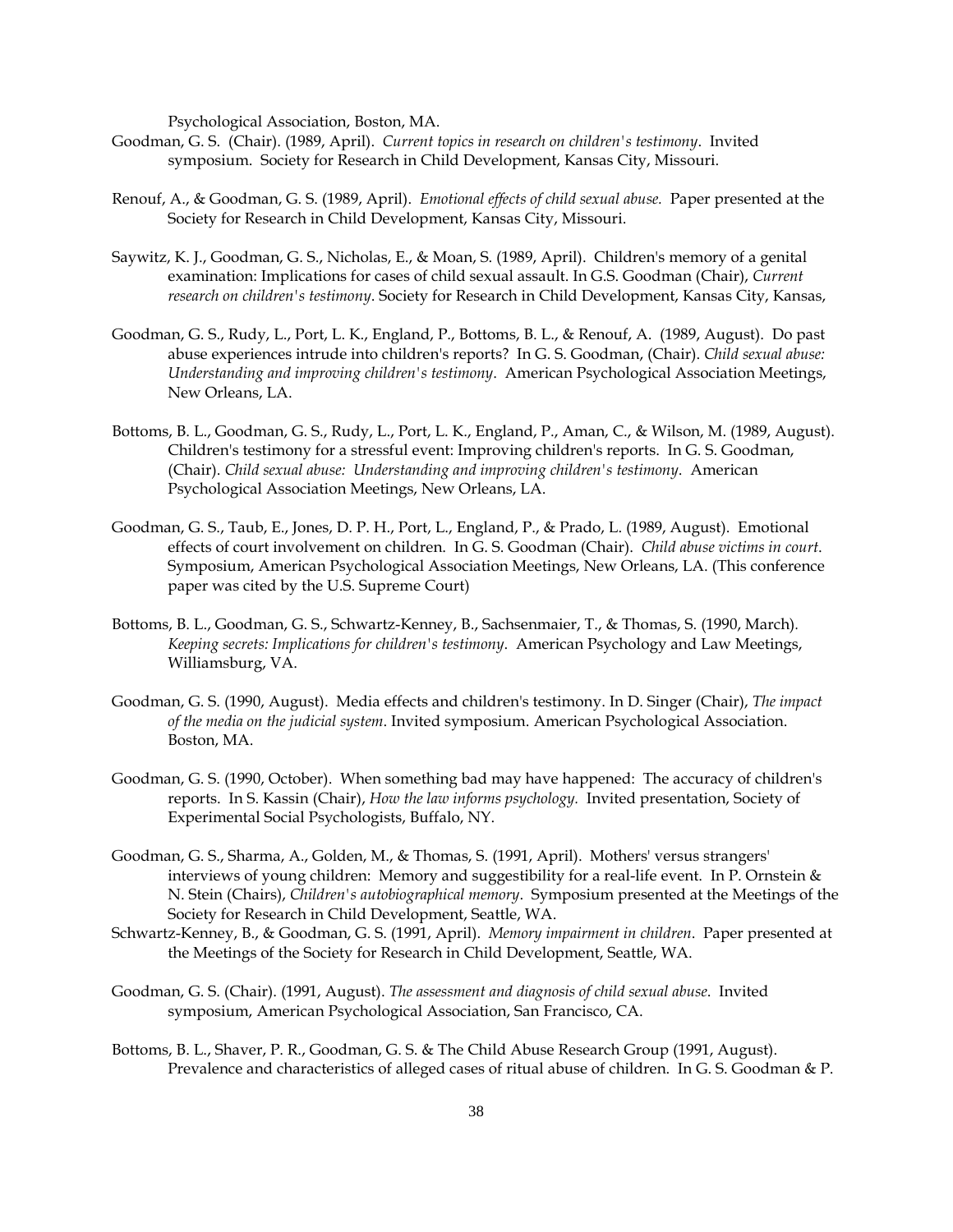Psychological Association, Boston, MA.

Goodman, G. S. (Chair). (1989, April). *Current topics in research on children's testimony*. Invited symposium. Society for Research in Child Development, Kansas City, Missouri.

Renouf, A., & Goodman, G. S. (1989, April). *Emotional effects of child sexual abuse.* Paper presented at the Society for Research in Child Development, Kansas City, Missouri.

Saywitz, K. J., Goodman, G. S., Nicholas, E., & Moan, S. (1989, April). Children's memory of a genital examination: Implications for cases of child sexual assault. In G.S. Goodman (Chair), *Current research on children's testimony*. Society for Research in Child Development, Kansas City, Kansas,

Goodman, G. S., Rudy, L., Port, L. K., England, P., Bottoms, B. L., & Renouf, A. (1989, August). Do past abuse experiences intrude into children's reports? In G. S. Goodman, (Chair). *Child sexual abuse: Understanding and improving children's testimony*. American Psychological Association Meetings, New Orleans, LA.

Bottoms, B. L., Goodman, G. S., Rudy, L., Port, L. K., England, P., Aman, C., & Wilson, M. (1989, August). Children's testimony for a stressful event: Improving children's reports. In G. S. Goodman, (Chair). *Child sexual abuse: Understanding and improving children's testimony*. American Psychological Association Meetings, New Orleans, LA.

Goodman, G. S., Taub, E., Jones, D. P. H., Port, L., England, P., & Prado, L. (1989, August). Emotional effects of court involvement on children. In G. S. Goodman (Chair). *Child abuse victims in court*. Symposium, American Psychological Association Meetings, New Orleans, LA. (This conference paper was cited by the U.S. Supreme Court)

Bottoms, B. L., Goodman, G. S., Schwartz-Kenney, B., Sachsenmaier, T., & Thomas, S. (1990, March). *Keeping secrets: Implications for children's testimony*. American Psychology and Law Meetings, Williamsburg, VA.

Goodman, G. S. (1990, August). Media effects and children's testimony. In D. Singer (Chair), *The impact of the media on the judicial system*. Invited symposium. American Psychological Association. Boston, MA.

Goodman, G. S. (1990, October). When something bad may have happened: The accuracy of children's reports. In S. Kassin (Chair), *How the law informs psychology.* Invited presentation, Society of Experimental Social Psychologists, Buffalo, NY.

Goodman, G. S., Sharma, A., Golden, M., & Thomas, S. (1991, April). Mothers' versus strangers' interviews of young children: Memory and suggestibility for a real-life event. In P. Ornstein & N. Stein (Chairs), *Children's autobiographical memory*. Symposium presented at the Meetings of the Society for Research in Child Development, Seattle, WA.

Schwartz-Kenney, B., & Goodman, G. S. (1991, April). *Memory impairment in children*. Paper presented at the Meetings of the Society for Research in Child Development, Seattle, WA.

Goodman, G. S. (Chair). (1991, August). *The assessment and diagnosis of child sexual abuse*. Invited symposium, American Psychological Association, San Francisco, CA.

Bottoms, B. L., Shaver, P. R., Goodman, G. S. & The Child Abuse Research Group (1991, August). Prevalence and characteristics of alleged cases of ritual abuse of children. In G. S. Goodman & P.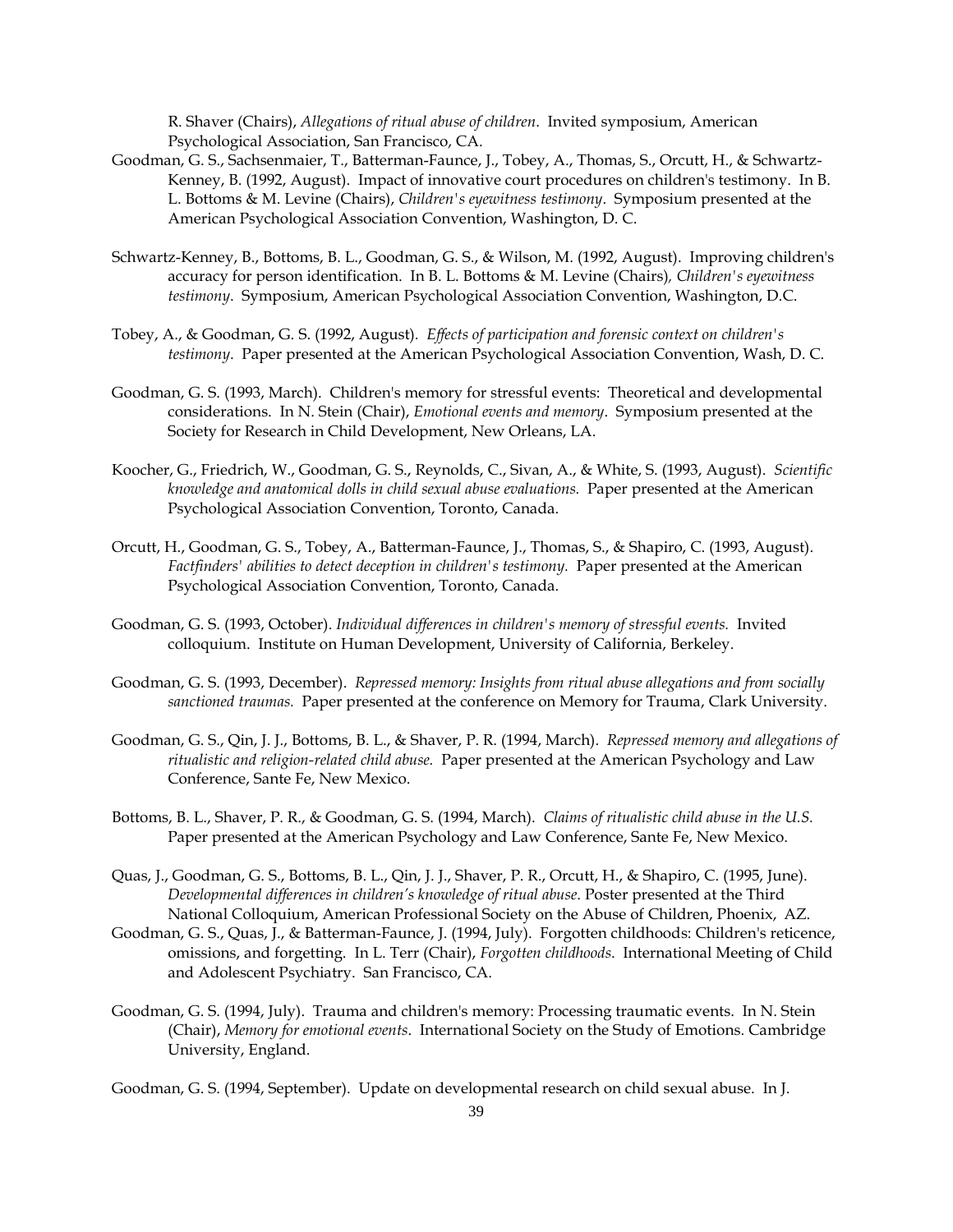R. Shaver (Chairs), *Allegations of ritual abuse of children*. Invited symposium, American Psychological Association, San Francisco, CA.

Goodman, G. S., Sachsenmaier, T., Batterman-Faunce, J., Tobey, A., Thomas, S., Orcutt, H., & Schwartz-Kenney, B. (1992, August). Impact of innovative court procedures on children's testimony. In B. L. Bottoms & M. Levine (Chairs), *Children's eyewitness testimony*. Symposium presented at the American Psychological Association Convention, Washington, D. C.

Schwartz-Kenney, B., Bottoms, B. L., Goodman, G. S., & Wilson, M. (1992, August). Improving children's accuracy for person identification. In B. L. Bottoms & M. Levine (Chairs), *Children's eyewitness testimony*. Symposium, American Psychological Association Convention, Washington, D.C.

Tobey, A., & Goodman, G. S. (1992, August). *Effects of participation and forensic context on children's testimony*. Paper presented at the American Psychological Association Convention, Wash, D. C.

Goodman, G. S. (1993, March). Children's memory for stressful events: Theoretical and developmental considerations. In N. Stein (Chair), *Emotional events and memory*. Symposium presented at the Society for Research in Child Development, New Orleans, LA.

Koocher, G., Friedrich, W., Goodman, G. S., Reynolds, C., Sivan, A., & White, S. (1993, August). *Scientific knowledge and anatomical dolls in child sexual abuse evaluations.* Paper presented at the American Psychological Association Convention, Toronto, Canada.

Orcutt, H., Goodman, G. S., Tobey, A., Batterman-Faunce, J., Thomas, S., & Shapiro, C. (1993, August). *Factfinders' abilities to detect deception in children's testimony.* Paper presented at the American Psychological Association Convention, Toronto, Canada.

Goodman, G. S. (1993, October). *Individual differences in children's memory of stressful events.* Invited colloquium. Institute on Human Development, University of California, Berkeley.

Goodman, G. S. (1993, December). *Repressed memory: Insights from ritual abuse allegations and from socially sanctioned traumas.* Paper presented at the conference on Memory for Trauma, Clark University.

Goodman, G. S., Qin, J. J., Bottoms, B. L., & Shaver, P. R. (1994, March). *Repressed memory and allegations of ritualistic and religion-related child abuse.* Paper presented at the American Psychology and Law Conference, Sante Fe, New Mexico.

Bottoms, B. L., Shaver, P. R., & Goodman, G. S. (1994, March). *Claims of ritualistic child abuse in the U.S.* Paper presented at the American Psychology and Law Conference, Sante Fe, New Mexico.

Quas, J., Goodman, G. S., Bottoms, B. L., Qin, J. J., Shaver, P. R., Orcutt, H., & Shapiro, C. (1995, June). *Developmental differences in children's knowledge of ritual abuse*. Poster presented at the Third National Colloquium, American Professional Society on the Abuse of Children, Phoenix, AZ.

Goodman, G. S., Quas, J., & Batterman-Faunce, J. (1994, July). Forgotten childhoods: Children's reticence, omissions, and forgetting. In L. Terr (Chair), *Forgotten childhoods*. International Meeting of Child and Adolescent Psychiatry. San Francisco, CA.

Goodman, G. S. (1994, July). Trauma and children's memory: Processing traumatic events. In N. Stein (Chair), *Memory for emotional events*. International Society on the Study of Emotions. Cambridge University, England.

Goodman, G. S. (1994, September). Update on developmental research on child sexual abuse. In J.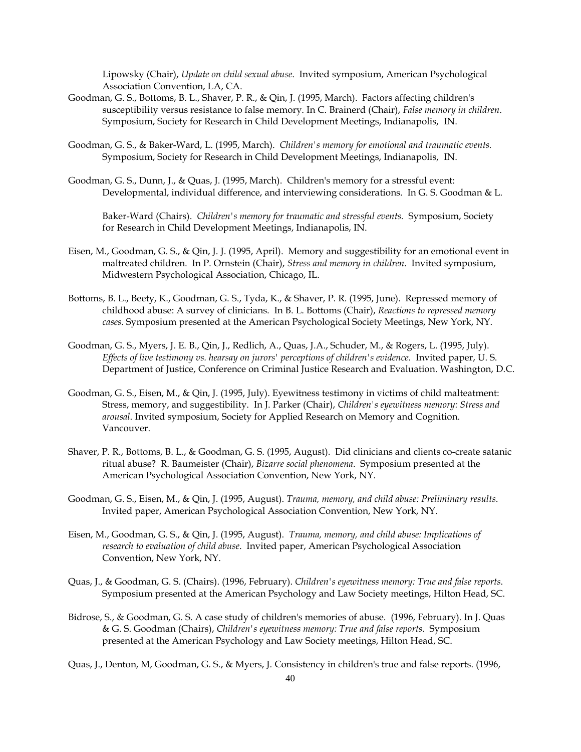Lipowsky (Chair), *Update on child sexual abuse*. Invited symposium, American Psychological Association Convention, LA, CA.

Goodman, G. S., Bottoms, B. L., Shaver, P. R., & Qin, J. (1995, March). Factors affecting children's susceptibility versus resistance to false memory. In C. Brainerd (Chair), *False memory in children*. Symposium, Society for Research in Child Development Meetings, Indianapolis, IN.

Goodman, G. S., & Baker-Ward, L. (1995, March). *Children's memory for emotional and traumatic events.* Symposium, Society for Research in Child Development Meetings, Indianapolis, IN.

Goodman, G. S., Dunn, J., & Quas, J. (1995, March). Children's memory for a stressful event: Developmental, individual difference, and interviewing considerations. In G. S. Goodman & L. Baker-Ward (Chairs). *Children's memory for traumatic and stressful events.* Symposium, Society for Research in Child Development Meetings, Indianapolis, IN.

Eisen, M., Goodman, G. S., & Qin, J. J. (1995, April). Memory and suggestibility for an emotional event in maltreated children. In P. Ornstein (Chair), *Stress and memory in children.* Invited symposium, Midwestern Psychological Association, Chicago, IL.

Bottoms, B. L., Beety, K., Goodman, G. S., Tyda, K., & Shaver, P. R. (1995, June). Repressed memory of childhood abuse: A survey of clinicians. In B. L. Bottoms (Chair), *Reactions to repressed memory cases.* Symposium presented at the American Psychological Society Meetings, New York, NY.

Goodman, G. S., Myers, J. E. B., Qin, J., Redlich, A., Quas, J.A., Schuder, M., & Rogers, L. (1995, July). *Effects of live testimony vs. hearsay on jurors' perceptions of children's evidence.* Invited paper, U. S. Department of Justice, Conference on Criminal Justice Research and Evaluation. Washington, D.C.

Goodman, G. S., Eisen, M., & Qin, J. (1995, July). Eyewitness testimony in victims of child malteatment: Stress, memory, and suggestibility. In J. Parker (Chair), *Children's eyewitness memory: Stress and arousal.* Invited symposium, Society for Applied Research on Memory and Cognition. Vancouver.

Shaver, P. R., Bottoms, B. L., & Goodman, G. S. (1995, August). Did clinicians and clients co-create satanic ritual abuse? R. Baumeister (Chair), *Bizarre social phenomena*. Symposium presented at the American Psychological Association Convention, New York, NY.

Goodman, G. S., Eisen, M., & Qin, J. (1995, August). *Trauma, memory, and child abuse: Preliminary results*. Invited paper, American Psychological Association Convention, New York, NY.

Eisen, M., Goodman, G. S., & Qin, J. (1995, August). *Trauma, memory, and child abuse: Implications of research to evaluation of child abuse*. Invited paper, American Psychological Association Convention, New York, NY.

Quas, J., & Goodman, G. S. (Chairs). (1996, February). *Children's eyewitness memory: True and false reports*. Symposium presented at the American Psychology and Law Society meetings, Hilton Head, SC.

Bidrose, S., & Goodman, G. S. A case study of children's memories of abuse. (1996, February). In J. Quas & G. S. Goodman (Chairs), *Children's eyewitness memory: True and false reports*. Symposium presented at the American Psychology and Law Society meetings, Hilton Head, SC.

Quas, J., Denton, M, Goodman, G. S., & Myers, J. Consistency in children's true and false reports. (1996,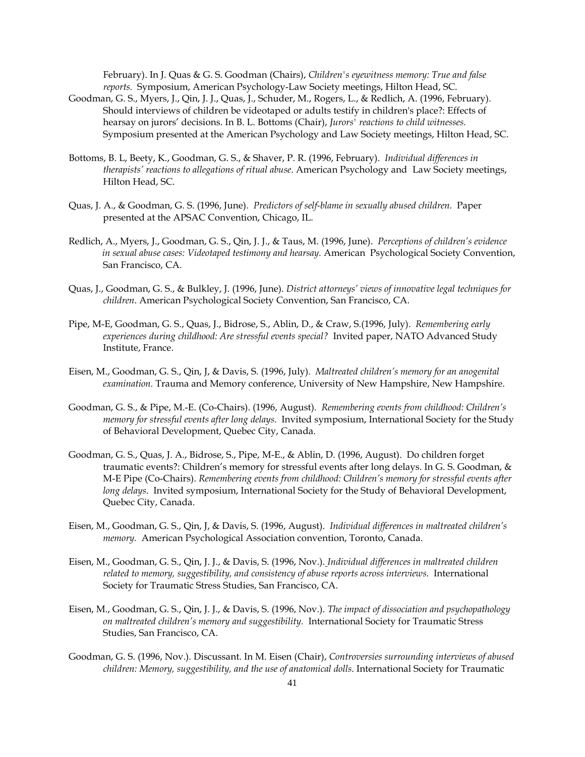February). In J. Quas & G. S. Goodman (Chairs), *Children's eyewitness memory: True and false reports.* Symposium, American Psychology-Law Society meetings, Hilton Head, SC.

Goodman, G. S., Myers, J., Qin, J. J., Quas, J., Schuder, M., Rogers, L., & Redlich, A. (1996, February). Should interviews of children be videotaped or adults testify in children's place?: Effects of hearsay on jurors' decisions. In B. L. Bottoms (Chair), *Jurors' reactions to child witnesses.* Symposium presented at the American Psychology and Law Society meetings, Hilton Head, SC.

Bottoms, B. L, Beety, K., Goodman, G. S., & Shaver, P. R. (1996, February). *Individual differences in therapists' reactions to allegations of ritual abuse.* American Psychology and Law Society meetings, Hilton Head, SC.

Quas, J. A., & Goodman, G. S. (1996, June). *Predictors of self-blame in sexually abused children.* Paper presented at the APSAC Convention, Chicago, IL.

Redlich, A., Myers, J., Goodman, G. S., Qin, J. J., & Taus, M. (1996, June). *Perceptions of children's evidence in sexual abuse cases: Videotaped testimony and hearsay.* American Psychological Society Convention, San Francisco, CA.

Quas, J., Goodman, G. S., & Bulkley, J. (1996, June). *District attorneys' views of innovative legal techniques for children.* American Psychological Society Convention, San Francisco, CA.

Pipe, M-E, Goodman, G. S., Quas, J., Bidrose, S., Ablin, D., & Craw, S.(1996, July). *Remembering early experiences during childhood: Are stressful events special?* Invited paper, NATO Advanced Study Institute, France.

Eisen, M., Goodman, G. S., Qin, J, & Davis, S. (1996, July). *Maltreated children's memory for an anogenital examination.* Trauma and Memory conference, University of New Hampshire, New Hampshire.

Goodman, G. S., & Pipe, M.-E. (Co-Chairs). (1996, August). *Remembering events from childhood: Children's memory for stressful events after long delays.* Invited symposium, International Society for the Study of Behavioral Development, Quebec City, Canada.

Goodman, G. S., Quas, J. A., Bidrose, S., Pipe, M-E., & Ablin, D. (1996, August). Do children forget traumatic events?: Children's memory for stressful events after long delays. In G. S. Goodman, & M-E Pipe (Co-Chairs). *Remembering events from childhood: Children's memory for stressful events after long delays.* Invited symposium, International Society for the Study of Behavioral Development, Quebec City, Canada.

Eisen, M., Goodman, G. S., Qin, J, & Davis, S. (1996, August). *Individual differences in maltreated children's memory.* American Psychological Association convention, Toronto, Canada.

Eisen, M., Goodman, G. S., Qin, J. J., & Davis, S. (1996, Nov.). *Individual differences in maltreated children related to memory, suggestibility, and consistency of abuse reports across interviews.* International Society for Traumatic Stress Studies, San Francisco, CA.

Eisen, M., Goodman, G. S., Qin, J. J., & Davis, S. (1996, Nov.). *The impact of dissociation and psychopathology on maltreated children's memory and suggestibility.* International Society for Traumatic Stress Studies, San Francisco, CA.

Goodman, G. S. (1996, Nov.). Discussant. In M. Eisen (Chair), *Controversies surrounding interviews of abused children: Memory, suggestibility, and the use of anatomical dolls.* International Society for Traumatic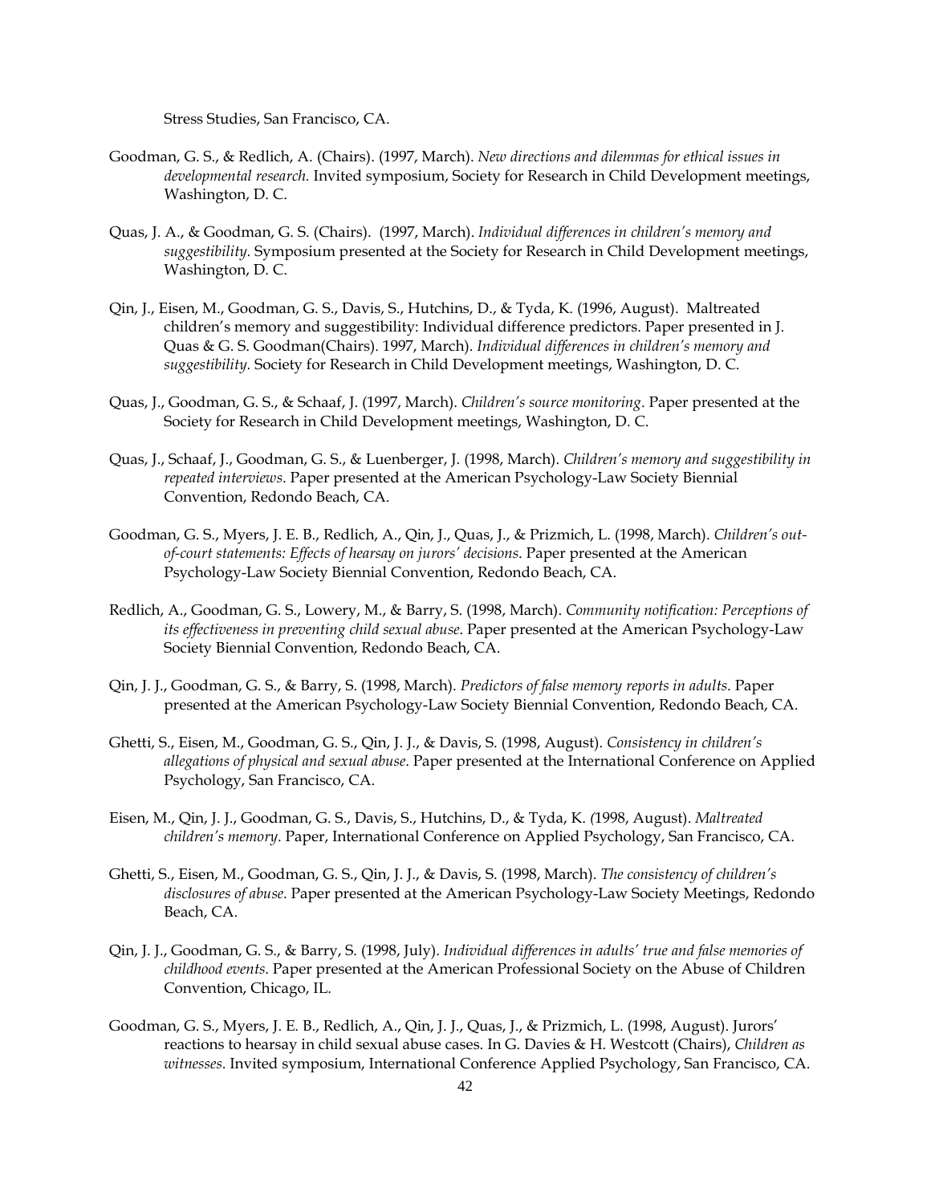Stress Studies, San Francisco, CA.

Goodman, G. S., & Redlich, A. (Chairs). (1997, March). *New directions and dilemmas for ethical issues in developmental research.* Invited symposium, Society for Research in Child Development meetings, Washington, D. C.

Quas, J. A., & Goodman, G. S. (Chairs). (1997, March). *Individual differences in children's memory and suggestibility.* Symposium presented at the Society for Research in Child Development meetings, Washington, D. C.

Qin, J., Eisen, M., Goodman, G. S., Davis, S., Hutchins, D., & Tyda, K. (1996, August). Maltreated children's memory and suggestibility: Individual difference predictors. Paper presented in J. Quas & G. S. Goodman(Chairs). 1997, March). *Individual differences in children's memory and suggestibility.* Society for Research in Child Development meetings, Washington, D. C.

Quas, J., Goodman, G. S., & Schaaf, J. (1997, March). *Children's source monitoring*. Paper presented at the Society for Research in Child Development meetings, Washington, D. C.

Quas, J., Schaaf, J., Goodman, G. S., & Luenberger, J. (1998, March). *Children's memory and suggestibility in repeated interviews*. Paper presented at the American Psychology-Law Society Biennial Convention, Redondo Beach, CA.

Goodman, G. S., Myers, J. E. B., Redlich, A., Qin, J., Quas, J., & Prizmich, L. (1998, March). *Children's out-of-court statements: Effects of hearsay on jurors' decisions*. Paper presented at the American Psychology-Law Society Biennial Convention, Redondo Beach, CA.

Redlich, A., Goodman, G. S., Lowery, M., & Barry, S. (1998, March). *Community notification: Perceptions of its effectiveness in preventing child sexual abuse*. Paper presented at the American Psychology-Law Society Biennial Convention, Redondo Beach, CA.

Qin, J. J., Goodman, G. S., & Barry, S. (1998, March). *Predictors of false memory reports in adults.* Paper presented at the American Psychology-Law Society Biennial Convention, Redondo Beach, CA.

Ghetti, S., Eisen, M., Goodman, G. S., Qin, J. J., & Davis, S. (1998, August). *Consistency in children's allegations of physical and sexual abuse*. Paper presented at the International Conference on Applied Psychology, San Francisco, CA.

Eisen, M., Qin, J. J., Goodman, G. S., Davis, S., Hutchins, D., & Tyda, K. (1998, August). *Maltreated children's memory*. Paper, International Conference on Applied Psychology, San Francisco, CA.

Ghetti, S., Eisen, M., Goodman, G. S., Qin, J. J., & Davis, S. (1998, March). *The consistency of children's disclosures of abuse*. Paper presented at the American Psychology-Law Society Meetings, Redondo Beach, CA.

Qin, J. J., Goodman, G. S., & Barry, S. (1998, July). *Individual differences in adults' true and false memories of childhood events*. Paper presented at the American Professional Society on the Abuse of Children Convention, Chicago, IL.

Goodman, G. S., Myers, J. E. B., Redlich, A., Qin, J. J., Quas, J., & Prizmich, L. (1998, August). Jurors' reactions to hearsay in child sexual abuse cases. In G. Davies & H. Westcott (Chairs), *Children as witnesses*. Invited symposium, International Conference Applied Psychology, San Francisco, CA.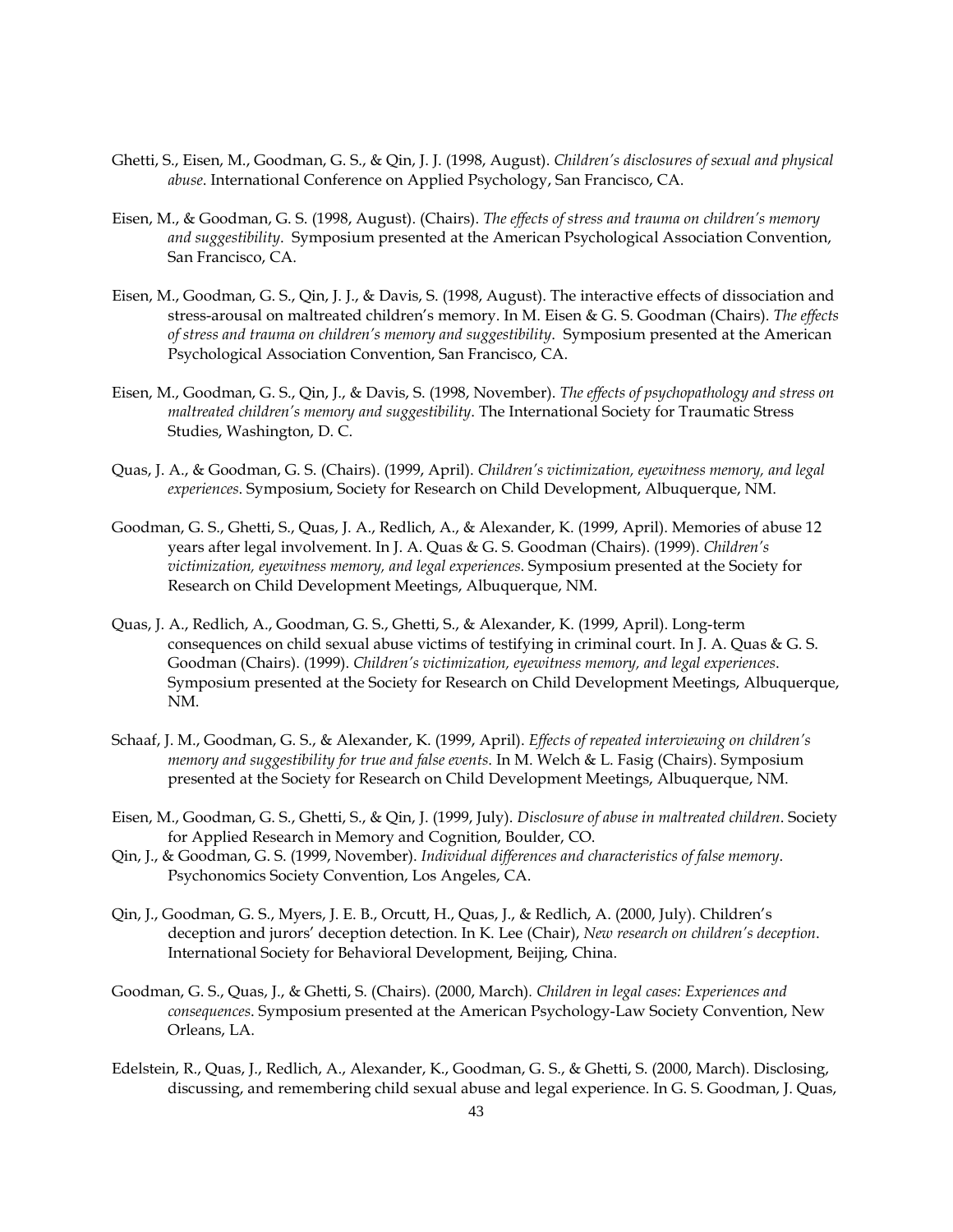Ghetti, S., Eisen, M., Goodman, G. S., & Qin, J. J. (1998, August). *Children's disclosures of sexual and physical abuse*. International Conference on Applied Psychology, San Francisco, CA.

Eisen, M., & Goodman, G. S. (1998, August). (Chairs). *The effects of stress and trauma on children's memory and suggestibility*. Symposium presented at the American Psychological Association Convention, San Francisco, CA.

Eisen, M., Goodman, G. S., Qin, J. J., & Davis, S. (1998, August). The interactive effects of dissociation and stress-arousal on maltreated children's memory. In M. Eisen & G. S. Goodman (Chairs). *The effects of stress and trauma on children's memory and suggestibility*. Symposium presented at the American Psychological Association Convention, San Francisco, CA.

Eisen, M., Goodman, G. S., Qin, J., & Davis, S. (1998, November). *The effects of psychopathology and stress on maltreated children's memory and suggestibility*. The International Society for Traumatic Stress Studies, Washington, D. C.

Quas, J. A., & Goodman, G. S. (Chairs). (1999, April). *Children's victimization, eyewitness memory, and legal experiences*. Symposium, Society for Research on Child Development, Albuquerque, NM.

Goodman, G. S., Ghetti, S., Quas, J. A., Redlich, A., & Alexander, K. (1999, April). Memories of abuse 12 years after legal involvement. In J. A. Quas & G. S. Goodman (Chairs). (1999). *Children's victimization, eyewitness memory, and legal experiences*. Symposium presented at the Society for Research on Child Development Meetings, Albuquerque, NM.

Quas, J. A., Redlich, A., Goodman, G. S., Ghetti, S., & Alexander, K. (1999, April). Long-term consequences on child sexual abuse victims of testifying in criminal court. In J. A. Quas & G. S. Goodman (Chairs). (1999). *Children's victimization, eyewitness memory, and legal experiences*. Symposium presented at the Society for Research on Child Development Meetings, Albuquerque, NM.

Schaaf, J. M., Goodman, G. S., & Alexander, K. (1999, April). *Effects of repeated interviewing on children's memory and suggestibility for true and false events*. In M. Welch & L. Fasig (Chairs). Symposium presented at the Society for Research on Child Development Meetings, Albuquerque, NM.

Eisen, M., Goodman, G. S., Ghetti, S., & Qin, J. (1999, July). *Disclosure of abuse in maltreated children*. Society for Applied Research in Memory and Cognition, Boulder, CO.

Qin, J., & Goodman, G. S. (1999, November). *Individual differences and characteristics of false memory*. Psychonomics Society Convention, Los Angeles, CA.

Qin, J., Goodman, G. S., Myers, J. E. B., Orcutt, H., Quas, J., & Redlich, A. (2000, July). Children's deception and jurors' deception detection. In K. Lee (Chair), *New research on children's deception*. International Society for Behavioral Development, Beijing, China.

Goodman, G. S., Quas, J., & Ghetti, S. (Chairs). (2000, March). *Children in legal cases: Experiences and consequences*. Symposium presented at the American Psychology-Law Society Convention, New Orleans, LA.

Edelstein, R., Quas, J., Redlich, A., Alexander, K., Goodman, G. S., & Ghetti, S. (2000, March). Disclosing, discussing, and remembering child sexual abuse and legal experience. In G. S. Goodman, J. Quas,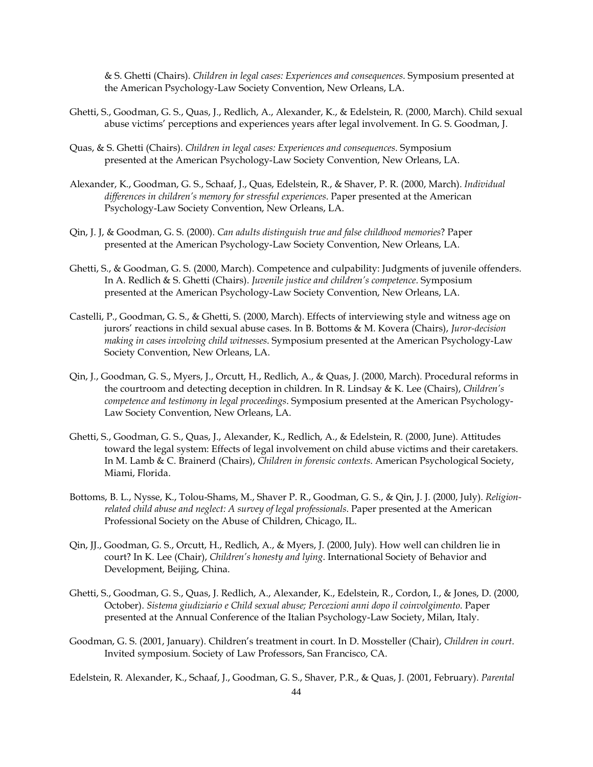& S. Ghetti (Chairs). *Children in legal cases: Experiences and consequences*. Symposium presented at the American Psychology-Law Society Convention, New Orleans, LA.

Ghetti, S., Goodman, G. S., Quas, J., Redlich, A., Alexander, K., & Edelstein, R. (2000, March). Child sexual abuse victims' perceptions and experiences years after legal involvement. In G. S. Goodman, J.

Quas, & S. Ghetti (Chairs). *Children in legal cases: Experiences and consequences*. Symposium presented at the American Psychology-Law Society Convention, New Orleans, LA.

Alexander, K., Goodman, G. S., Schaaf, J., Quas, Edelstein, R., & Shaver, P. R. (2000, March). *Individual differences in children's memory for stressful experiences*. Paper presented at the American Psychology-Law Society Convention, New Orleans, LA.

Qin, J. J, & Goodman, G. S. (2000). *Can adults distinguish true and false childhood memories*? Paper presented at the American Psychology-Law Society Convention, New Orleans, LA.

Ghetti, S., & Goodman, G. S. (2000, March). Competence and culpability: Judgments of juvenile offenders. In A. Redlich & S. Ghetti (Chairs). *Juvenile justice and children's competence*. Symposium presented at the American Psychology-Law Society Convention, New Orleans, LA.

Castelli, P., Goodman, G. S., & Ghetti, S. (2000, March). Effects of interviewing style and witness age on jurors' reactions in child sexual abuse cases. In B. Bottoms & M. Kovera (Chairs), *Juror-decision making in cases involving child witnesses*. Symposium presented at the American Psychology-Law Society Convention, New Orleans, LA.

Qin, J., Goodman, G. S., Myers, J., Orcutt, H., Redlich, A., & Quas, J. (2000, March). Procedural reforms in the courtroom and detecting deception in children. In R. Lindsay & K. Lee (Chairs), *Children's competence and testimony in legal proceedings*. Symposium presented at the American Psychology-Law Society Convention, New Orleans, LA.

Ghetti, S., Goodman, G. S., Quas, J., Alexander, K., Redlich, A., & Edelstein, R. (2000, June). Attitudes toward the legal system: Effects of legal involvement on child abuse victims and their caretakers. In M. Lamb & C. Brainerd (Chairs), *Children in forensic contexts*. American Psychological Society, Miami, Florida.

Bottoms, B. L., Nysse, K., Tolou-Shams, M., Shaver P. R., Goodman, G. S., & Qin, J. J. (2000, July). *Religion-related child abuse and neglect: A survey of legal professionals*. Paper presented at the American Professional Society on the Abuse of Children, Chicago, IL.

Qin, JJ., Goodman, G. S., Orcutt, H., Redlich, A., & Myers, J. (2000, July). How well can children lie in court? In K. Lee (Chair), *Children's honesty and lying*. International Society of Behavior and Development, Beijing, China.

Ghetti, S., Goodman, G. S., Quas, J. Redlich, A., Alexander, K., Edelstein, R., Cordon, I., & Jones, D. (2000, October). *Sistema giudiziario e Child sexual abuse; Percezioni anni dopo il coinvolgimento*. Paper presented at the Annual Conference of the Italian Psychology-Law Society, Milan, Italy.

Goodman, G. S. (2001, January). Children's treatment in court. In D. Mossteller (Chair), *Children in court*. Invited symposium. Society of Law Professors, San Francisco, CA.

Edelstein, R. Alexander, K., Schaaf, J., Goodman, G. S., Shaver, P.R., & Quas, J. (2001, February). *Parental*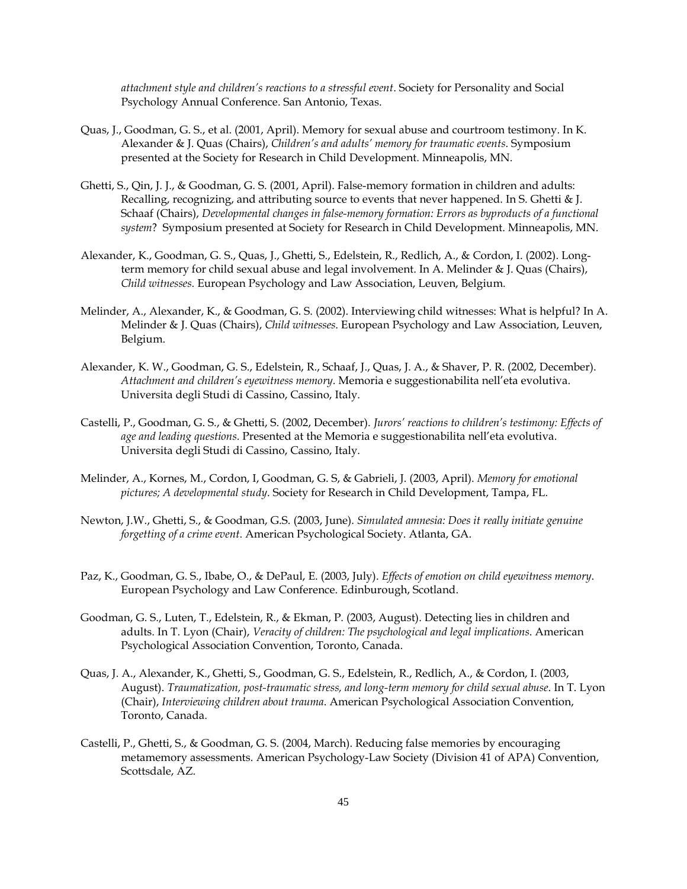*attachment style and children's reactions to a stressful event*. Society for Personality and Social Psychology Annual Conference. San Antonio, Texas.

Quas, J., Goodman, G. S., et al. (2001, April). Memory for sexual abuse and courtroom testimony. In K. Alexander & J. Quas (Chairs), *Children's and adults' memory for traumatic events*. Symposium presented at the Society for Research in Child Development. Minneapolis, MN.

Ghetti, S., Qin, J. J., & Goodman, G. S. (2001, April). False-memory formation in children and adults: Recalling, recognizing, and attributing source to events that never happened. In S. Ghetti & J. Schaaf (Chairs), *Developmental changes in false-memory formation: Errors as byproducts of a functional system*? Symposium presented at Society for Research in Child Development. Minneapolis, MN.

Alexander, K., Goodman, G. S., Quas, J., Ghetti, S., Edelstein, R., Redlich, A., & Cordon, I. (2002). Long-term memory for child sexual abuse and legal involvement. In A. Melinder & J. Quas (Chairs), *Child witnesses*. European Psychology and Law Association, Leuven, Belgium.

Melinder, A., Alexander, K., & Goodman, G. S. (2002). Interviewing child witnesses: What is helpful? In A. Melinder & J. Quas (Chairs), *Child witnesses*. European Psychology and Law Association, Leuven, Belgium.

Alexander, K. W., Goodman, G. S., Edelstein, R., Schaaf, J., Quas, J. A., & Shaver, P. R. (2002, December). *Attachment and children's eyewitness memory*. Memoria e suggestionabilita nell'eta evolutiva. Universita degli Studi di Cassino, Cassino, Italy.

Castelli, P., Goodman, G. S., & Ghetti, S. (2002, December). *Jurors' reactions to children's testimony: Effects of age and leading questions*. Presented at the Memoria e suggestionabilita nell'eta evolutiva. Universita degli Studi di Cassino, Cassino, Italy.

Melinder, A., Kornes, M., Cordon, I, Goodman, G. S, & Gabrieli, J. (2003, April). *Memory for emotional pictures; A developmental study*. Society for Research in Child Development, Tampa, FL.

Newton, J.W., Ghetti, S., & Goodman, G.S. (2003, June). *Simulated amnesia: Does it really initiate genuine forgetting of a crime event.* American Psychological Society. Atlanta, GA.

Paz, K., Goodman, G. S., Ibabe, O., & DePaul, E. (2003, July). *Effects of emotion on child eyewitness memory*. European Psychology and Law Conference. Edinburough, Scotland.

Goodman, G. S., Luten, T., Edelstein, R., & Ekman, P. (2003, August). Detecting lies in children and adults. In T. Lyon (Chair), *Veracity of children: The psychological and legal implications*. American Psychological Association Convention, Toronto, Canada.

Quas, J. A., Alexander, K., Ghetti, S., Goodman, G. S., Edelstein, R., Redlich, A., & Cordon, I. (2003, August). *Traumatization, post-traumatic stress, and long-term memory for child sexual abuse*. In T. Lyon (Chair), *Interviewing children about trauma*. American Psychological Association Convention, Toronto, Canada.

Castelli, P., Ghetti, S., & Goodman, G. S. (2004, March). Reducing false memories by encouraging metamemory assessments. American Psychology-Law Society (Division 41 of APA) Convention, Scottsdale, AZ.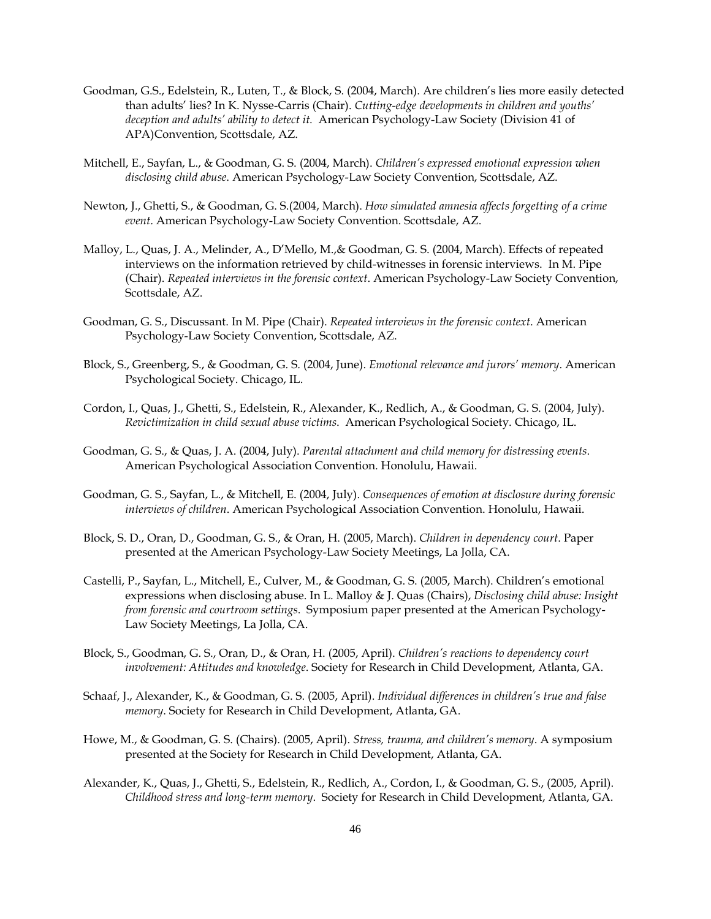Goodman, G.S., Edelstein, R., Luten, T., & Block, S. (2004, March). Are children's lies more easily detected than adults' lies? In K. Nysse-Carris (Chair). *Cutting-edge developments in children and youths' deception and adults' ability to detect it.* American Psychology-Law Society (Division 41 of APA)Convention, Scottsdale, AZ.

Mitchell, E., Sayfan, L., & Goodman, G. S. (2004, March). *Children's expressed emotional expression when disclosing child abuse.* American Psychology-Law Society Convention, Scottsdale, AZ.

Newton, J., Ghetti, S., & Goodman, G. S.(2004, March). *How simulated amnesia affects forgetting of a crime event*. American Psychology-Law Society Convention. Scottsdale, AZ.

Malloy, L., Quas, J. A., Melinder, A., D'Mello, M.,& Goodman, G. S. (2004, March). Effects of repeated interviews on the information retrieved by child-witnesses in forensic interviews. In M. Pipe (Chair). *Repeated interviews in the forensic context*. American Psychology-Law Society Convention, Scottsdale, AZ.

Goodman, G. S., Discussant. In M. Pipe (Chair). *Repeated interviews in the forensic context*. American Psychology-Law Society Convention, Scottsdale, AZ.

Block, S., Greenberg, S., & Goodman, G. S. (2004, June). *Emotional relevance and jurors' memory*. American Psychological Society. Chicago, IL.

Cordon, I., Quas, J., Ghetti, S., Edelstein, R., Alexander, K., Redlich, A., & Goodman, G. S. (2004, July). *Revictimization in child sexual abuse victims*. American Psychological Society. Chicago, IL.

Goodman, G. S., & Quas, J. A. (2004, July). *Parental attachment and child memory for distressing events*. American Psychological Association Convention. Honolulu, Hawaii.

Goodman, G. S., Sayfan, L., & Mitchell, E. (2004, July). *Consequences of emotion at disclosure during forensic interviews of children*. American Psychological Association Convention. Honolulu, Hawaii.

Block, S. D., Oran, D., Goodman, G. S., & Oran, H. (2005, March). *Children in dependency court*. Paper presented at the American Psychology-Law Society Meetings, La Jolla, CA.

Castelli, P., Sayfan, L., Mitchell, E., Culver, M., & Goodman, G. S. (2005, March). Children's emotional expressions when disclosing abuse. In L. Malloy & J. Quas (Chairs), *Disclosing child abuse: Insight from forensic and courtroom settings*. Symposium paper presented at the American Psychology-Law Society Meetings, La Jolla, CA.

Block, S., Goodman, G. S., Oran, D., & Oran, H. (2005, April). *Children's reactions to dependency court involvement: Attitudes and knowledge*. Society for Research in Child Development, Atlanta, GA.

Schaaf, J., Alexander, K., & Goodman, G. S. (2005, April). *Individual differences in children's true and false memory*. Society for Research in Child Development, Atlanta, GA.

Howe, M., & Goodman, G. S. (Chairs). (2005, April). *Stress, trauma, and children's memory*. A symposium presented at the Society for Research in Child Development, Atlanta, GA.

Alexander, K., Quas, J., Ghetti, S., Edelstein, R., Redlich, A., Cordon, I., & Goodman, G. S., (2005, April). *Childhood stress and long-term memory*. Society for Research in Child Development, Atlanta, GA.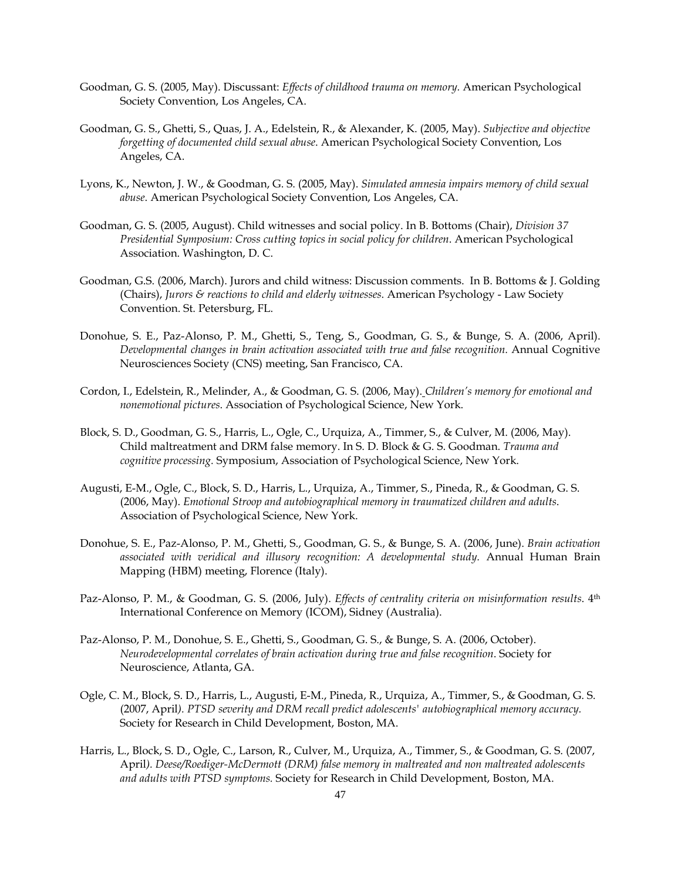Goodman, G. S. (2005, May). Discussant: *Effects of childhood trauma on memory.* American Psychological Society Convention, Los Angeles, CA.

Goodman, G. S., Ghetti, S., Quas, J. A., Edelstein, R., & Alexander, K. (2005, May). *Subjective and objective forgetting of documented child sexual abuse*. American Psychological Society Convention, Los Angeles, CA.

Lyons, K., Newton, J. W., & Goodman, G. S. (2005, May). *Simulated amnesia impairs memory of child sexual abuse*. American Psychological Society Convention, Los Angeles, CA.

Goodman, G. S. (2005, August). Child witnesses and social policy. In B. Bottoms (Chair), *Division 37 Presidential Symposium: Cross cutting topics in social policy for children*. American Psychological Association. Washington, D. C.

Goodman, G.S. (2006, March). Jurors and child witness: Discussion comments. In B. Bottoms & J. Golding (Chairs), *Jurors & reactions to child and elderly witnesses*. American Psychology - Law Society Convention. St. Petersburg, FL.

Donohue, S. E., Paz-Alonso, P. M., Ghetti, S., Teng, S., Goodman, G. S., & Bunge, S. A. (2006, April). *Developmental changes in brain activation associated with true and false recognition.* Annual Cognitive Neurosciences Society (CNS) meeting, San Francisco, CA.

Cordon, I., Edelstein, R., Melinder, A., & Goodman, G. S. (2006, May). *Children's memory for emotional and nonemotional pictures*. Association of Psychological Science, New York.

Block, S. D., Goodman, G. S., Harris, L., Ogle, C., Urquiza, A., Timmer, S., & Culver, M. (2006, May). Child maltreatment and DRM false memory. In S. D. Block & G. S. Goodman. *Trauma and cognitive processing.* Symposium, Association of Psychological Science, New York.

Augusti, E-M., Ogle, C., Block, S. D., Harris, L., Urquiza, A., Timmer, S., Pineda, R., & Goodman, G. S. (2006, May). *Emotional Stroop and autobiographical memory in traumatized children and adults.* Association of Psychological Science, New York.

Donohue, S. E., Paz-Alonso, P. M., Ghetti, S., Goodman, G. S., & Bunge, S. A. (2006, June). *Brain activation associated with veridical and illusory recognition: A developmental study.* Annual Human Brain Mapping (HBM) meeting, Florence (Italy).

Paz-Alonso, P. M., & Goodman, G. S. (2006, July). *Effects of centrality criteria on misinformation results*. 4th International Conference on Memory (ICOM), Sidney (Australia).

Paz-Alonso, P. M., Donohue, S. E., Ghetti, S., Goodman, G. S., & Bunge, S. A. (2006, October). *Neurodevelopmental correlates of brain activation during true and false recognition*. Society for Neuroscience, Atlanta, GA.

Ogle, C. M., Block, S. D., Harris, L., Augusti, E-M., Pineda, R., Urquiza, A., Timmer, S., & Goodman, G. S. (2007, April). *PTSD severity and DRM recall predict adolescents' autobiographical memory accuracy.* Society for Research in Child Development, Boston, MA.

Harris, L., Block, S. D., Ogle, C., Larson, R., Culver, M., Urquiza, A., Timmer, S., & Goodman, G. S. (2007, April). *Deese/Roediger-McDermott (DRM) false memory in maltreated and non maltreated adolescents and adults with PTSD symptoms.* Society for Research in Child Development, Boston, MA.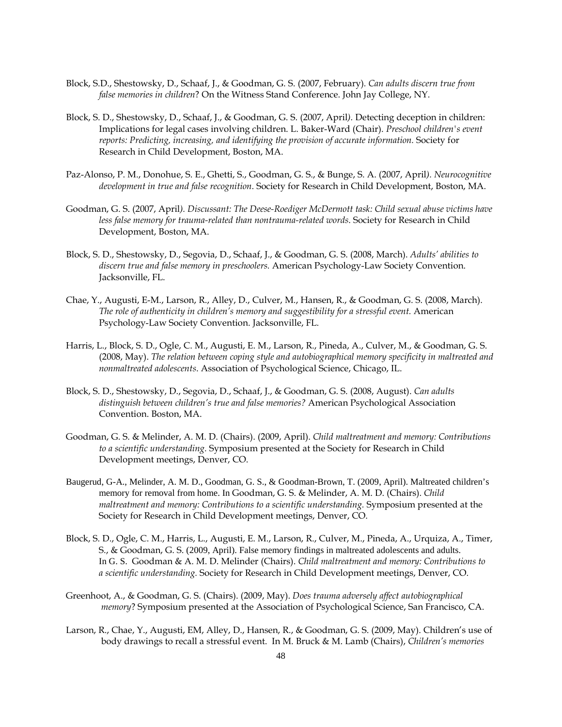Block, S.D., Shestowsky, D., Schaaf, J., & Goodman, G. S. (2007, February). *Can adults discern true from false memories in children*? On the Witness Stand Conference. John Jay College, NY.

Block, S. D., Shestowsky, D., Schaaf, J., & Goodman, G. S. (2007, April). Detecting deception in children: Implications for legal cases involving children. L. Baker-Ward (Chair). *Preschool children's event reports: Predicting, increasing, and identifying the provision of accurate information.* Society for Research in Child Development, Boston, MA.

Paz-Alonso, P. M., Donohue, S. E., Ghetti, S., Goodman, G. S., & Bunge, S. A. (2007, April). *Neurocognitive development in true and false recognition*. Society for Research in Child Development, Boston, MA.

Goodman, G. S. (2007, April). *Discussant: The Deese-Roediger McDermott task: Child sexual abuse victims have less false memory for trauma-related than nontrauma-related words*. Society for Research in Child Development, Boston, MA.

Block, S. D., Shestowsky, D., Segovia, D., Schaaf, J., & Goodman, G. S. (2008, March). *Adults' abilities to discern true and false memory in preschoolers.* American Psychology-Law Society Convention. Jacksonville, FL.

Chae, Y., Augusti, E-M., Larson, R., Alley, D., Culver, M., Hansen, R., & Goodman, G. S. (2008, March). *The role of authenticity in children's memory and suggestibility for a stressful event.* American Psychology-Law Society Convention. Jacksonville, FL.

Harris, L., Block, S. D., Ogle, C. M., Augusti, E. M., Larson, R., Pineda, A., Culver, M., & Goodman, G. S. (2008, May). *The relation between coping style and autobiographical memory specificity in maltreated and nonmaltreated adolescents.* Association of Psychological Science, Chicago, IL.

Block, S. D., Shestowsky, D., Segovia, D., Schaaf, J., & Goodman, G. S. (2008, August). *Can adults distinguish between children's true and false memories?* American Psychological Association Convention. Boston, MA.

Goodman, G. S. & Melinder, A. M. D. (Chairs). (2009, April). *Child maltreatment and memory: Contributions to a scientific understanding.* Symposium presented at the Society for Research in Child Development meetings, Denver, CO.

Baugerud, G-A., Melinder, A. M. D., Goodman, G. S., & Goodman-Brown, T. (2009, April). Maltreated children's memory for removal from home. In Goodman, G. S. & Melinder, A. M. D. (Chairs). *Child maltreatment and memory: Contributions to a scientific understanding.* Symposium presented at the Society for Research in Child Development meetings, Denver, CO.

Block, S. D., Ogle, C. M., Harris, L., Augusti, E. M., Larson, R., Culver, M., Pineda, A., Urquiza, A., Timer, S., & Goodman, G. S. (2009, April). False memory findings in maltreated adolescents and adults. In G. S. Goodman & A. M. D. Melinder (Chairs). *Child maltreatment and memory: Contributions to a scientific understanding.* Society for Research in Child Development meetings, Denver, CO.

Greenhoot, A., & Goodman, G. S. (Chairs). (2009, May). *Does trauma adversely affect autobiographical memory*? Symposium presented at the Association of Psychological Science, San Francisco, CA.

Larson, R., Chae, Y., Augusti, EM, Alley, D., Hansen, R., & Goodman, G. S. (2009, May). Children's use of body drawings to recall a stressful event. In M. Bruck & M. Lamb (Chairs), *Children's memories*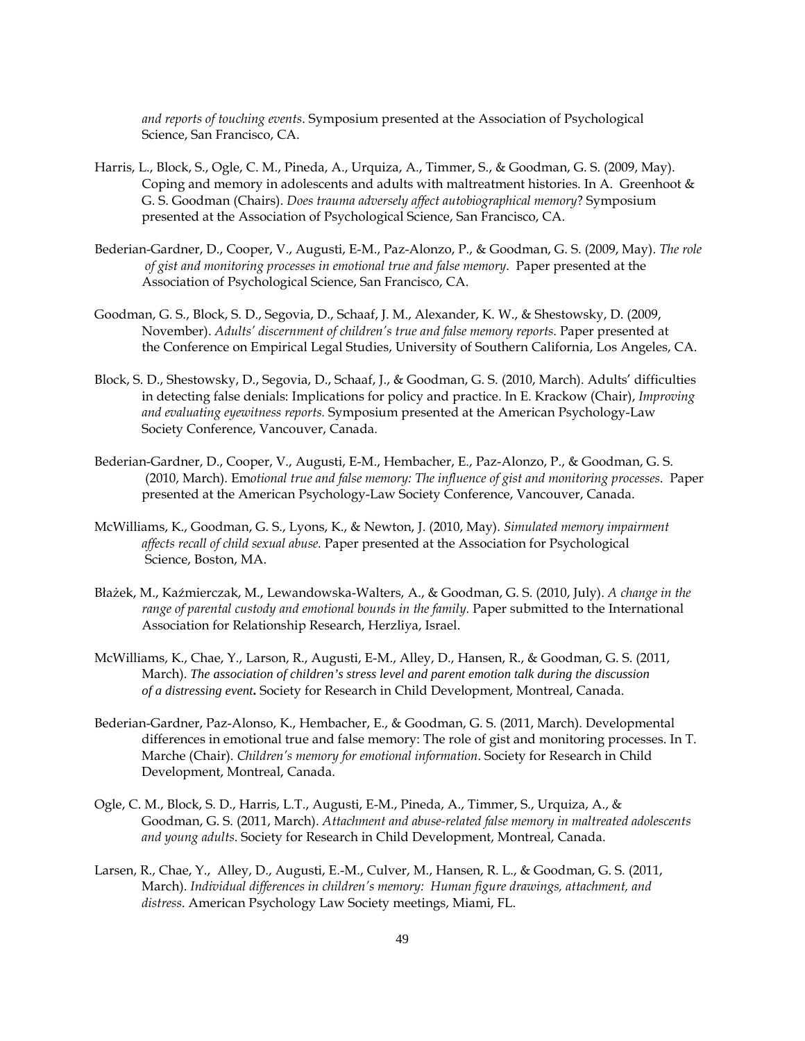*and reports of touching events*. Symposium presented at the Association of Psychological Science, San Francisco, CA.

Harris, L., Block, S., Ogle, C. M., Pineda, A., Urquiza, A., Timmer, S., & Goodman, G. S. (2009, May). Coping and memory in adolescents and adults with maltreatment histories. In A. Greenhoot & G. S. Goodman (Chairs). *Does trauma adversely affect autobiographical memory*? Symposium presented at the Association of Psychological Science, San Francisco, CA.

Bederian-Gardner, D., Cooper, V., Augusti, E-M., Paz-Alonzo, P., & Goodman, G. S. (2009, May). *The role of gist and monitoring processes in emotional true and false memory*. Paper presented at the Association of Psychological Science, San Francisco, CA.

Goodman, G. S., Block, S. D., Segovia, D., Schaaf, J. M., Alexander, K. W., & Shestowsky, D. (2009, November). *Adults' discernment of children's true and false memory reports*. Paper presented at the Conference on Empirical Legal Studies, University of Southern California, Los Angeles, CA.

Block, S. D., Shestowsky, D., Segovia, D., Schaaf, J., & Goodman, G. S. (2010, March). Adults' difficulties in detecting false denials: Implications for policy and practice. In E. Krackow (Chair), *Improving and evaluating eyewitness reports.* Symposium presented at the American Psychology-Law Society Conference, Vancouver, Canada.

Bederian-Gardner, D., Cooper, V., Augusti, E-M., Hembacher, E., Paz-Alonzo, P., & Goodman, G. S. (2010, March). Em*otional true and false memory: The influence of gist and monitoring processes.* Paper presented at the American Psychology-Law Society Conference, Vancouver, Canada.

McWilliams, K., Goodman, G. S., Lyons, K., & Newton, J. (2010, May). *Simulated memory impairment affects recall of child sexual abuse.* Paper presented at the Association for Psychological Science, Boston, MA.

Błażek, M., Kaźmierczak, M., Lewandowska-Walters, A., & Goodman, G. S. (2010, July). *A change in the range of parental custody and emotional bounds in the family.* Paper submitted to the International Association for Relationship Research, Herzliya, Israel.

McWilliams, K., Chae, Y., Larson, R., Augusti, E-M., Alley, D., Hansen, R., & Goodman, G. S. (2011, March). *The association of children's stress level and parent emotion talk during the discussion of a distressing event***.** Society for Research in Child Development, Montreal, Canada.

Bederian-Gardner, Paz-Alonso, K., Hembacher, E., & Goodman, G. S. (2011, March). Developmental differences in emotional true and false memory: The role of gist and monitoring processes. In T. Marche (Chair). *Children's memory for emotional information*. Society for Research in Child Development, Montreal, Canada.

Ogle, C. M., Block, S. D., Harris, L.T., Augusti, E-M., Pineda, A., Timmer, S., Urquiza, A., & Goodman, G. S. (2011, March). *Attachment and abuse-related false memory in maltreated adolescents and young adults*. Society for Research in Child Development, Montreal, Canada.

Larsen, R., Chae, Y., Alley, D., Augusti, E.-M., Culver, M., Hansen, R. L., & Goodman, G. S. (2011, March). *Individual differences in children's memory: Human figure drawings, attachment, and distress*. American Psychology Law Society meetings, Miami, FL.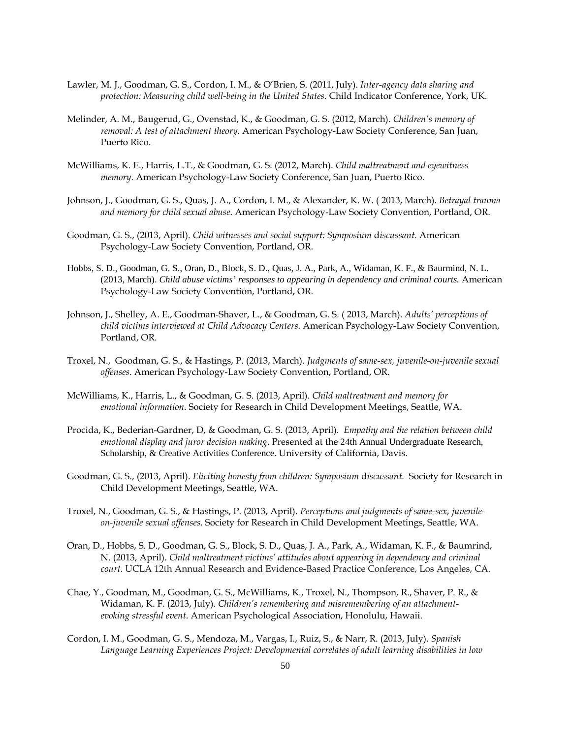Lawler, M. J., Goodman, G. S., Cordon, I. M., & O'Brien, S. (2011, July). *Inter-agency data sharing and protection: Measuring child well-being in the United States*. Child Indicator Conference, York, UK.

Melinder, A. M., Baugerud, G., Ovenstad, K., & Goodman, G. S. (2012, March). *Children's memory of removal: A test of attachment theory.* American Psychology-Law Society Conference, San Juan, Puerto Rico.

McWilliams, K. E., Harris, L.T., & Goodman, G. S. (2012, March). *Child maltreatment and eyewitness memory*. American Psychology-Law Society Conference, San Juan, Puerto Rico.

Johnson, J., Goodman, G. S., Quas, J. A., Cordon, I. M., & Alexander, K. W. ( 2013, March). *Betrayal trauma and memory for child sexual abuse*. American Psychology-Law Society Convention, Portland, OR.

Goodman, G. S., (2013, April). *Child witnesses and social support: Symposium discussant.* American Psychology-Law Society Convention, Portland, OR.

Hobbs, S. D., Goodman, G. S., Oran, D., Block, S. D., Quas, J. A., Park, A., Widaman, K. F., & Baurmind, N. L. (2013, March). *Child abuse victims' responses to appearing in dependency and criminal courts.* American Psychology-Law Society Convention, Portland, OR.

Johnson, J., Shelley, A. E., Goodman-Shaver, L., & Goodman, G. S. ( 2013, March). *Adults' perceptions of child victims interviewed at Child Advocacy Centers*. American Psychology-Law Society Convention, Portland, OR.

Troxel, N., Goodman, G. S., & Hastings, P. (2013, March). *Judgments of same-sex, juvenile-on-juvenile sexual offenses*. American Psychology-Law Society Convention, Portland, OR.

McWilliams, K., Harris, L., & Goodman, G. S. (2013, April). *Child maltreatment and memory for emotional information*. Society for Research in Child Development Meetings, Seattle, WA.

Procida, K., Bederian-Gardner, D, & Goodman, G. S. (2013, April). *Empathy and the relation between child emotional display and juror decision making*. Presented at the 24th Annual Undergraduate Research, Scholarship, & Creative Activities Conference. University of California, Davis.

Goodman, G. S., (2013, April). *Eliciting honesty from children: Symposium discussant.* Society for Research in Child Development Meetings, Seattle, WA.

Troxel, N., Goodman, G. S., & Hastings, P. (2013, April). *Perceptions and judgments of same-sex, juvenile-on-juvenile sexual offenses*. Society for Research in Child Development Meetings, Seattle, WA.

Oran, D., Hobbs, S. D., Goodman, G. S., Block, S. D., Quas, J. A., Park, A., Widaman, K. F., & Baumrind, N. (2013, April). *Child maltreatment victims' attitudes about appearing in dependency and criminal court*. UCLA 12th Annual Research and Evidence-Based Practice Conference, Los Angeles, CA.

Chae, Y., Goodman, M., Goodman, G. S., McWilliams, K., Troxel, N., Thompson, R., Shaver, P. R., & Widaman, K. F. (2013, July). *Children's remembering and misremembering of an attachment-evoking stressful event.* American Psychological Association, Honolulu, Hawaii.

Cordon, I. M., Goodman, G. S., Mendoza, M., Vargas, I., Ruiz, S., & Narr, R. (2013, July). *Spanish Language Learning Experiences Project: Developmental correlates of adult learning disabilities in low*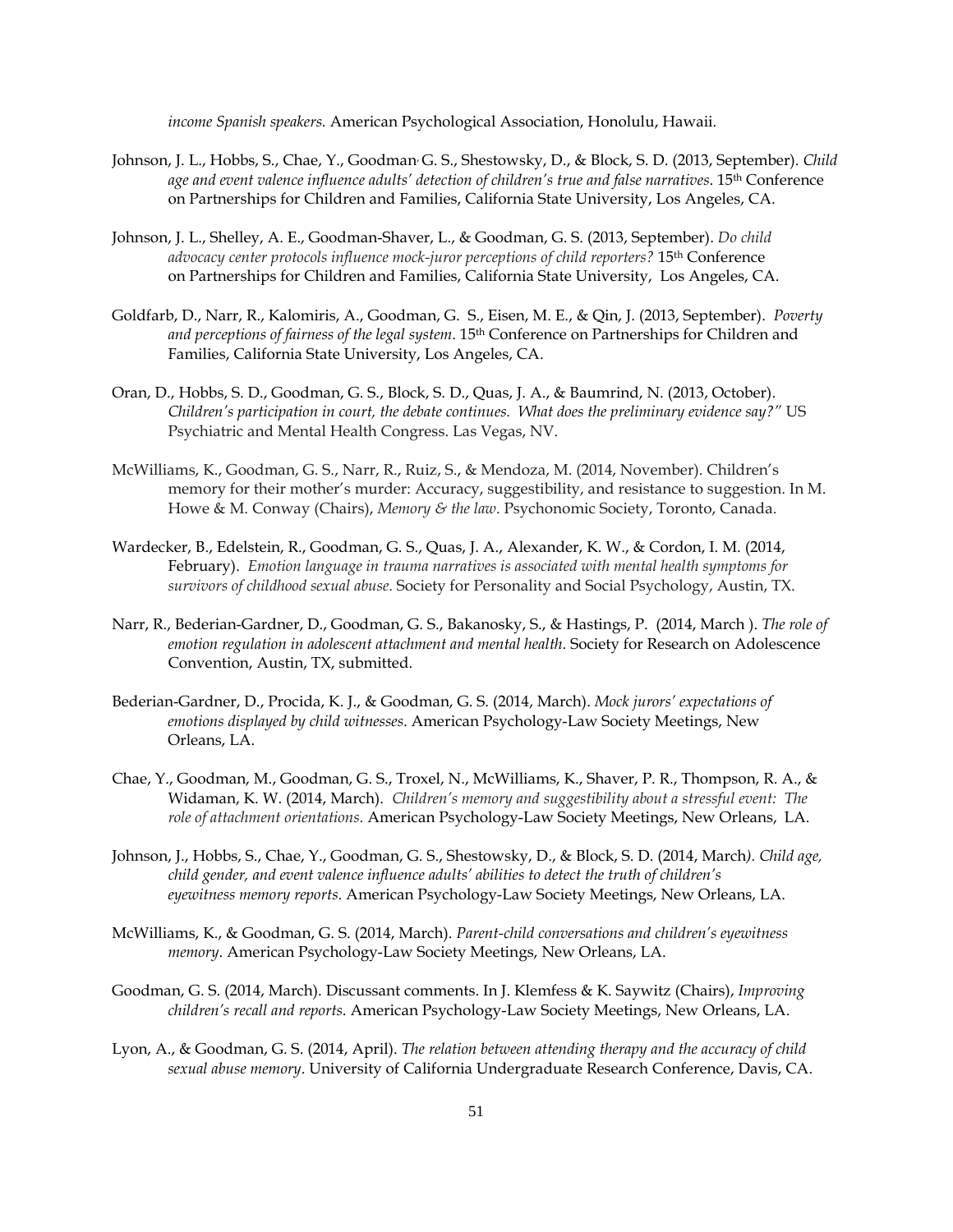*income Spanish speakers.* American Psychological Association, Honolulu, Hawaii.

Johnson, J. L., Hobbs, S., Chae, Y., Goodman, G. S., Shestowsky, D., & Block, S. D. (2013, September). *Child age and event valence influence adults' detection of children's true and false narratives*. 15th Conference on Partnerships for Children and Families, California State University, Los Angeles, CA.

Johnson, J. L., Shelley, A. E., Goodman-Shaver, L., & Goodman, G. S. (2013, September). *Do child advocacy center protocols influence mock-juror perceptions of child reporters?* 15th Conference on Partnerships for Children and Families, California State University, Los Angeles, CA.

Goldfarb, D., Narr, R., Kalomiris, A., Goodman, G. S., Eisen, M. E., & Qin, J. (2013, September). *Poverty and perceptions of fairness of the legal system*. 15th Conference on Partnerships for Children and Families, California State University, Los Angeles, CA.

Oran, D., Hobbs, S. D., Goodman, G. S., Block, S. D., Quas, J. A., & Baumrind, N. (2013, October). *Children's participation in court, the debate continues. What does the preliminary evidence say?"* US Psychiatric and Mental Health Congress. Las Vegas, NV.

McWilliams, K., Goodman, G. S., Narr, R., Ruiz, S., & Mendoza, M. (2014, November). Children's memory for their mother's murder: Accuracy, suggestibility, and resistance to suggestion. In M. Howe & M. Conway (Chairs), *Memory & the law*. Psychonomic Society, Toronto, Canada.

Wardecker, B., Edelstein, R., Goodman, G. S., Quas, J. A., Alexander, K. W., & Cordon, I. M. (2014, February). *Emotion language in trauma narratives is associated with mental health symptoms for survivors of childhood sexual abuse*. Society for Personality and Social Psychology, Austin, TX.

Narr, R., Bederian-Gardner, D., Goodman, G. S., Bakanosky, S., & Hastings, P. (2014, March ). *The role of emotion regulation in adolescent attachment and mental health*. Society for Research on Adolescence Convention, Austin, TX, submitted.

Bederian-Gardner, D., Procida, K. J., & Goodman, G. S. (2014, March). *Mock jurors' expectations of emotions displayed by child witnesses*. American Psychology-Law Society Meetings, New Orleans, LA.

Chae, Y., Goodman, M., Goodman, G. S., Troxel, N., McWilliams, K., Shaver, P. R., Thompson, R. A., & Widaman, K. W. (2014, March). *Children's memory and suggestibility about a stressful event: The role of attachment orientations.* American Psychology-Law Society Meetings, New Orleans, LA.

Johnson, J., Hobbs, S., Chae, Y., Goodman, G. S., Shestowsky, D., & Block, S. D. (2014, March). *Child age, child gender, and event valence influence adults' abilities to detect the truth of children's eyewitness memory reports*. American Psychology-Law Society Meetings, New Orleans, LA.

McWilliams, K., & Goodman, G. S. (2014, March). *Parent-child conversations and children's eyewitness memory*. American Psychology-Law Society Meetings, New Orleans, LA.

Goodman, G. S. (2014, March). Discussant comments. In J. Klemfess & K. Saywitz (Chairs), *Improving children's recall and reports*. American Psychology-Law Society Meetings, New Orleans, LA.

Lyon, A., & Goodman, G. S. (2014, April). *The relation between attending therapy and the accuracy of child sexual abuse memory*. University of California Undergraduate Research Conference, Davis, CA.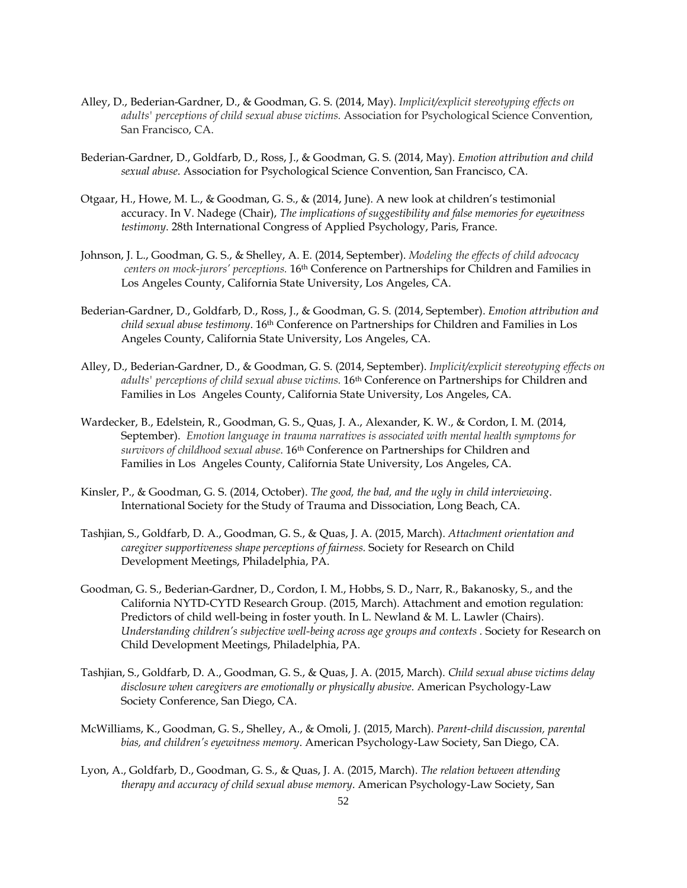Alley, D., Bederian-Gardner, D., & Goodman, G. S. (2014, May). *Implicit/explicit stereotyping effects on adults' perceptions of child sexual abuse victims.* Association for Psychological Science Convention, San Francisco, CA.

Bederian-Gardner, D., Goldfarb, D., Ross, J., & Goodman, G. S. (2014, May). *Emotion attribution and child sexual abuse.* Association for Psychological Science Convention, San Francisco, CA.

Otgaar, H., Howe, M. L., & Goodman, G. S., & (2014, June). A new look at children's testimonial accuracy. In V. Nadege (Chair), *The implications of suggestibility and false memories for eyewitness testimony*. 28th International Congress of Applied Psychology, Paris, France.

Johnson, J. L., Goodman, G. S., & Shelley, A. E. (2014, September). *Modeling the effects of child advocacy centers on mock-jurors' perceptions.* 16th Conference on Partnerships for Children and Families in Los Angeles County, California State University, Los Angeles, CA.

Bederian-Gardner, D., Goldfarb, D., Ross, J., & Goodman, G. S. (2014, September). *Emotion attribution and child sexual abuse testimony*. 16th Conference on Partnerships for Children and Families in Los Angeles County, California State University, Los Angeles, CA.

Alley, D., Bederian-Gardner, D., & Goodman, G. S. (2014, September). *Implicit/explicit stereotyping effects on adults' perceptions of child sexual abuse victims.* 16th Conference on Partnerships for Children and Families in Los Angeles County, California State University, Los Angeles, CA.

Wardecker, B., Edelstein, R., Goodman, G. S., Quas, J. A., Alexander, K. W., & Cordon, I. M. (2014, September). *Emotion language in trauma narratives is associated with mental health symptoms for survivors of childhood sexual abuse.* 16th Conference on Partnerships for Children and Families in Los Angeles County, California State University, Los Angeles, CA.

Kinsler, P., & Goodman, G. S. (2014, October). *The good, the bad, and the ugly in child interviewing*. International Society for the Study of Trauma and Dissociation, Long Beach, CA.

Tashjian, S., Goldfarb, D. A., Goodman, G. S., & Quas, J. A. (2015, March). *Attachment orientation and caregiver supportiveness shape perceptions of fairness.* Society for Research on Child Development Meetings, Philadelphia, PA.

Goodman, G. S., Bederian-Gardner, D., Cordon, I. M., Hobbs, S. D., Narr, R., Bakanosky, S., and the California NYTD-CYTD Research Group. (2015, March). Attachment and emotion regulation: Predictors of child well-being in foster youth. In L. Newland & M. L. Lawler (Chairs). *Understanding children's subjective well-being across age groups and contexts .* Society for Research on Child Development Meetings, Philadelphia, PA.

Tashjian, S., Goldfarb, D. A., Goodman, G. S., & Quas, J. A. (2015, March). *Child sexual abuse victims delay disclosure when caregivers are emotionally or physically abusive*. American Psychology-Law Society Conference, San Diego, CA.

McWilliams, K., Goodman, G. S., Shelley, A., & Omoli, J. (2015, March). *Parent-child discussion, parental bias, and children's eyewitness memory*. American Psychology-Law Society, San Diego, CA.

Lyon, A., Goldfarb, D., Goodman, G. S., & Quas, J. A. (2015, March). *The relation between attending therapy and accuracy of child sexual abuse memory*. American Psychology-Law Society, San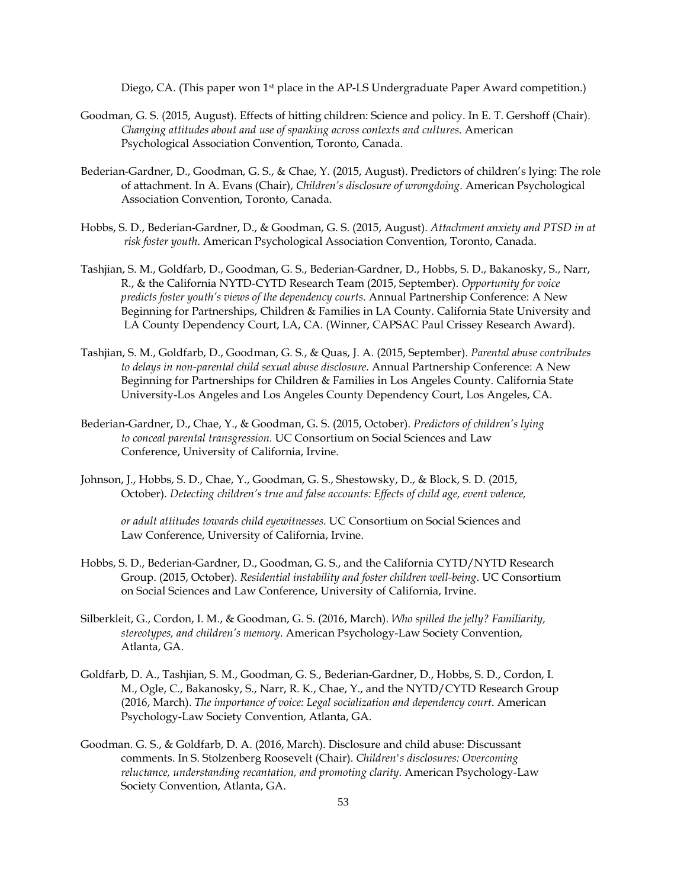Diego, CA. (This paper won 1st place in the AP-LS Undergraduate Paper Award competition.)

Goodman, G. S. (2015, August). Effects of hitting children: Science and policy. In E. T. Gershoff (Chair). *Changing attitudes about and use of spanking across contexts and cultures.* American Psychological Association Convention, Toronto, Canada.

Bederian-Gardner, D., Goodman, G. S., & Chae, Y. (2015, August). Predictors of children's lying: The role of attachment. In A. Evans (Chair), *Children's disclosure of wrongdoing*. American Psychological Association Convention, Toronto, Canada.

Hobbs, S. D., Bederian-Gardner, D., & Goodman, G. S. (2015, August). *Attachment anxiety and PTSD in at risk foster youth.* American Psychological Association Convention, Toronto, Canada.

Tashjian, S. M., Goldfarb, D., Goodman, G. S., Bederian-Gardner, D., Hobbs, S. D., Bakanosky, S., Narr, R., & the California NYTD-CYTD Research Team (2015, September). *Opportunity for voice predicts foster youth's views of the dependency courts.* Annual Partnership Conference: A New Beginning for Partnerships, Children & Families in LA County. California State University and LA County Dependency Court, LA, CA. (Winner, CAPSAC Paul Crissey Research Award).

Tashjian, S. M., Goldfarb, D., Goodman, G. S., & Quas, J. A. (2015, September). *Parental abuse contributes to delays in non-parental child sexual abuse disclosure*. Annual Partnership Conference: A New Beginning for Partnerships for Children & Families in Los Angeles County. California State University-Los Angeles and Los Angeles County Dependency Court, Los Angeles, CA.

Bederian-Gardner, D., Chae, Y., & Goodman, G. S. (2015, October). *Predictors of children's lying to conceal parental transgression.* UC Consortium on Social Sciences and Law Conference, University of California, Irvine.

Johnson, J., Hobbs, S. D., Chae, Y., Goodman, G. S., Shestowsky, D., & Block, S. D. (2015, October). *Detecting children's true and false accounts: Effects of child age, event valence, or adult attitudes towards child eyewitnesses*. UC Consortium on Social Sciences and Law Conference, University of California, Irvine.

Hobbs, S. D., Bederian-Gardner, D., Goodman, G. S., and the California CYTD/NYTD Research Group. (2015, October). *Residential instability and foster children well-being*. UC Consortium on Social Sciences and Law Conference, University of California, Irvine.

Silberkleit, G., Cordon, I. M., & Goodman, G. S. (2016, March). *Who spilled the jelly? Familiarity, stereotypes, and children's memory*. American Psychology-Law Society Convention, Atlanta, GA.

Goldfarb, D. A., Tashjian, S. M., Goodman, G. S., Bederian-Gardner, D., Hobbs, S. D., Cordon, I. M., Ogle, C., Bakanosky, S., Narr, R. K., Chae, Y., and the NYTD/CYTD Research Group (2016, March). *The importance of voice: Legal socialization and dependency court.* American Psychology-Law Society Convention, Atlanta, GA.

Goodman. G. S., & Goldfarb, D. A. (2016, March). Disclosure and child abuse: Discussant comments. In S. Stolzenberg Roosevelt (Chair). *Children's disclosures: Overcoming reluctance, understanding recantation, and promoting clarity*. American Psychology-Law Society Convention, Atlanta, GA.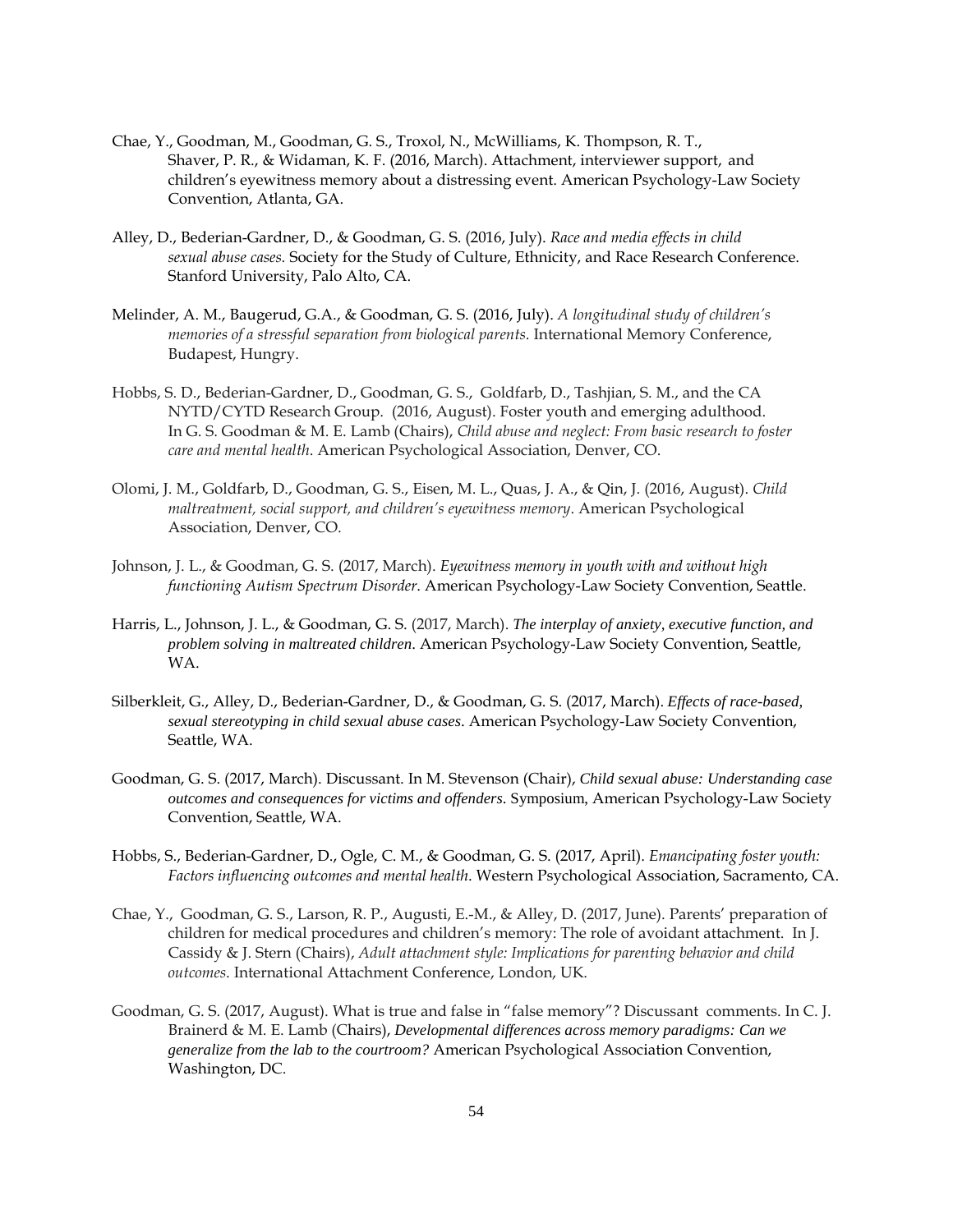Chae, Y., Goodman, M., Goodman, G. S., Troxol, N., McWilliams, K. Thompson, R. T., Shaver, P. R., & Widaman, K. F. (2016, March). Attachment, interviewer support, and children's eyewitness memory about a distressing event. American Psychology-Law Society Convention, Atlanta, GA.

Alley, D., Bederian-Gardner, D., & Goodman, G. S. (2016, July). *Race and media effects in child sexual abuse cases*. Society for the Study of Culture, Ethnicity, and Race Research Conference. Stanford University, Palo Alto, CA.

Melinder, A. M., Baugerud, G.A., & Goodman, G. S. (2016, July). *A longitudinal study of children's memories of a stressful separation from biological parents*. International Memory Conference, Budapest, Hungry.

Hobbs, S. D., Bederian-Gardner, D., Goodman, G. S., Goldfarb, D., Tashjian, S. M., and the CA NYTD/CYTD Research Group. (2016, August). Foster youth and emerging adulthood. In G. S. Goodman & M. E. Lamb (Chairs), *Child abuse and neglect: From basic research to foster care and mental health*. American Psychological Association, Denver, CO.

Olomi, J. M., Goldfarb, D., Goodman, G. S., Eisen, M. L., Quas, J. A., & Qin, J. (2016, August). *Child maltreatment, social support, and children's eyewitness memory*. American Psychological Association, Denver, CO.

Johnson, J. L., & Goodman, G. S. (2017, March). *Eyewitness memory in youth with and without high functioning Autism Spectrum Disorder*. American Psychology-Law Society Convention, Seattle.

Harris, L., Johnson, J. L., & Goodman, G. S. (2017, March). *The interplay of anxiety, executive function, and problem solving in maltreated children*. American Psychology-Law Society Convention, Seattle, WA.

Silberkleit, G., Alley, D., Bederian-Gardner, D., & Goodman, G. S. (2017, March). *Effects of race-based, sexual stereotyping in child sexual abuse cases*. American Psychology-Law Society Convention, Seattle, WA.

Goodman, G. S. (2017, March). Discussant. In M. Stevenson (Chair), *Child sexual abuse: Understanding case outcomes and consequences for victims and offenders*. Symposium, American Psychology-Law Society Convention, Seattle, WA.

Hobbs, S., Bederian-Gardner, D., Ogle, C. M., & Goodman, G. S. (2017, April). *Emancipating foster youth: Factors influencing outcomes and mental health*. Western Psychological Association, Sacramento, CA.

Chae, Y., Goodman, G. S., Larson, R. P., Augusti, E.-M., & Alley, D. (2017, June). Parents' preparation of children for medical procedures and children's memory: The role of avoidant attachment. In J. Cassidy & J. Stern (Chairs), *Adult attachment style: Implications for parenting behavior and child outcomes*. International Attachment Conference, London, UK.

Goodman, G. S. (2017, August). What is true and false in "false memory"? Discussant comments. In C. J. Brainerd & M. E. Lamb (Chairs), *Developmental differences across memory paradigms: Can we generalize from the lab to the courtroom?* American Psychological Association Convention, Washington, DC.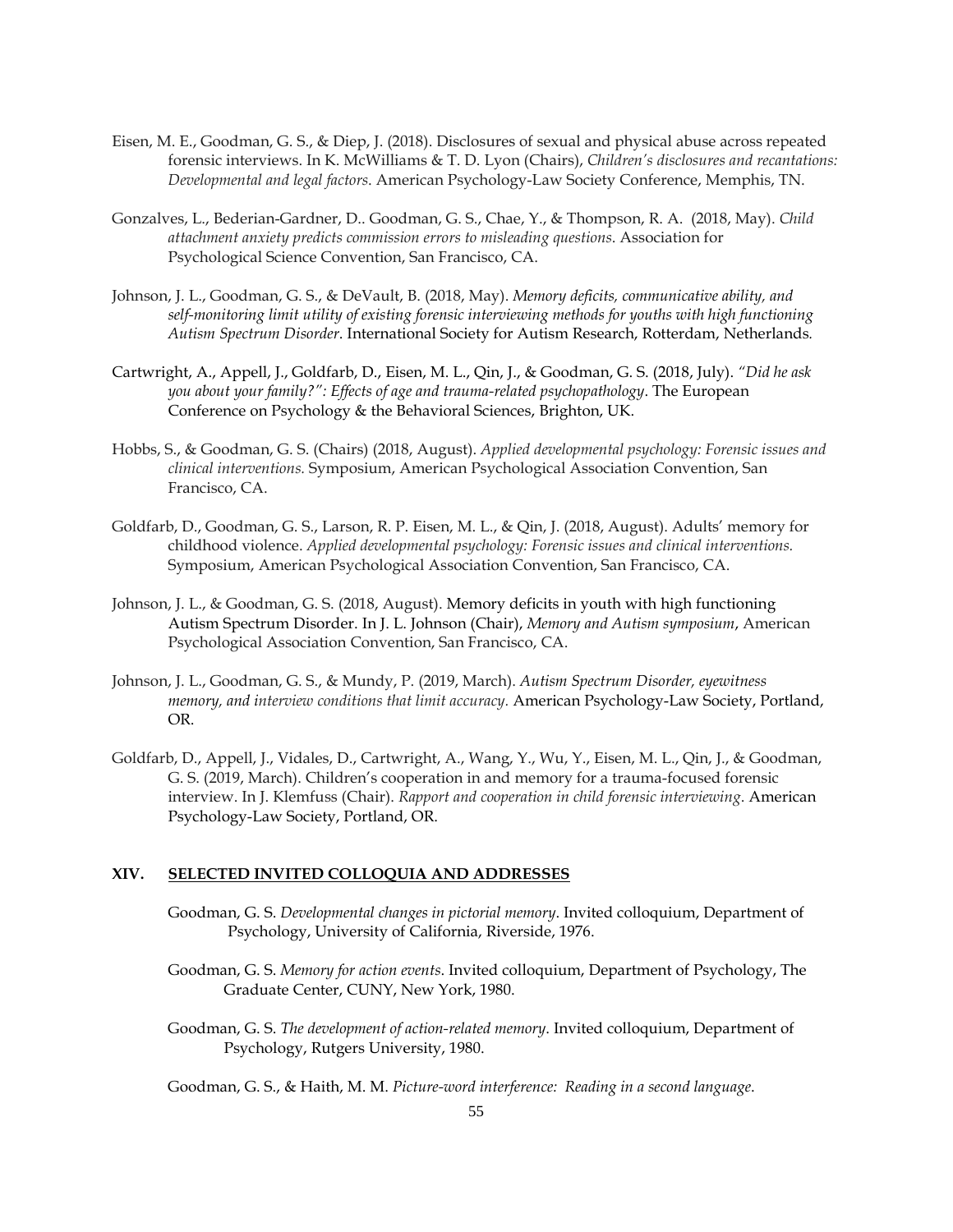Eisen, M. E., Goodman, G. S., & Diep, J. (2018). Disclosures of sexual and physical abuse across repeated forensic interviews. In K. McWilliams & T. D. Lyon (Chairs), *Children's disclosures and recantations: Developmental and legal factors*. American Psychology-Law Society Conference, Memphis, TN.

Gonzalves, L., Bederian-Gardner, D.. Goodman, G. S., Chae, Y., & Thompson, R. A. (2018, May). *Child attachment anxiety predicts commission errors to misleading questions*. Association for Psychological Science Convention, San Francisco, CA.

Johnson, J. L., Goodman, G. S., & DeVault, B. (2018, May). *Memory deficits, communicative ability, and self-monitoring limit utility of existing forensic interviewing methods for youths with high functioning Autism Spectrum Disorder*. International Society for Autism Research, Rotterdam, Netherlands.

Cartwright, A., Appell, J., Goldfarb, D., Eisen, M. L., Qin, J., & Goodman, G. S. (2018, July). *"Did he ask you about your family?": Effects of age and trauma-related psychopathology*. The European Conference on Psychology & the Behavioral Sciences, Brighton, UK.

Hobbs, S., & Goodman, G. S. (Chairs) (2018, August). *Applied developmental psychology: Forensic issues and clinical interventions.* Symposium, American Psychological Association Convention, San Francisco, CA.

Goldfarb, D., Goodman, G. S., Larson, R. P. Eisen, M. L., & Qin, J. (2018, August). Adults' memory for childhood violence. *Applied developmental psychology: Forensic issues and clinical interventions.* Symposium, American Psychological Association Convention, San Francisco, CA.

Johnson, J. L., & Goodman, G. S. (2018, August). Memory deficits in youth with high functioning Autism Spectrum Disorder. In J. L. Johnson (Chair), *Memory and Autism symposium*, American Psychological Association Convention, San Francisco, CA.

Johnson, J. L., Goodman, G. S., & Mundy, P. (2019, March). *Autism Spectrum Disorder, eyewitness memory, and interview conditions that limit accuracy.* American Psychology-Law Society, Portland, OR.

Goldfarb, D., Appell, J., Vidales, D., Cartwright, A., Wang, Y., Wu, Y., Eisen, M. L., Qin, J., & Goodman, G. S. (2019, March). Children's cooperation in and memory for a trauma-focused forensic interview. In J. Klemfuss (Chair). *Rapport and cooperation in child forensic interviewing.* American Psychology-Law Society, Portland, OR.

## XIV. SELECTED INVITED COLLOQUIA AND ADDRESSES

Goodman, G. S. *Developmental changes in pictorial memory.* Invited colloquium, Department of Psychology, University of California, Riverside, 1976.

Goodman, G. S. *Memory for action events.* Invited colloquium, Department of Psychology, The Graduate Center, CUNY, New York, 1980.

Goodman, G. S. *The development of action-related memory*. Invited colloquium, Department of Psychology, Rutgers University, 1980.

Goodman, G. S., & Haith, M. M. *Picture-word interference: Reading in a second language*.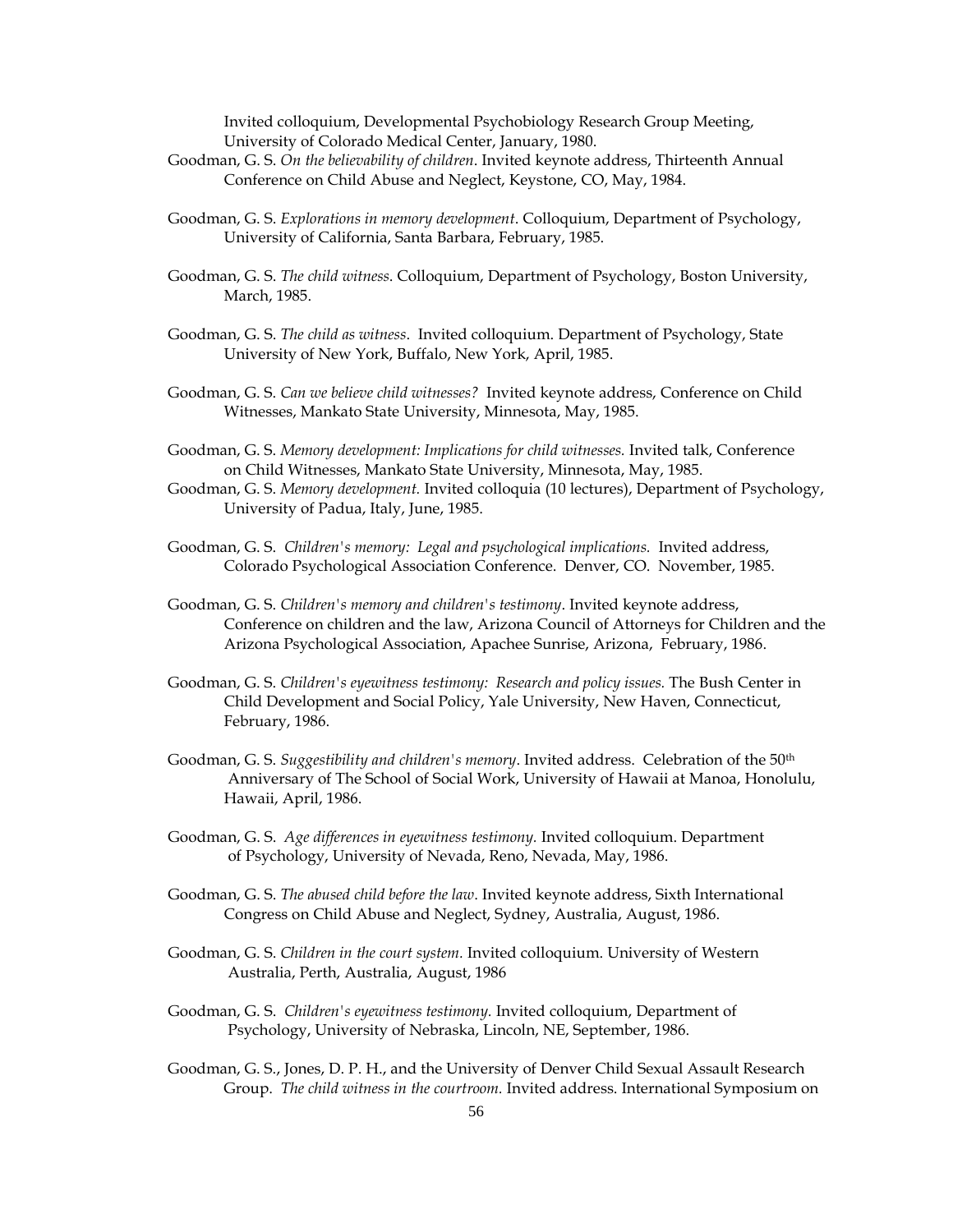Invited colloquium, Developmental Psychobiology Research Group Meeting, University of Colorado Medical Center, January, 1980.

Goodman, G. S. *On the believability of children*. Invited keynote address, Thirteenth Annual Conference on Child Abuse and Neglect, Keystone, CO, May, 1984.

Goodman, G. S. *Explorations in memory development*. Colloquium, Department of Psychology, University of California, Santa Barbara, February, 1985.

Goodman, G. S. *The child witness.* Colloquium, Department of Psychology, Boston University, March, 1985.

Goodman, G. S. *The child as witness*. Invited colloquium. Department of Psychology, State University of New York, Buffalo, New York, April, 1985.

Goodman, G. S. *Can we believe child witnesses?* Invited keynote address, Conference on Child Witnesses, Mankato State University, Minnesota, May, 1985.

Goodman, G. S. *Memory development: Implications for child witnesses.* Invited talk, Conference on Child Witnesses, Mankato State University, Minnesota, May, 1985.

Goodman, G. S. *Memory development.* Invited colloquia (10 lectures), Department of Psychology, University of Padua, Italy, June, 1985.

Goodman, G. S. *Children's memory: Legal and psychological implications.* Invited address, Colorado Psychological Association Conference. Denver, CO. November, 1985.

Goodman, G. S. *Children's memory and children's testimony*. Invited keynote address, Conference on children and the law, Arizona Council of Attorneys for Children and the Arizona Psychological Association, Apachee Sunrise, Arizona, February, 1986.

Goodman, G. S. *Children's eyewitness testimony: Research and policy issues.* The Bush Center in Child Development and Social Policy, Yale University, New Haven, Connecticut, February, 1986.

Goodman, G. S. *Suggestibility and children's memory*. Invited address. Celebration of the 50th Anniversary of The School of Social Work, University of Hawaii at Manoa, Honolulu, Hawaii, April, 1986.

Goodman, G. S. *Age differences in eyewitness testimony.* Invited colloquium. Department of Psychology, University of Nevada, Reno, Nevada, May, 1986.

Goodman, G. S. *The abused child before the law*. Invited keynote address, Sixth International Congress on Child Abuse and Neglect, Sydney, Australia, August, 1986.

Goodman, G. S. *Children in the court system.* Invited colloquium. University of Western Australia, Perth, Australia, August, 1986

Goodman, G. S. *Children's eyewitness testimony.* Invited colloquium, Department of Psychology, University of Nebraska, Lincoln, NE, September, 1986.

Goodman, G. S., Jones, D. P. H., and the University of Denver Child Sexual Assault Research Group. *The child witness in the courtroom.* Invited address. International Symposium on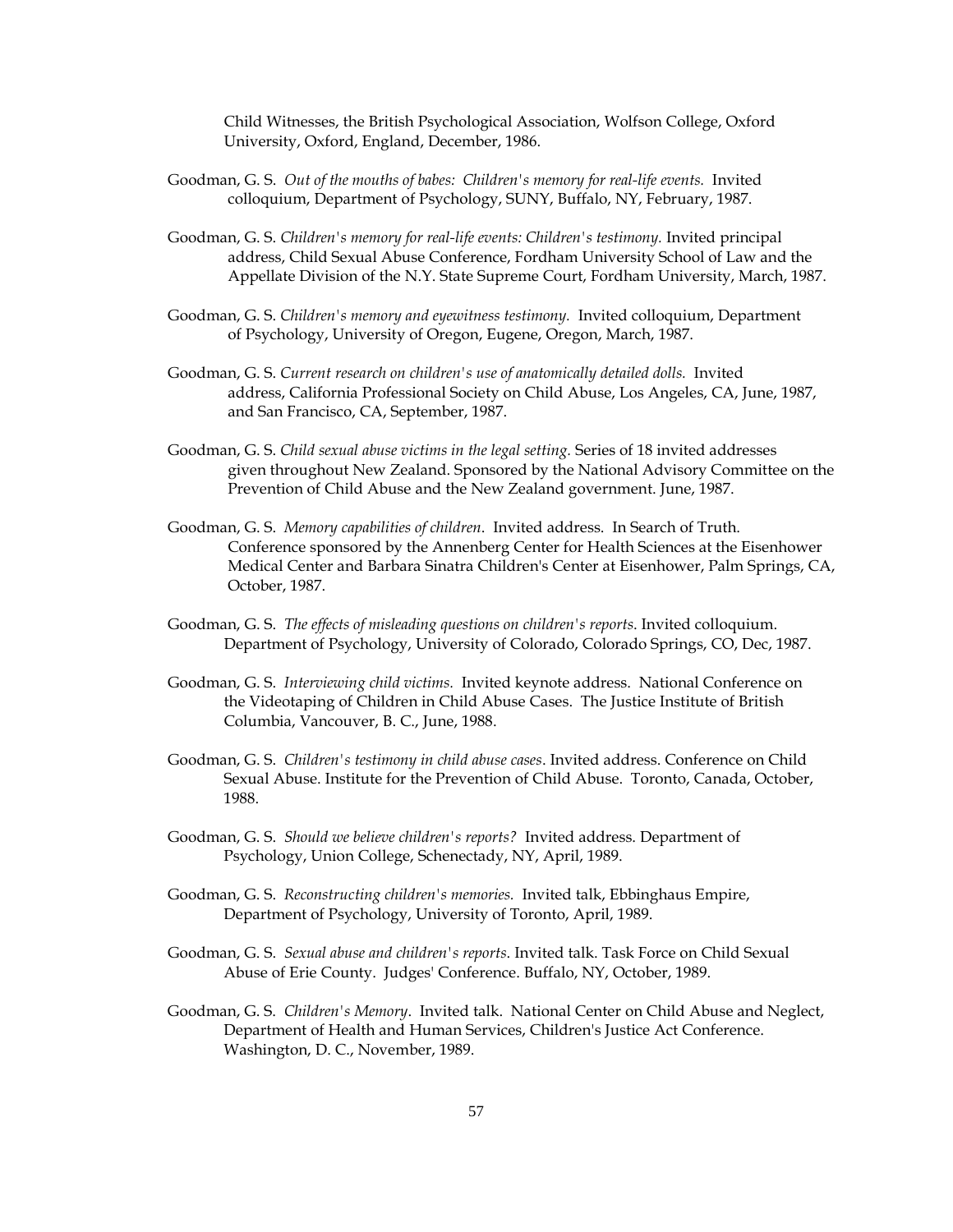Child Witnesses, the British Psychological Association, Wolfson College, Oxford University, Oxford, England, December, 1986.

Goodman, G. S. *Out of the mouths of babes: Children's memory for real-life events.* Invited colloquium, Department of Psychology, SUNY, Buffalo, NY, February, 1987.

Goodman, G. S. *Children's memory for real-life events: Children's testimony.* Invited principal address, Child Sexual Abuse Conference, Fordham University School of Law and the Appellate Division of the N.Y. State Supreme Court, Fordham University, March, 1987.

Goodman, G. S. *Children's memory and eyewitness testimony.* Invited colloquium, Department of Psychology, University of Oregon, Eugene, Oregon, March, 1987.

Goodman, G. S. *Current research on children's use of anatomically detailed dolls.* Invited address, California Professional Society on Child Abuse, Los Angeles, CA, June, 1987, and San Francisco, CA, September, 1987.

Goodman, G. S. *Child sexual abuse victims in the legal setting.* Series of 18 invited addresses given throughout New Zealand. Sponsored by the National Advisory Committee on the Prevention of Child Abuse and the New Zealand government. June, 1987.

Goodman, G. S. *Memory capabilities of children*. Invited address. In Search of Truth. Conference sponsored by the Annenberg Center for Health Sciences at the Eisenhower Medical Center and Barbara Sinatra Children's Center at Eisenhower, Palm Springs, CA, October, 1987.

Goodman, G. S. *The effects of misleading questions on children's reports*. Invited colloquium. Department of Psychology, University of Colorado, Colorado Springs, CO, Dec, 1987.

Goodman, G. S. *Interviewing child victims.* Invited keynote address. National Conference on the Videotaping of Children in Child Abuse Cases. The Justice Institute of British Columbia, Vancouver, B. C., June, 1988.

Goodman, G. S. *Children's testimony in child abuse cases*. Invited address. Conference on Child Sexual Abuse. Institute for the Prevention of Child Abuse. Toronto, Canada, October, 1988.

Goodman, G. S. *Should we believe children's reports?* Invited address. Department of Psychology, Union College, Schenectady, NY, April, 1989.

Goodman, G. S. *Reconstructing children's memories.* Invited talk, Ebbinghaus Empire, Department of Psychology, University of Toronto, April, 1989.

Goodman, G. S. *Sexual abuse and children's reports*. Invited talk. Task Force on Child Sexual Abuse of Erie County. Judges' Conference. Buffalo, NY, October, 1989.

Goodman, G. S. *Children's Memory*. Invited talk. National Center on Child Abuse and Neglect, Department of Health and Human Services, Children's Justice Act Conference. Washington, D. C., November, 1989.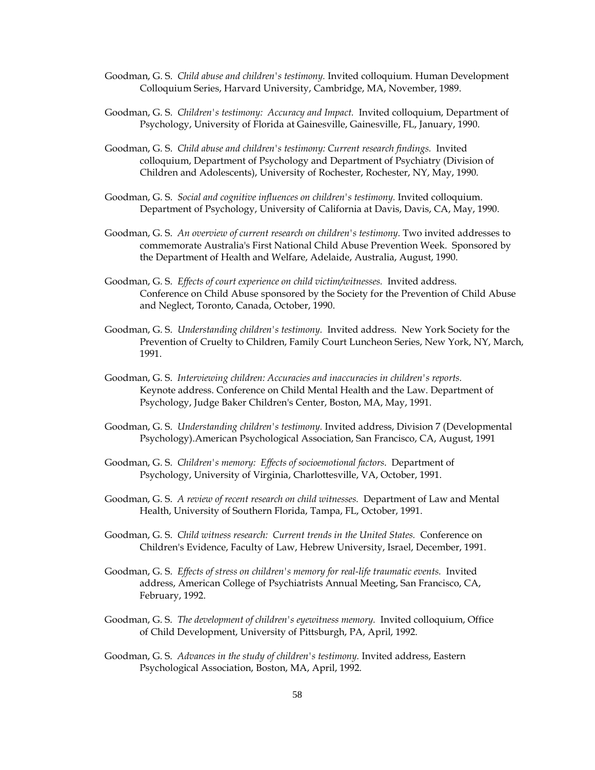Goodman, G. S. *Child abuse and children's testimony.* Invited colloquium. Human Development Colloquium Series, Harvard University, Cambridge, MA, November, 1989.

Goodman, G. S. *Children's testimony: Accuracy and Impact.* Invited colloquium, Department of Psychology, University of Florida at Gainesville, Gainesville, FL, January, 1990.

Goodman, G. S. *Child abuse and children's testimony: Current research findings.* Invited colloquium, Department of Psychology and Department of Psychiatry (Division of Children and Adolescents), University of Rochester, Rochester, NY, May, 1990.

Goodman, G. S. *Social and cognitive influences on children's testimony.* Invited colloquium. Department of Psychology, University of California at Davis, Davis, CA, May, 1990.

Goodman, G. S. *An overview of current research on children's testimony.* Two invited addresses to commemorate Australia's First National Child Abuse Prevention Week. Sponsored by the Department of Health and Welfare, Adelaide, Australia, August, 1990.

Goodman, G. S. *Effects of court experience on child victim/witnesses.* Invited address. Conference on Child Abuse sponsored by the Society for the Prevention of Child Abuse and Neglect, Toronto, Canada, October, 1990.

Goodman, G. S. *Understanding children's testimony.* Invited address. New York Society for the Prevention of Cruelty to Children, Family Court Luncheon Series, New York, NY, March, 1991.

Goodman, G. S. *Interviewing children: Accuracies and inaccuracies in children's reports.* Keynote address. Conference on Child Mental Health and the Law. Department of Psychology, Judge Baker Children's Center, Boston, MA, May, 1991.

Goodman, G. S. *Understanding children's testimony.* Invited address, Division 7 (Developmental Psychology).American Psychological Association, San Francisco, CA, August, 1991

Goodman, G. S. *Children's memory: Effects of socioemotional factors*. Department of Psychology, University of Virginia, Charlottesville, VA, October, 1991.

Goodman, G. S. *A review of recent research on child witnesses.* Department of Law and Mental Health, University of Southern Florida, Tampa, FL, October, 1991.

Goodman, G. S. *Child witness research: Current trends in the United States.* Conference on Children's Evidence, Faculty of Law, Hebrew University, Israel, December, 1991.

Goodman, G. S. *Effects of stress on children's memory for real-life traumatic events.* Invited address, American College of Psychiatrists Annual Meeting, San Francisco, CA, February, 1992.

Goodman, G. S. *The development of children's eyewitness memory.* Invited colloquium, Office of Child Development, University of Pittsburgh, PA, April, 1992.

Goodman, G. S. *Advances in the study of children's testimony.* Invited address, Eastern Psychological Association, Boston, MA, April, 1992.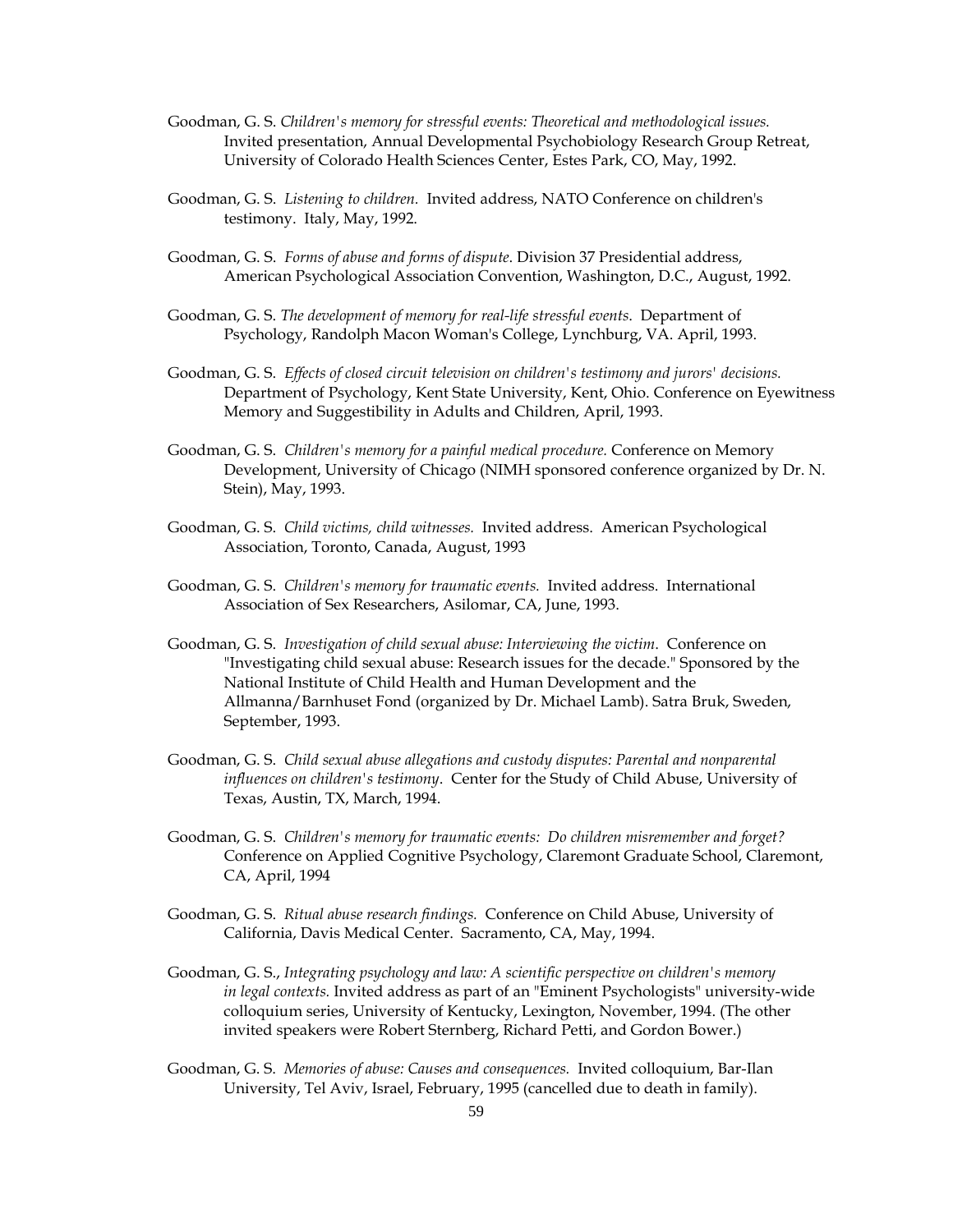Goodman, G. S. *Children's memory for stressful events: Theoretical and methodological issues.* Invited presentation, Annual Developmental Psychobiology Research Group Retreat, University of Colorado Health Sciences Center, Estes Park, CO, May, 1992.

Goodman, G. S. *Listening to children.* Invited address, NATO Conference on children's testimony. Italy, May, 1992.

Goodman, G. S. *Forms of abuse and forms of dispute*. Division 37 Presidential address, American Psychological Association Convention, Washington, D.C., August, 1992.

Goodman, G. S. *The development of memory for real-life stressful events*. Department of Psychology, Randolph Macon Woman's College, Lynchburg, VA. April, 1993.

Goodman, G. S. *Effects of closed circuit television on children's testimony and jurors' decisions.* Department of Psychology, Kent State University, Kent, Ohio. Conference on Eyewitness Memory and Suggestibility in Adults and Children, April, 1993.

Goodman, G. S. *Children's memory for a painful medical procedure.* Conference on Memory Development, University of Chicago (NIMH sponsored conference organized by Dr. N. Stein), May, 1993.

Goodman, G. S. *Child victims, child witnesses.* Invited address. American Psychological Association, Toronto, Canada, August, 1993

Goodman, G. S. *Children's memory for traumatic events.* Invited address. International Association of Sex Researchers, Asilomar, CA, June, 1993.

Goodman, G. S. *Investigation of child sexual abuse: Interviewing the victim*. Conference on "Investigating child sexual abuse: Research issues for the decade." Sponsored by the National Institute of Child Health and Human Development and the Allmanna/Barnhuset Fond (organized by Dr. Michael Lamb). Satra Bruk, Sweden, September, 1993.

Goodman, G. S. *Child sexual abuse allegations and custody disputes: Parental and nonparental influences on children's testimony*. Center for the Study of Child Abuse, University of Texas, Austin, TX, March, 1994.

Goodman, G. S. *Children's memory for traumatic events: Do children misremember and forget?* Conference on Applied Cognitive Psychology, Claremont Graduate School, Claremont, CA, April, 1994

Goodman, G. S. *Ritual abuse research findings.* Conference on Child Abuse, University of California, Davis Medical Center. Sacramento, CA, May, 1994.

Goodman, G. S., *Integrating psychology and law: A scientific perspective on children's memory in legal contexts.* Invited address as part of an "Eminent Psychologists" university-wide colloquium series, University of Kentucky, Lexington, November, 1994. (The other invited speakers were Robert Sternberg, Richard Petti, and Gordon Bower.)

Goodman, G. S. *Memories of abuse: Causes and consequences.* Invited colloquium, Bar-Ilan University, Tel Aviv, Israel, February, 1995 (cancelled due to death in family).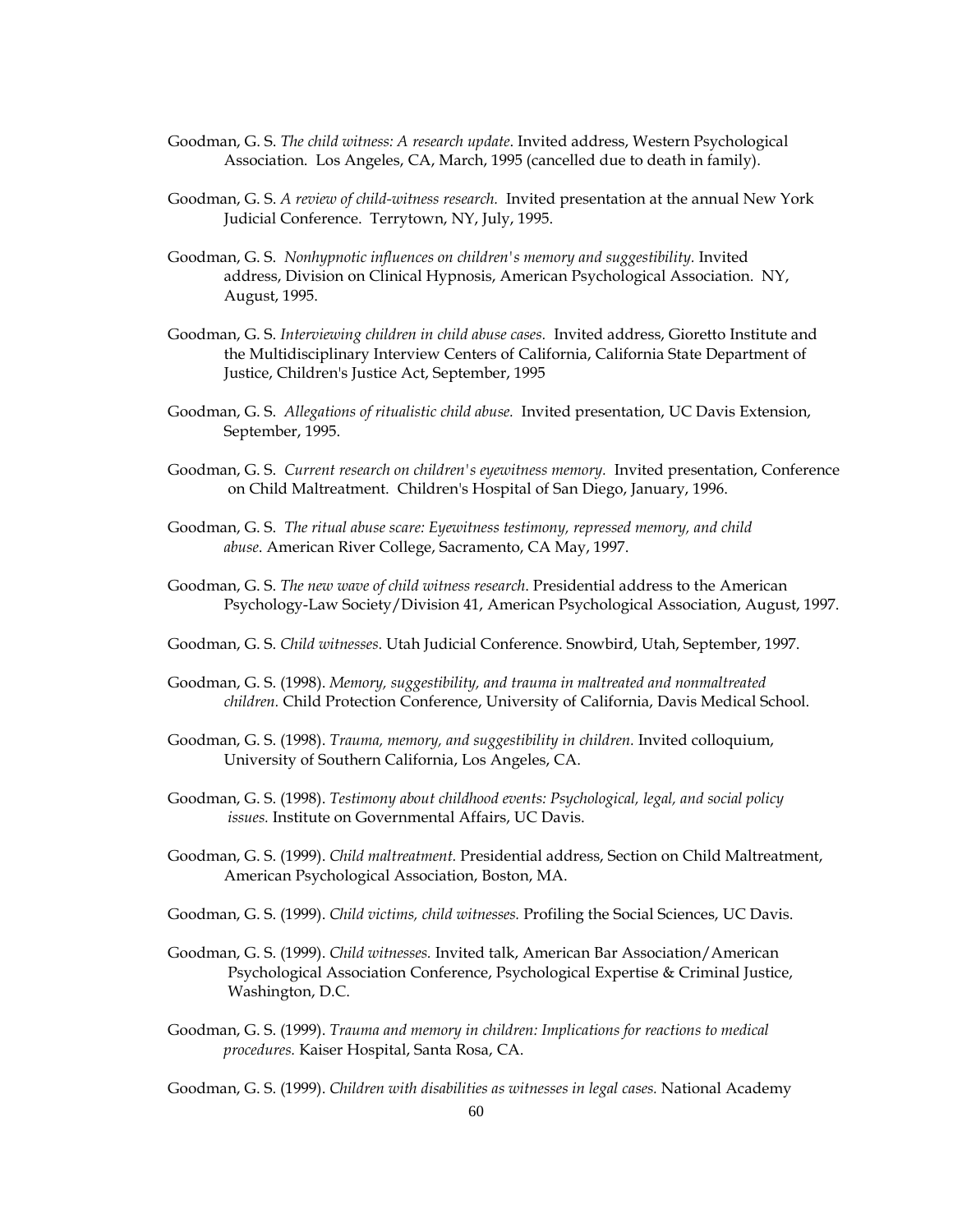Goodman, G. S. *The child witness: A research update*. Invited address, Western Psychological Association. Los Angeles, CA, March, 1995 (cancelled due to death in family).

Goodman, G. S. *A review of child-witness research.* Invited presentation at the annual New York Judicial Conference. Terrytown, NY, July, 1995.

Goodman, G. S. *Nonhypnotic influences on children's memory and suggestibility.* Invited address, Division on Clinical Hypnosis, American Psychological Association. NY, August, 1995.

Goodman, G. S. *Interviewing children in child abuse cases.* Invited address, Gioretto Institute and the Multidisciplinary Interview Centers of California, California State Department of Justice, Children's Justice Act, September, 1995

Goodman, G. S. *Allegations of ritualistic child abuse.* Invited presentation, UC Davis Extension, September, 1995.

Goodman, G. S. *Current research on children's eyewitness memory.* Invited presentation, Conference on Child Maltreatment. Children's Hospital of San Diego, January, 1996.

Goodman, G. S. *The ritual abuse scare: Eyewitness testimony, repressed memory, and child abuse*. American River College, Sacramento, CA May, 1997.

Goodman, G. S. *The new wave of child witness research*. Presidential address to the American Psychology-Law Society/Division 41, American Psychological Association, August, 1997.

Goodman, G. S. *Child witnesses.* Utah Judicial Conference. Snowbird, Utah, September, 1997.

Goodman, G. S. (1998). *Memory, suggestibility, and trauma in maltreated and nonmaltreated children.* Child Protection Conference, University of California, Davis Medical School.

Goodman, G. S. (1998). *Trauma, memory, and suggestibility in children.* Invited colloquium, University of Southern California, Los Angeles, CA.

Goodman, G. S. (1998). *Testimony about childhood events: Psychological, legal, and social policy issues.* Institute on Governmental Affairs, UC Davis.

Goodman, G. S. (1999). *Child maltreatment.* Presidential address, Section on Child Maltreatment, American Psychological Association, Boston, MA.

Goodman, G. S. (1999). *Child victims, child witnesses.* Profiling the Social Sciences, UC Davis.

Goodman, G. S. (1999). *Child witnesses.* Invited talk, American Bar Association/American Psychological Association Conference, Psychological Expertise & Criminal Justice, Washington, D.C.

Goodman, G. S. (1999). *Trauma and memory in children: Implications for reactions to medical procedures.* Kaiser Hospital, Santa Rosa, CA.

Goodman, G. S. (1999). *Children with disabilities as witnesses in legal cases.* National Academy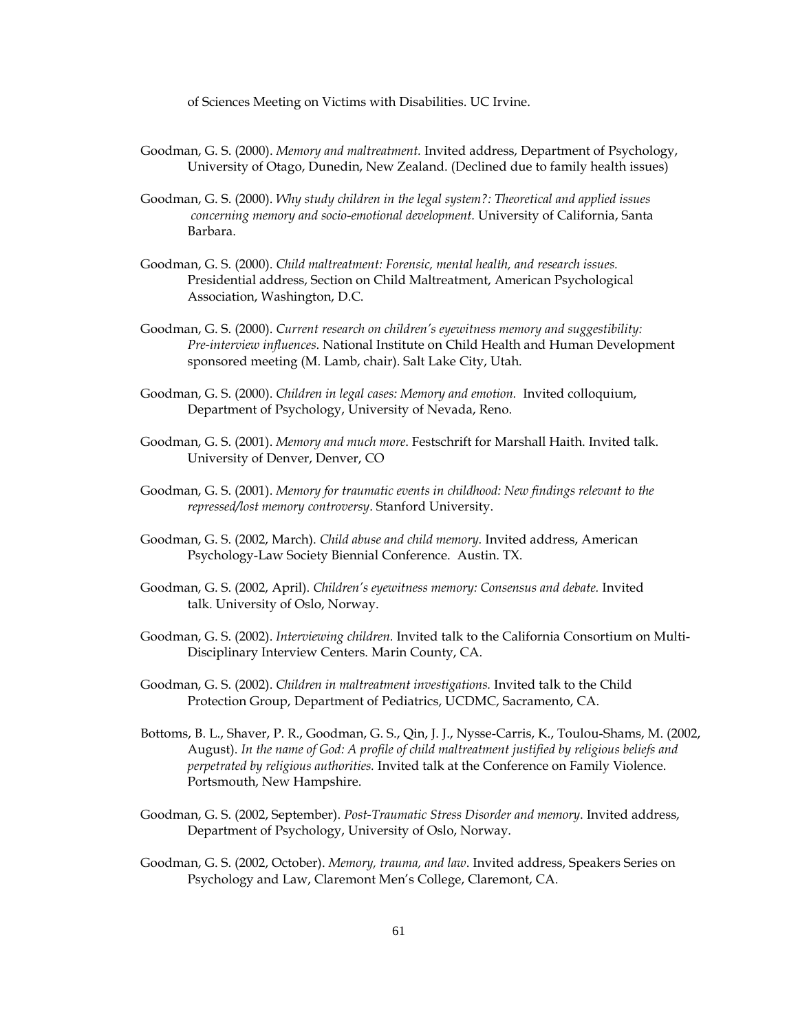of Sciences Meeting on Victims with Disabilities. UC Irvine.

Goodman, G. S. (2000). *Memory and maltreatment.* Invited address, Department of Psychology, University of Otago, Dunedin, New Zealand. (Declined due to family health issues)

Goodman, G. S. (2000). *Why study children in the legal system?: Theoretical and applied issues concerning memory and socio-emotional development.* University of California, Santa Barbara.

Goodman, G. S. (2000). *Child maltreatment: Forensic, mental health, and research issues.* Presidential address, Section on Child Maltreatment, American Psychological Association, Washington, D.C.

Goodman, G. S. (2000). *Current research on children's eyewitness memory and suggestibility: Pre-interview influences.* National Institute on Child Health and Human Development sponsored meeting (M. Lamb, chair). Salt Lake City, Utah.

Goodman, G. S. (2000). *Children in legal cases: Memory and emotion.* Invited colloquium, Department of Psychology, University of Nevada, Reno.

Goodman, G. S. (2001). *Memory and much more*. Festschrift for Marshall Haith. Invited talk. University of Denver, Denver, CO

Goodman, G. S. (2001). *Memory for traumatic events in childhood: New findings relevant to the repressed/lost memory controversy*. Stanford University.

Goodman, G. S. (2002, March). *Child abuse and child memory.* Invited address, American Psychology-Law Society Biennial Conference. Austin. TX.

Goodman, G. S. (2002, April). *Children's eyewitness memory: Consensus and debate.* Invited talk. University of Oslo, Norway.

Goodman, G. S. (2002). *Interviewing children.* Invited talk to the California Consortium on Multi-Disciplinary Interview Centers. Marin County, CA.

Goodman, G. S. (2002). *Children in maltreatment investigations.* Invited talk to the Child Protection Group, Department of Pediatrics, UCDMC, Sacramento, CA.

Bottoms, B. L., Shaver, P. R., Goodman, G. S., Qin, J. J., Nysse-Carris, K., Toulou-Shams, M. (2002, August). *In the name of God: A profile of child maltreatment justified by religious beliefs and perpetrated by religious authorities.* Invited talk at the Conference on Family Violence. Portsmouth, New Hampshire.

Goodman, G. S. (2002, September). *Post-Traumatic Stress Disorder and memory*. Invited address, Department of Psychology, University of Oslo, Norway.

Goodman, G. S. (2002, October). *Memory, trauma, and law*. Invited address, Speakers Series on Psychology and Law, Claremont Men's College, Claremont, CA.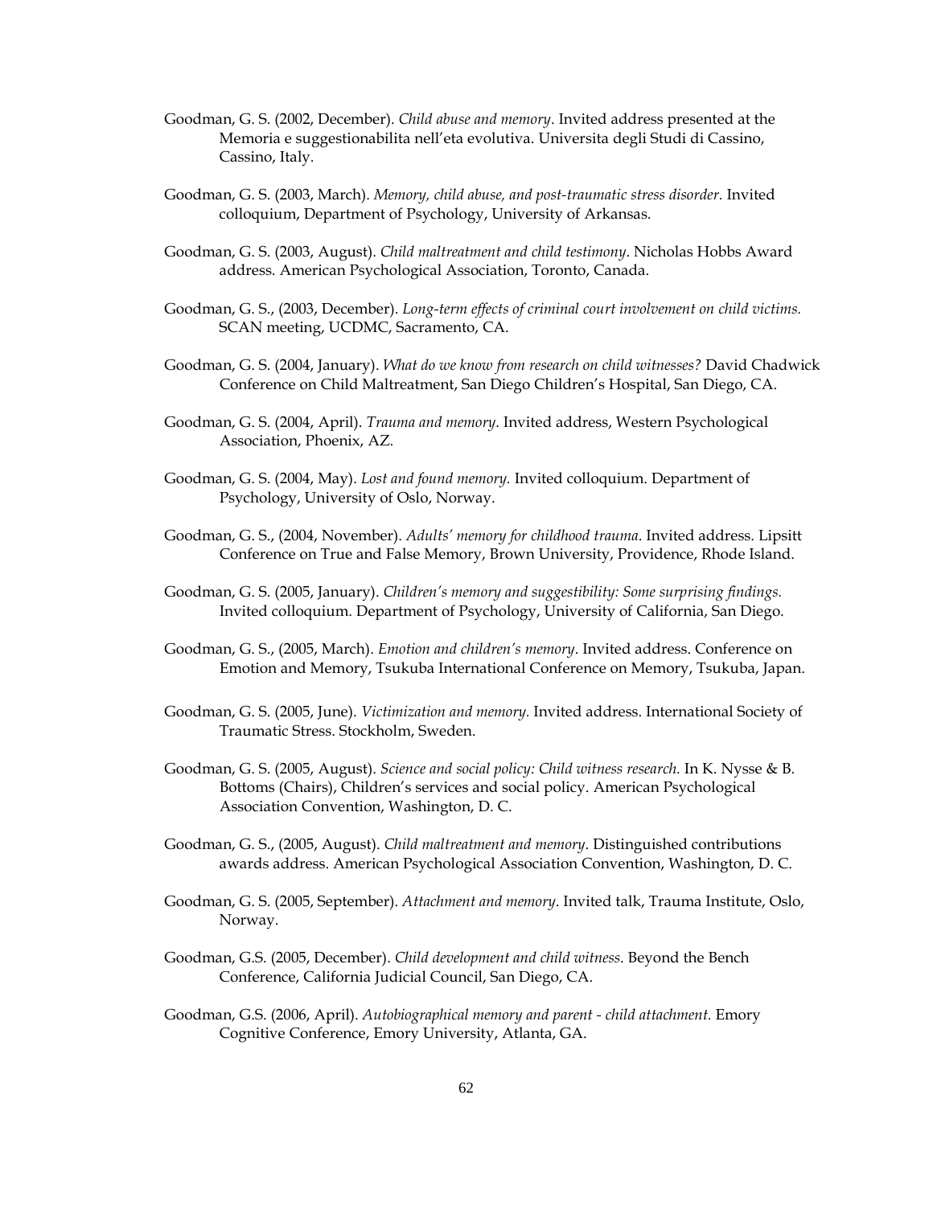Goodman, G. S. (2002, December). *Child abuse and memory*. Invited address presented at the Memoria e suggestionabilita nell'eta evolutiva. Universita degli Studi di Cassino, Cassino, Italy.

Goodman, G. S. (2003, March). *Memory, child abuse, and post-traumatic stress disorder.* Invited colloquium, Department of Psychology, University of Arkansas.

Goodman, G. S. (2003, August). *Child maltreatment and child testimony*. Nicholas Hobbs Award address. American Psychological Association, Toronto, Canada.

Goodman, G. S., (2003, December). *Long-term effects of criminal court involvement on child victims.* SCAN meeting, UCDMC, Sacramento, CA.

Goodman, G. S. (2004, January). *What do we know from research on child witnesses?* David Chadwick Conference on Child Maltreatment, San Diego Children's Hospital, San Diego, CA.

Goodman, G. S. (2004, April). *Trauma and memory*. Invited address, Western Psychological Association, Phoenix, AZ.

Goodman, G. S. (2004, May). *Lost and found memory.* Invited colloquium. Department of Psychology, University of Oslo, Norway.

Goodman, G. S., (2004, November). *Adults' memory for childhood trauma*. Invited address. Lipsitt Conference on True and False Memory, Brown University, Providence, Rhode Island.

Goodman, G. S. (2005, January). *Children's memory and suggestibility: Some surprising findings.* Invited colloquium. Department of Psychology, University of California, San Diego.

Goodman, G. S., (2005, March). *Emotion and children's memory*. Invited address. Conference on Emotion and Memory, Tsukuba International Conference on Memory, Tsukuba, Japan.

Goodman, G. S. (2005, June). *Victimization and memory.* Invited address. International Society of Traumatic Stress. Stockholm, Sweden.

Goodman, G. S. (2005, August). *Science and social policy: Child witness research.* In K. Nysse & B. Bottoms (Chairs), Children's services and social policy. American Psychological Association Convention, Washington, D. C.

Goodman, G. S., (2005, August). *Child maltreatment and memory*. Distinguished contributions awards address. American Psychological Association Convention, Washington, D. C.

Goodman, G. S. (2005, September). *Attachment and memory*. Invited talk, Trauma Institute, Oslo, Norway.

Goodman, G.S. (2005, December). *Child development and child witness*. Beyond the Bench Conference, California Judicial Council, San Diego, CA.

Goodman, G.S. (2006, April). *Autobiographical memory and parent - child attachment.* Emory Cognitive Conference, Emory University, Atlanta, GA.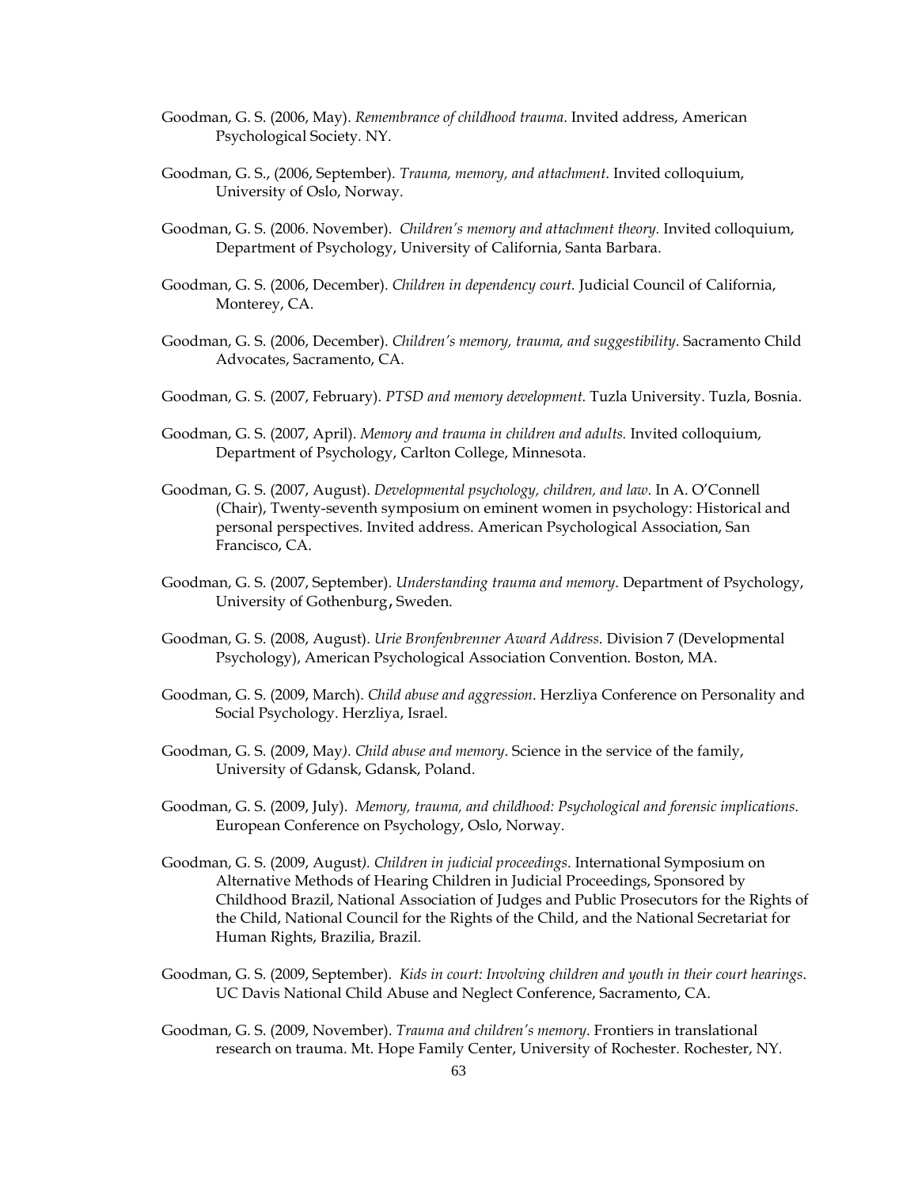Goodman, G. S. (2006, May). *Remembrance of childhood trauma*. Invited address, American Psychological Society. NY.

Goodman, G. S., (2006, September). *Trauma, memory, and attachment*. Invited colloquium, University of Oslo, Norway.

Goodman, G. S. (2006. November). *Children's memory and attachment theory.* Invited colloquium, Department of Psychology, University of California, Santa Barbara.

Goodman, G. S. (2006, December). *Children in dependency court.* Judicial Council of California, Monterey, CA.

Goodman, G. S. (2006, December). *Children's memory, trauma, and suggestibility*. Sacramento Child Advocates, Sacramento, CA.

Goodman, G. S. (2007, February). *PTSD and memory development.* Tuzla University. Tuzla, Bosnia.

Goodman, G. S. (2007, April). *Memory and trauma in children and adults.* Invited colloquium, Department of Psychology, Carlton College, Minnesota.

Goodman, G. S. (2007, August). *Developmental psychology, children, and law.* In A. O'Connell (Chair), Twenty-seventh symposium on eminent women in psychology: Historical and personal perspectives. Invited address. American Psychological Association, San Francisco, CA.

Goodman, G. S. (2007, September). *Understanding trauma and memory*. Department of Psychology, University of Gothenburg, Sweden.

Goodman, G. S. (2008, August). *Urie Bronfenbrenner Award Address*. Division 7 (Developmental Psychology), American Psychological Association Convention. Boston, MA.

Goodman, G. S. (2009, March). *Child abuse and aggression*. Herzliya Conference on Personality and Social Psychology. Herzliya, Israel.

Goodman, G. S. (2009, May*). Child abuse and memory*. Science in the service of the family, University of Gdansk, Gdansk, Poland.

Goodman, G. S. (2009, July). *Memory, trauma, and childhood: Psychological and forensic implications*. European Conference on Psychology, Oslo, Norway.

Goodman, G. S. (2009, August*). Children in judicial proceedings*. International Symposium on Alternative Methods of Hearing Children in Judicial Proceedings, Sponsored by Childhood Brazil, National Association of Judges and Public Prosecutors for the Rights of the Child, National Council for the Rights of the Child, and the National Secretariat for Human Rights, Brazilia, Brazil.

Goodman, G. S. (2009, September). *Kids in court: Involving children and youth in their court hearings*. UC Davis National Child Abuse and Neglect Conference, Sacramento, CA.

Goodman, G. S. (2009, November). *Trauma and children's memory*. Frontiers in translational research on trauma. Mt. Hope Family Center, University of Rochester. Rochester, NY.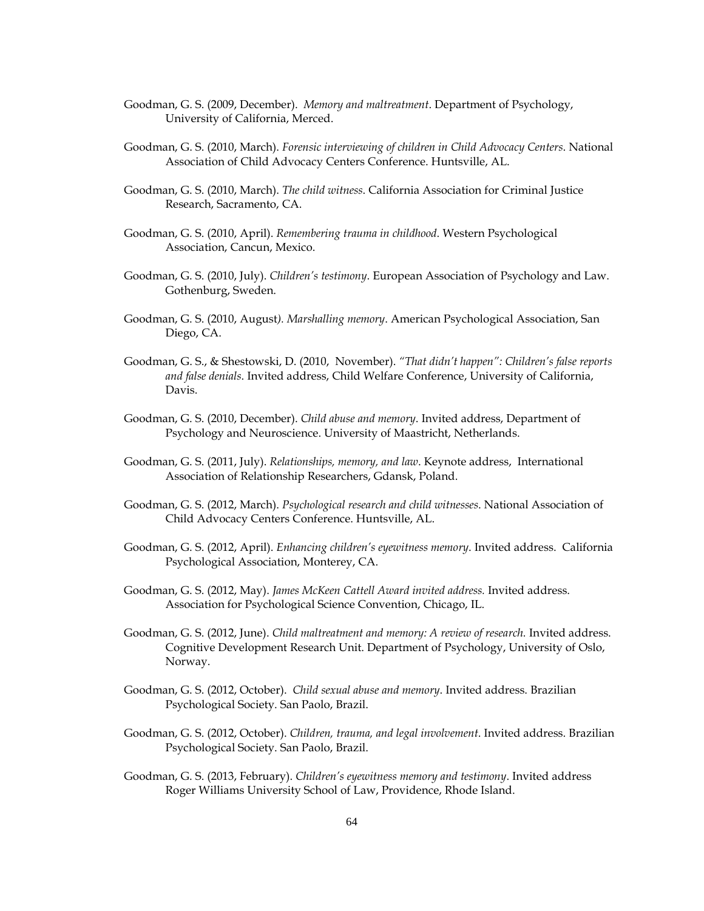Goodman, G. S. (2009, December). *Memory and maltreatment*. Department of Psychology, University of California, Merced.

Goodman, G. S. (2010, March). *Forensic interviewing of children in Child Advocacy Centers*. National Association of Child Advocacy Centers Conference. Huntsville, AL.

Goodman, G. S. (2010, March). *The child witness*. California Association for Criminal Justice Research, Sacramento, CA.

Goodman, G. S. (2010, April). *Remembering trauma in childhood*. Western Psychological Association, Cancun, Mexico.

Goodman, G. S. (2010, July). *Children's testimony*. European Association of Psychology and Law. Gothenburg, Sweden.

Goodman, G. S. (2010, August*). Marshalling memory*. American Psychological Association, San Diego, CA.

Goodman, G. S., & Shestowski, D. (2010, November). *"That didn't happen": Children's false reports and false denials*. Invited address, Child Welfare Conference, University of California, Davis.

Goodman, G. S. (2010, December). *Child abuse and memory*. Invited address, Department of Psychology and Neuroscience. University of Maastricht, Netherlands.

Goodman, G. S. (2011, July). *Relationships, memory, and law*. Keynote address, International Association of Relationship Researchers, Gdansk, Poland.

Goodman, G. S. (2012, March). *Psychological research and child witnesses*. National Association of Child Advocacy Centers Conference. Huntsville, AL.

Goodman, G. S. (2012, April). *Enhancing children's eyewitness memory*. Invited address. California Psychological Association, Monterey, CA.

Goodman, G. S. (2012, May). *James McKeen Cattell Award invited address.* Invited address. Association for Psychological Science Convention, Chicago, IL.

Goodman, G. S. (2012, June). *Child maltreatment and memory: A review of research.* Invited address. Cognitive Development Research Unit. Department of Psychology, University of Oslo, Norway.

Goodman, G. S. (2012, October). *Child sexual abuse and memory*. Invited address. Brazilian Psychological Society. San Paolo, Brazil.

Goodman, G. S. (2012, October). *Children, trauma, and legal involvement*. Invited address. Brazilian Psychological Society. San Paolo, Brazil.

Goodman, G. S. (2013, February). *Children's eyewitness memory and testimony*. Invited address Roger Williams University School of Law, Providence, Rhode Island.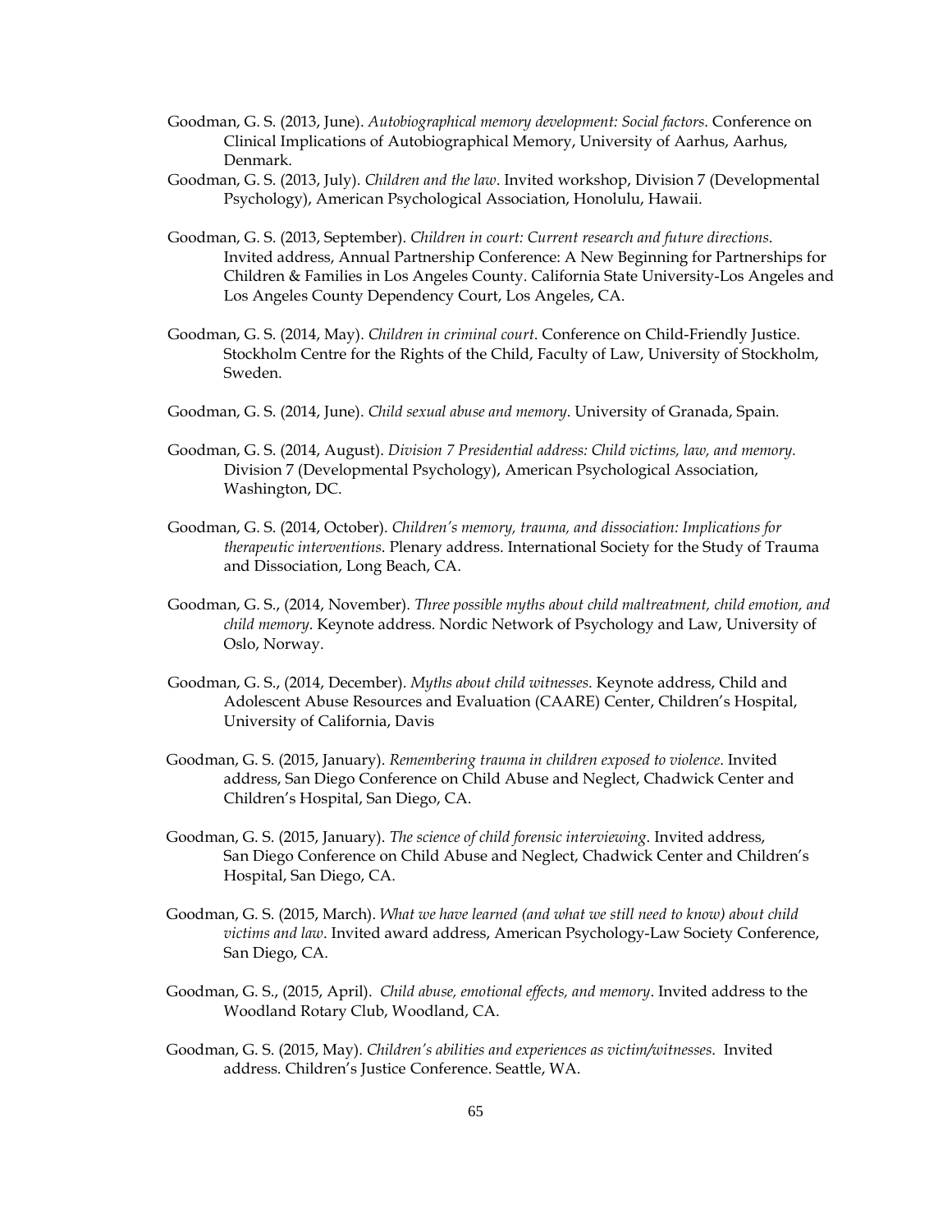Goodman, G. S. (2013, June). *Autobiographical memory development: Social factors*. Conference on Clinical Implications of Autobiographical Memory, University of Aarhus, Aarhus, Denmark.

Goodman, G. S. (2013, July). *Children and the law*. Invited workshop, Division 7 (Developmental Psychology), American Psychological Association, Honolulu, Hawaii.

Goodman, G. S. (2013, September). *Children in court: Current research and future directions*. Invited address, Annual Partnership Conference: A New Beginning for Partnerships for Children & Families in Los Angeles County. California State University-Los Angeles and Los Angeles County Dependency Court, Los Angeles, CA.

Goodman, G. S. (2014, May). *Children in criminal court*. Conference on Child-Friendly Justice. Stockholm Centre for the Rights of the Child, Faculty of Law, University of Stockholm, Sweden.

Goodman, G. S. (2014, June). *Child sexual abuse and memory*. University of Granada, Spain.

Goodman, G. S. (2014, August). *Division 7 Presidential address: Child victims, law, and memory.* Division 7 (Developmental Psychology), American Psychological Association, Washington, DC.

Goodman, G. S. (2014, October). *Children's memory, trauma, and dissociation: Implications for therapeutic interventions.* Plenary address. International Society for the Study of Trauma and Dissociation, Long Beach, CA.

Goodman, G. S., (2014, November). *Three possible myths about child maltreatment, child emotion, and child memory*. Keynote address. Nordic Network of Psychology and Law, University of Oslo, Norway.

Goodman, G. S., (2014, December). *Myths about child witnesses*. Keynote address, Child and Adolescent Abuse Resources and Evaluation (CAARE) Center, Children's Hospital, University of California, Davis

Goodman, G. S. (2015, January). *Remembering trauma in children exposed to violence*. Invited address, San Diego Conference on Child Abuse and Neglect, Chadwick Center and Children's Hospital, San Diego, CA.

Goodman, G. S. (2015, January). *The science of child forensic interviewing*. Invited address, San Diego Conference on Child Abuse and Neglect, Chadwick Center and Children's Hospital, San Diego, CA.

Goodman, G. S. (2015, March). *What we have learned (and what we still need to know) about child victims and law*. Invited award address, American Psychology-Law Society Conference, San Diego, CA.

Goodman, G. S., (2015, April). *Child abuse, emotional effects, and memory*. Invited address to the Woodland Rotary Club, Woodland, CA.

Goodman, G. S. (2015, May). *Children's abilities and experiences as victim/witnesses*. Invited address. Children's Justice Conference. Seattle, WA.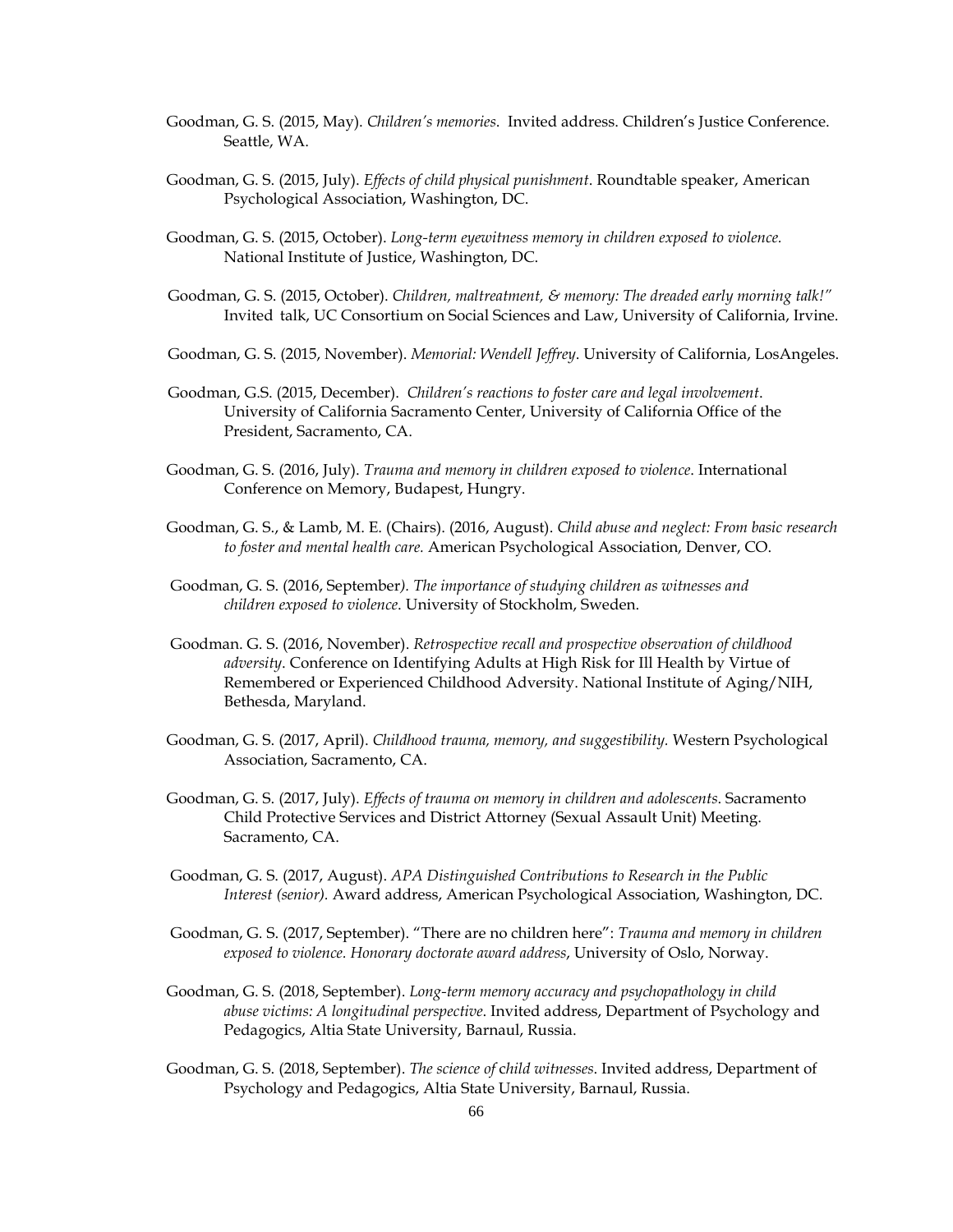Goodman, G. S. (2015, May). *Children's memories*. Invited address. Children's Justice Conference. Seattle, WA.

Goodman, G. S. (2015, July). *Effects of child physical punishment*. Roundtable speaker, American Psychological Association, Washington, DC.

Goodman, G. S. (2015, October). *Long-term eyewitness memory in children exposed to violence.* National Institute of Justice, Washington, DC.

Goodman, G. S. (2015, October). *Children, maltreatment, & memory: The dreaded early morning talk!"* Invited talk, UC Consortium on Social Sciences and Law, University of California, Irvine.

Goodman, G. S. (2015, November). *Memorial: Wendell Jeffrey*. University of California, LosAngeles.

Goodman, G.S. (2015, December). *Children's reactions to foster care and legal involvement*. University of California Sacramento Center, University of California Office of the President, Sacramento, CA.

Goodman, G. S. (2016, July). *Trauma and memory in children exposed to violence*. International Conference on Memory, Budapest, Hungry.

Goodman, G. S., & Lamb, M. E. (Chairs). (2016, August). *Child abuse and neglect: From basic research to foster and mental health care.* American Psychological Association, Denver, CO.

Goodman, G. S. (2016, September*). The importance of studying children as witnesses and children exposed to violence*. University of Stockholm, Sweden.

Goodman. G. S. (2016, November). *Retrospective recall and prospective observation of childhood adversity*. Conference on Identifying Adults at High Risk for Ill Health by Virtue of Remembered or Experienced Childhood Adversity. National Institute of Aging/NIH, Bethesda, Maryland.

Goodman, G. S. (2017, April). *Childhood trauma, memory, and suggestibility.* Western Psychological Association, Sacramento, CA.

Goodman, G. S. (2017, July). *Effects of trauma on memory in children and adolescents*. Sacramento Child Protective Services and District Attorney (Sexual Assault Unit) Meeting. Sacramento, CA.

Goodman, G. S. (2017, August). *APA Distinguished Contributions to Research in the Public Interest (senior).* Award address, American Psychological Association, Washington, DC.

Goodman, G. S. (2017, September). "There are no children here": *Trauma and memory in children exposed to violence*. *Honorary doctorate award address*, University of Oslo, Norway.

Goodman, G. S. (2018, September). *Long-term memory accuracy and psychopathology in child abuse victims: A longitudinal perspective*. Invited address, Department of Psychology and Pedagogics, Altia State University, Barnaul, Russia.

Goodman, G. S. (2018, September). *The science of child witnesses*. Invited address, Department of Psychology and Pedagogics, Altia State University, Barnaul, Russia.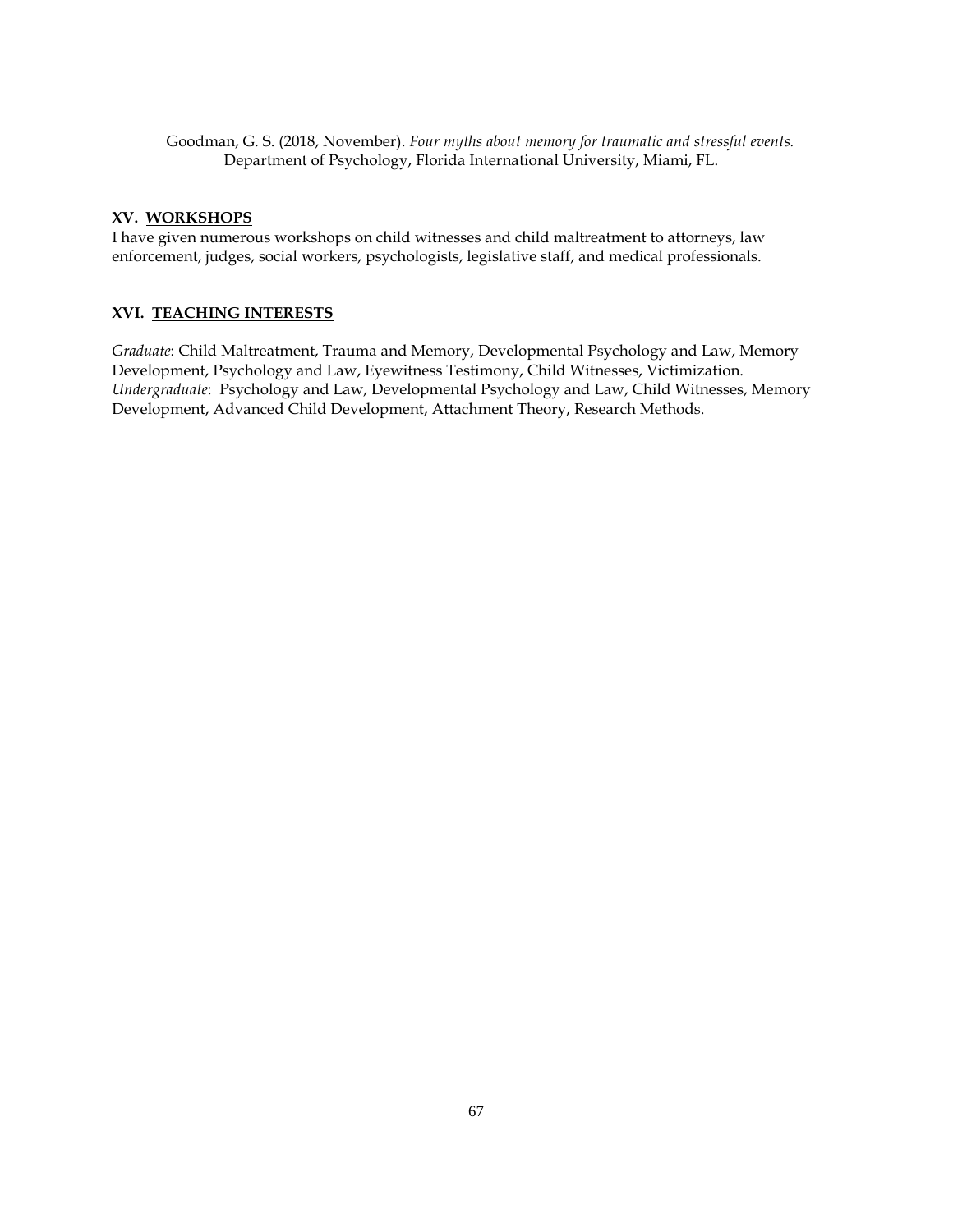Goodman, G. S. (2018, November). *Four myths about memory for traumatic and stressful events.* Department of Psychology, Florida International University, Miami, FL.

## XV. <u>WORKSHOPS</u>

I have given numerous workshops on child witnesses and child maltreatment to attorneys, law enforcement, judges, social workers, psychologists, legislative staff, and medical professionals.

## XVI. <u>TEACHING INTERESTS</u>

*Graduate*: Child Maltreatment, Trauma and Memory, Developmental Psychology and Law, Memory Development, Psychology and Law, Eyewitness Testimony, Child Witnesses, Victimization.
*Undergraduate*: Psychology and Law, Developmental Psychology and Law, Child Witnesses, Memory Development, Advanced Child Development, Attachment Theory, Research Methods.